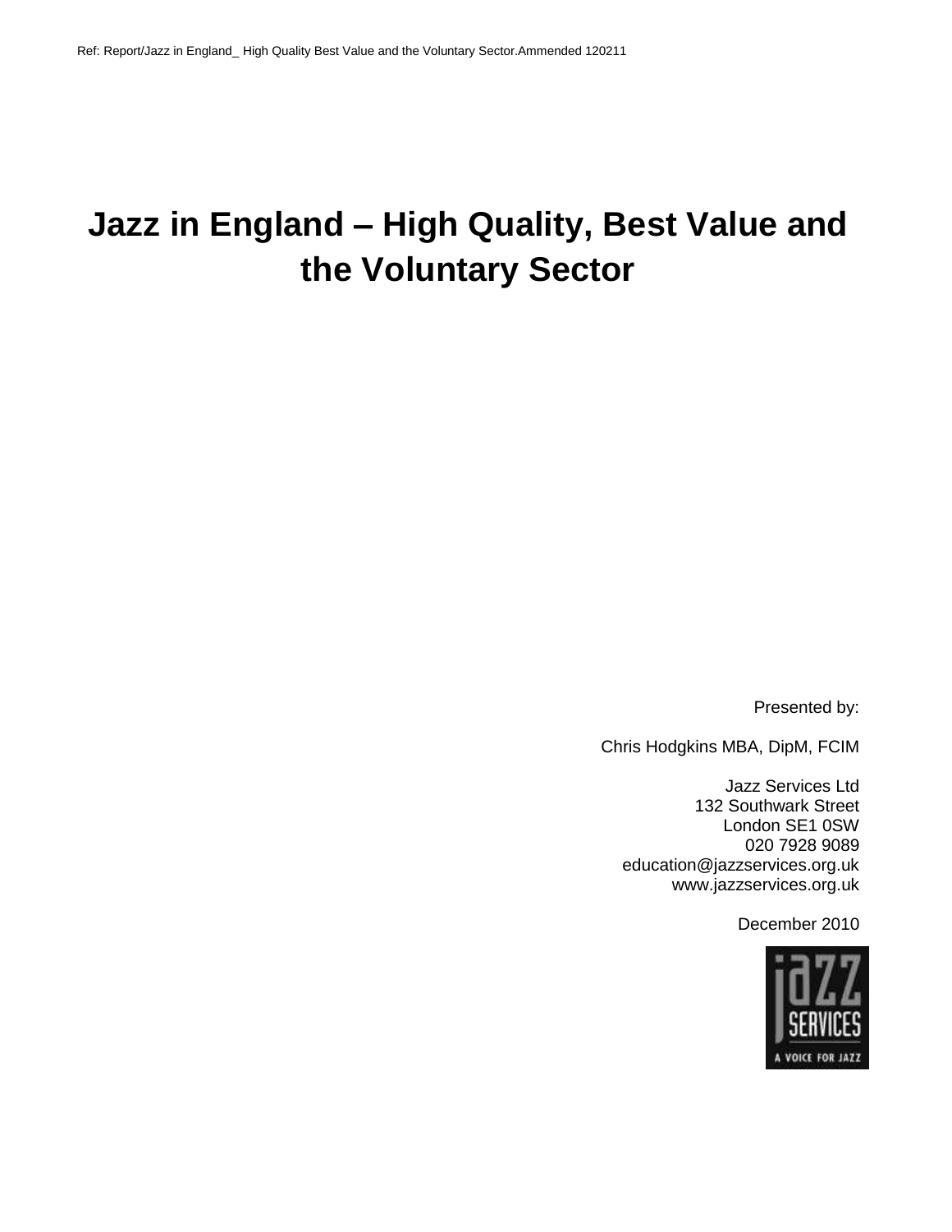Ref: Report/Jazz in England_ High Quality Best Value and the Voluntary Sector.Ammended 120211

# Jazz in England – High Quality, Best Value and the Voluntary Sector

Presented by:

Chris Hodgkins MBA, DipM, FCIM

Jazz Services Ltd
132 Southwark Street
London SE1 0SW
020 7928 9089
education@jazzservices.org.uk
www.jazzservices.org.uk

December 2010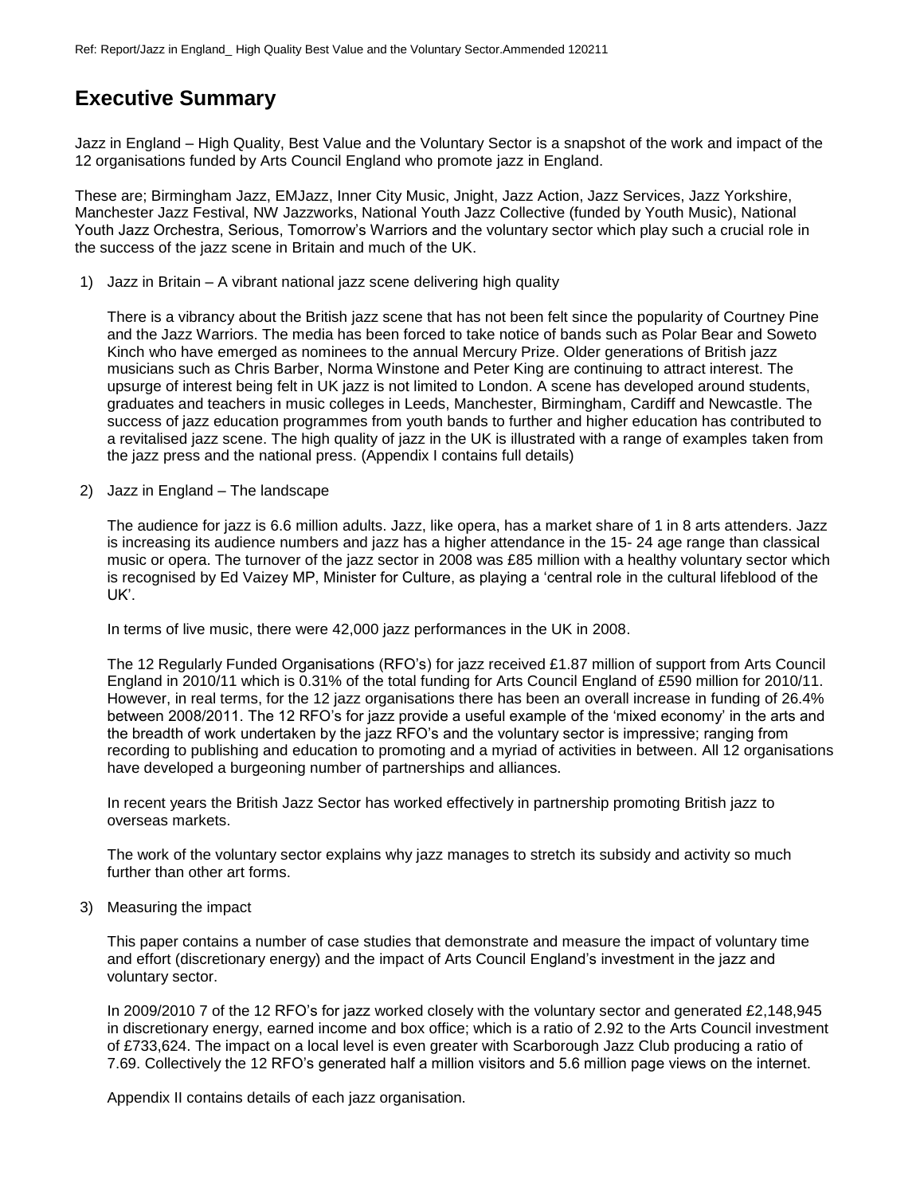# Executive Summary

Jazz in England – High Quality, Best Value and the Voluntary Sector is a snapshot of the work and impact of the 12 organisations funded by Arts Council England who promote jazz in England.

These are; Birmingham Jazz, EMJazz, Inner City Music, Jnight, Jazz Action, Jazz Services, Jazz Yorkshire, Manchester Jazz Festival, NW Jazzworks, National Youth Jazz Collective (funded by Youth Music), National Youth Jazz Orchestra, Serious, Tomorrow's Warriors and the voluntary sector which play such a crucial role in the success of the jazz scene in Britain and much of the UK.

1) Jazz in Britain – A vibrant national jazz scene delivering high quality

   There is a vibrancy about the British jazz scene that has not been felt since the popularity of Courtney Pine and the Jazz Warriors. The media has been forced to take notice of bands such as Polar Bear and Soweto Kinch who have emerged as nominees to the annual Mercury Prize. Older generations of British jazz musicians such as Chris Barber, Norma Winstone and Peter King are continuing to attract interest. The upsurge of interest being felt in UK jazz is not limited to London. A scene has developed around students, graduates and teachers in music colleges in Leeds, Manchester, Birmingham, Cardiff and Newcastle. The success of jazz education programmes from youth bands to further and higher education has contributed to a revitalised jazz scene. The high quality of jazz in the UK is illustrated with a range of examples taken from the jazz press and the national press. (Appendix I contains full details)

2) Jazz in England – The landscape

   The audience for jazz is 6.6 million adults. Jazz, like opera, has a market share of 1 in 8 arts attenders. Jazz is increasing its audience numbers and jazz has a higher attendance in the 15- 24 age range than classical music or opera. The turnover of the jazz sector in 2008 was £85 million with a healthy voluntary sector which is recognised by Ed Vaizey MP, Minister for Culture, as playing a 'central role in the cultural lifeblood of the UK'.

   In terms of live music, there were 42,000 jazz performances in the UK in 2008.

   The 12 Regularly Funded Organisations (RFO's) for jazz received £1.87 million of support from Arts Council England in 2010/11 which is 0.31% of the total funding for Arts Council England of £590 million for 2010/11. However, in real terms, for the 12 jazz organisations there has been an overall increase in funding of 26.4% between 2008/2011. The 12 RFO's for jazz provide a useful example of the 'mixed economy' in the arts and the breadth of work undertaken by the jazz RFO's and the voluntary sector is impressive; ranging from recording to publishing and education to promoting and a myriad of activities in between. All 12 organisations have developed a burgeoning number of partnerships and alliances.

   In recent years the British Jazz Sector has worked effectively in partnership promoting British jazz to overseas markets.

   The work of the voluntary sector explains why jazz manages to stretch its subsidy and activity so much further than other art forms.

3) Measuring the impact

   This paper contains a number of case studies that demonstrate and measure the impact of voluntary time and effort (discretionary energy) and the impact of Arts Council England's investment in the jazz and voluntary sector.

   In 2009/2010 7 of the 12 RFO's for jazz worked closely with the voluntary sector and generated £2,148,945 in discretionary energy, earned income and box office; which is a ratio of 2.92 to the Arts Council investment of £733,624. The impact on a local level is even greater with Scarborough Jazz Club producing a ratio of 7.69. Collectively the 12 RFO's generated half a million visitors and 5.6 million page views on the internet.

   Appendix II contains details of each jazz organisation.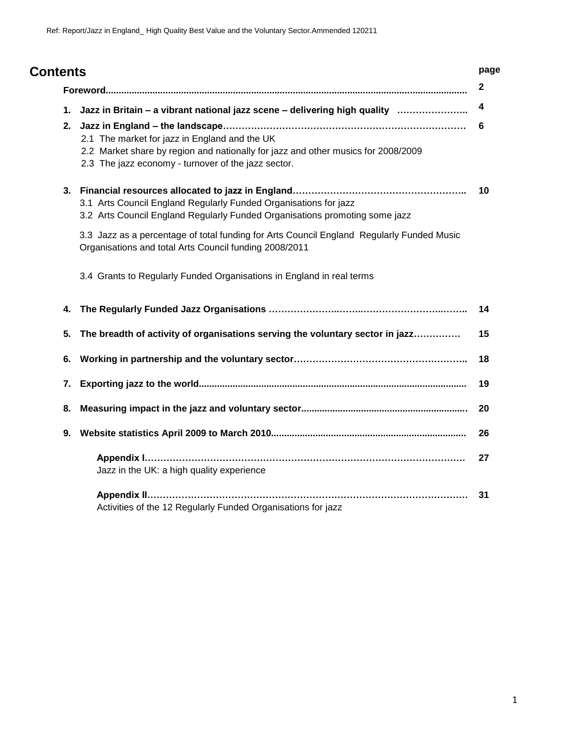# Contents

| | | page |
|---|---|---|
| | **Foreword** | **2** |
| **1.** | **Jazz in Britain – a vibrant national jazz scene – delivering high quality** | **4** |
| **2.** | **Jazz in England – the landscape** | **6** |
| | 2.1 The market for jazz in England and the UK | |
| | 2.2 Market share by region and nationally for jazz and other musics for 2008/2009 | |
| | 2.3 The jazz economy - turnover of the jazz sector. | |
| **3.** | **Financial resources allocated to jazz in England** | **10** |
| | 3.1 Arts Council England Regularly Funded Organisations for jazz | |
| | 3.2 Arts Council England Regularly Funded Organisations promoting some jazz | |
| | 3.3 Jazz as a percentage of total funding for Arts Council England Regularly Funded Music Organisations and total Arts Council funding 2008/2011 | |
| | 3.4 Grants to Regularly Funded Organisations in England in real terms | |
| **4.** | **The Regularly Funded Jazz Organisations** | **14** |
| **5.** | **The breadth of activity of organisations serving the voluntary sector in jazz** | **15** |
| **6.** | **Working in partnership and the voluntary sector** | **18** |
| **7.** | **Exporting jazz to the world** | **19** |
| **8.** | **Measuring impact in the jazz and voluntary sector** | **20** |
| **9.** | **Website statistics April 2009 to March 2010** | **26** |
| | **Appendix I** Jazz in the UK: a high quality experience | **27** |
| | **Appendix II** Activities of the 12 Regularly Funded Organisations for jazz | **31** |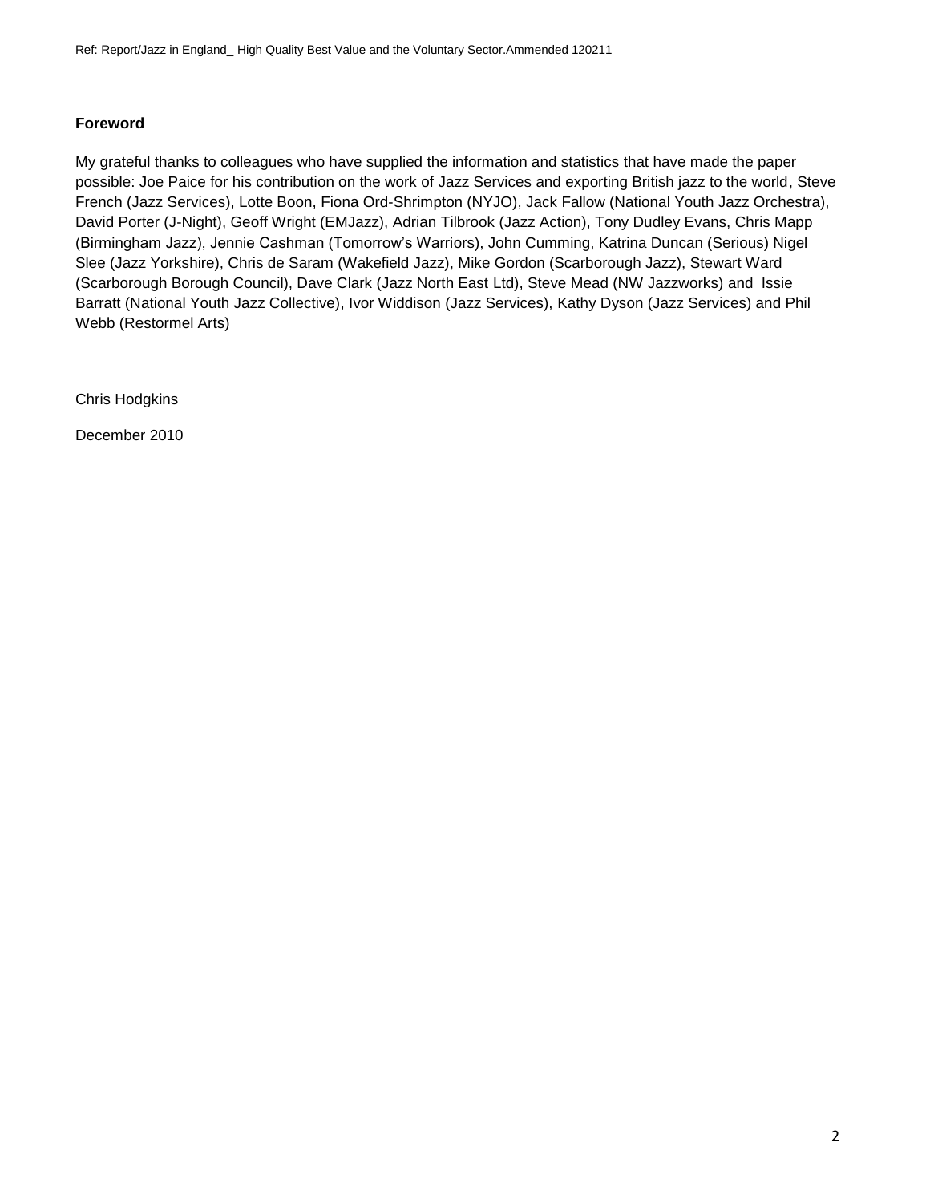**Foreword**

My grateful thanks to colleagues who have supplied the information and statistics that have made the paper possible: Joe Paice for his contribution on the work of Jazz Services and exporting British jazz to the world, Steve French (Jazz Services), Lotte Boon, Fiona Ord-Shrimpton (NYJO), Jack Fallow (National Youth Jazz Orchestra), David Porter (J-Night), Geoff Wright (EMJazz), Adrian Tilbrook (Jazz Action), Tony Dudley Evans, Chris Mapp (Birmingham Jazz), Jennie Cashman (Tomorrow's Warriors), John Cumming, Katrina Duncan (Serious) Nigel Slee (Jazz Yorkshire), Chris de Saram (Wakefield Jazz), Mike Gordon (Scarborough Jazz), Stewart Ward (Scarborough Borough Council), Dave Clark (Jazz North East Ltd), Steve Mead (NW Jazzworks) and Issie Barratt (National Youth Jazz Collective), Ivor Widdison (Jazz Services), Kathy Dyson (Jazz Services) and Phil Webb (Restormel Arts)

Chris Hodgkins

December 2010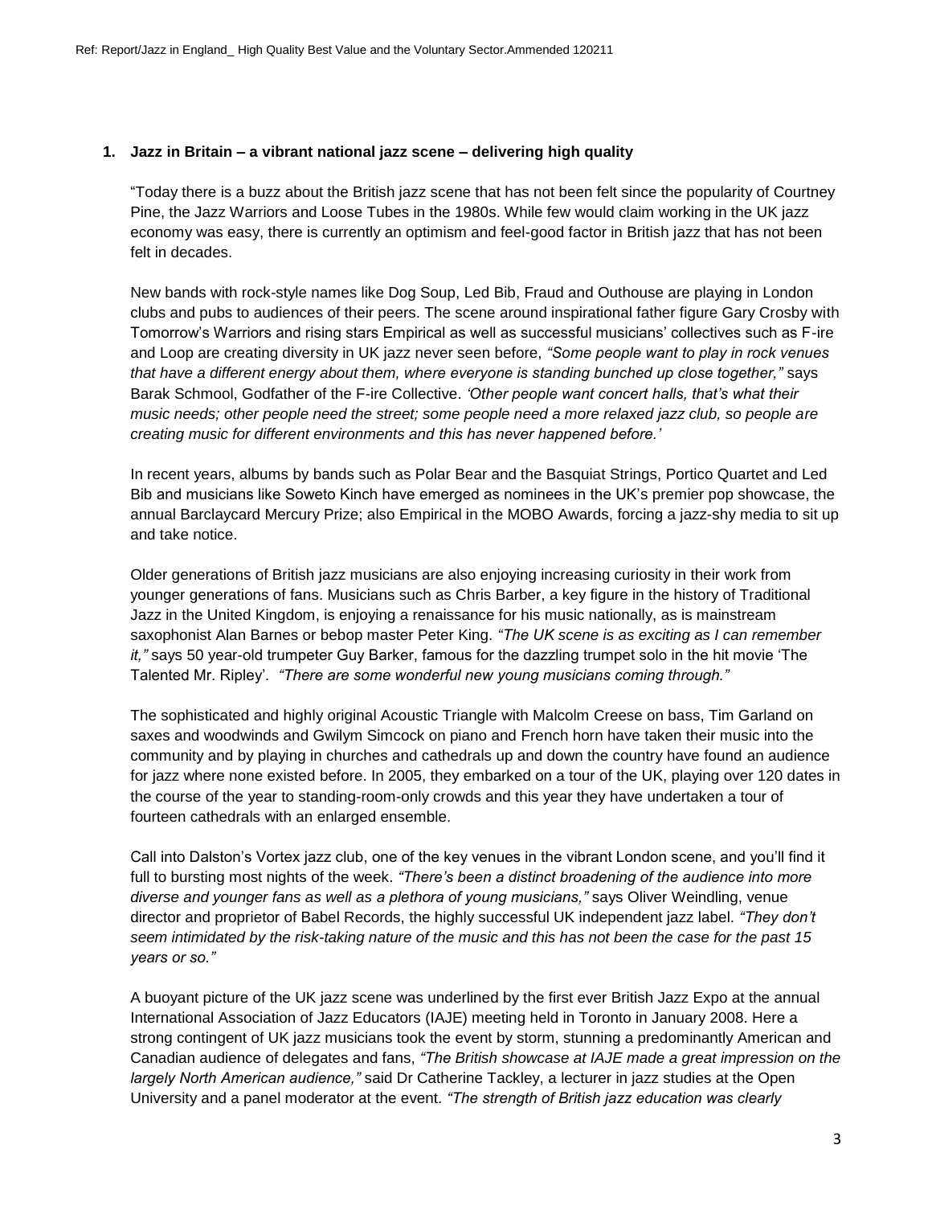1. **Jazz in Britain – a vibrant national jazz scene – delivering high quality**

"Today there is a buzz about the British jazz scene that has not been felt since the popularity of Courtney Pine, the Jazz Warriors and Loose Tubes in the 1980s. While few would claim working in the UK jazz economy was easy, there is currently an optimism and feel-good factor in British jazz that has not been felt in decades.

New bands with rock-style names like Dog Soup, Led Bib, Fraud and Outhouse are playing in London clubs and pubs to audiences of their peers. The scene around inspirational father figure Gary Crosby with Tomorrow's Warriors and rising stars Empirical as well as successful musicians' collectives such as F-ire and Loop are creating diversity in UK jazz never seen before, *"Some people want to play in rock venues that have a different energy about them, where everyone is standing bunched up close together,"* says Barak Schmool, Godfather of the F-ire Collective. *'Other people want concert halls, that's what their music needs; other people need the street; some people need a more relaxed jazz club, so people are creating music for different environments and this has never happened before.'*

In recent years, albums by bands such as Polar Bear and the Basquiat Strings, Portico Quartet and Led Bib and musicians like Soweto Kinch have emerged as nominees in the UK's premier pop showcase, the annual Barclaycard Mercury Prize; also Empirical in the MOBO Awards, forcing a jazz-shy media to sit up and take notice.

Older generations of British jazz musicians are also enjoying increasing curiosity in their work from younger generations of fans. Musicians such as Chris Barber, a key figure in the history of Traditional Jazz in the United Kingdom, is enjoying a renaissance for his music nationally, as is mainstream saxophonist Alan Barnes or bebop master Peter King. *"The UK scene is as exciting as I can remember it,"* says 50 year-old trumpeter Guy Barker, famous for the dazzling trumpet solo in the hit movie 'The Talented Mr. Ripley'. *"There are some wonderful new young musicians coming through."*

The sophisticated and highly original Acoustic Triangle with Malcolm Creese on bass, Tim Garland on saxes and woodwinds and Gwilym Simcock on piano and French horn have taken their music into the community and by playing in churches and cathedrals up and down the country have found an audience for jazz where none existed before. In 2005, they embarked on a tour of the UK, playing over 120 dates in the course of the year to standing-room-only crowds and this year they have undertaken a tour of fourteen cathedrals with an enlarged ensemble.

Call into Dalston's Vortex jazz club, one of the key venues in the vibrant London scene, and you'll find it full to bursting most nights of the week. *"There's been a distinct broadening of the audience into more diverse and younger fans as well as a plethora of young musicians,"* says Oliver Weindling, venue director and proprietor of Babel Records, the highly successful UK independent jazz label. *"They don't seem intimidated by the risk-taking nature of the music and this has not been the case for the past 15 years or so."*

A buoyant picture of the UK jazz scene was underlined by the first ever British Jazz Expo at the annual International Association of Jazz Educators (IAJE) meeting held in Toronto in January 2008. Here a strong contingent of UK jazz musicians took the event by storm, stunning a predominantly American and Canadian audience of delegates and fans, *"The British showcase at IAJE made a great impression on the largely North American audience,"* said Dr Catherine Tackley, a lecturer in jazz studies at the Open University and a panel moderator at the event. *"The strength of British jazz education was clearly*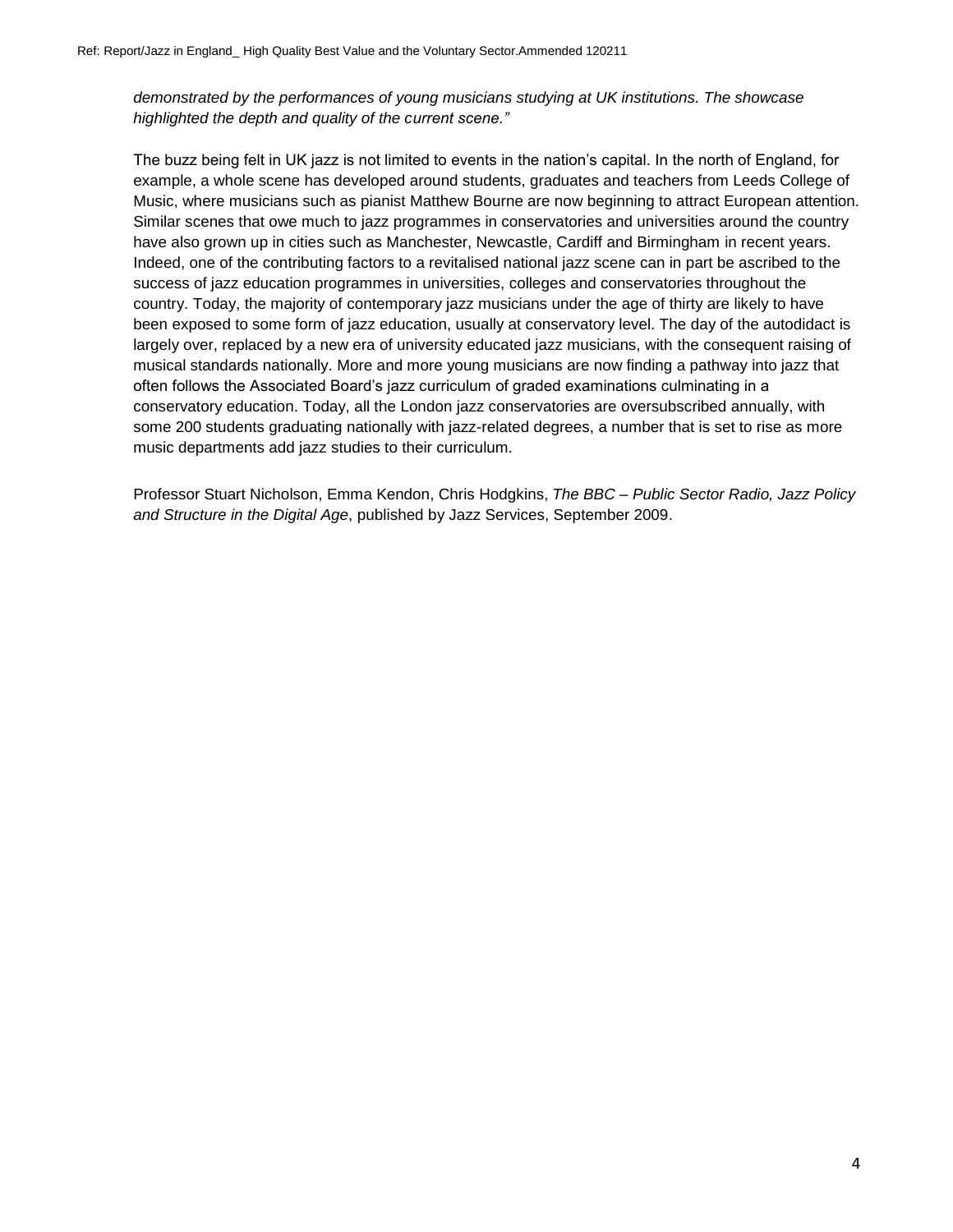*demonstrated by the performances of young musicians studying at UK institutions. The showcase highlighted the depth and quality of the current scene."*

The buzz being felt in UK jazz is not limited to events in the nation's capital. In the north of England, for example, a whole scene has developed around students, graduates and teachers from Leeds College of Music, where musicians such as pianist Matthew Bourne are now beginning to attract European attention. Similar scenes that owe much to jazz programmes in conservatories and universities around the country have also grown up in cities such as Manchester, Newcastle, Cardiff and Birmingham in recent years. Indeed, one of the contributing factors to a revitalised national jazz scene can in part be ascribed to the success of jazz education programmes in universities, colleges and conservatories throughout the country. Today, the majority of contemporary jazz musicians under the age of thirty are likely to have been exposed to some form of jazz education, usually at conservatory level. The day of the autodidact is largely over, replaced by a new era of university educated jazz musicians, with the consequent raising of musical standards nationally. More and more young musicians are now finding a pathway into jazz that often follows the Associated Board's jazz curriculum of graded examinations culminating in a conservatory education. Today, all the London jazz conservatories are oversubscribed annually, with some 200 students graduating nationally with jazz-related degrees, a number that is set to rise as more music departments add jazz studies to their curriculum.

Professor Stuart Nicholson, Emma Kendon, Chris Hodgkins, *The BBC – Public Sector Radio, Jazz Policy and Structure in the Digital Age*, published by Jazz Services, September 2009.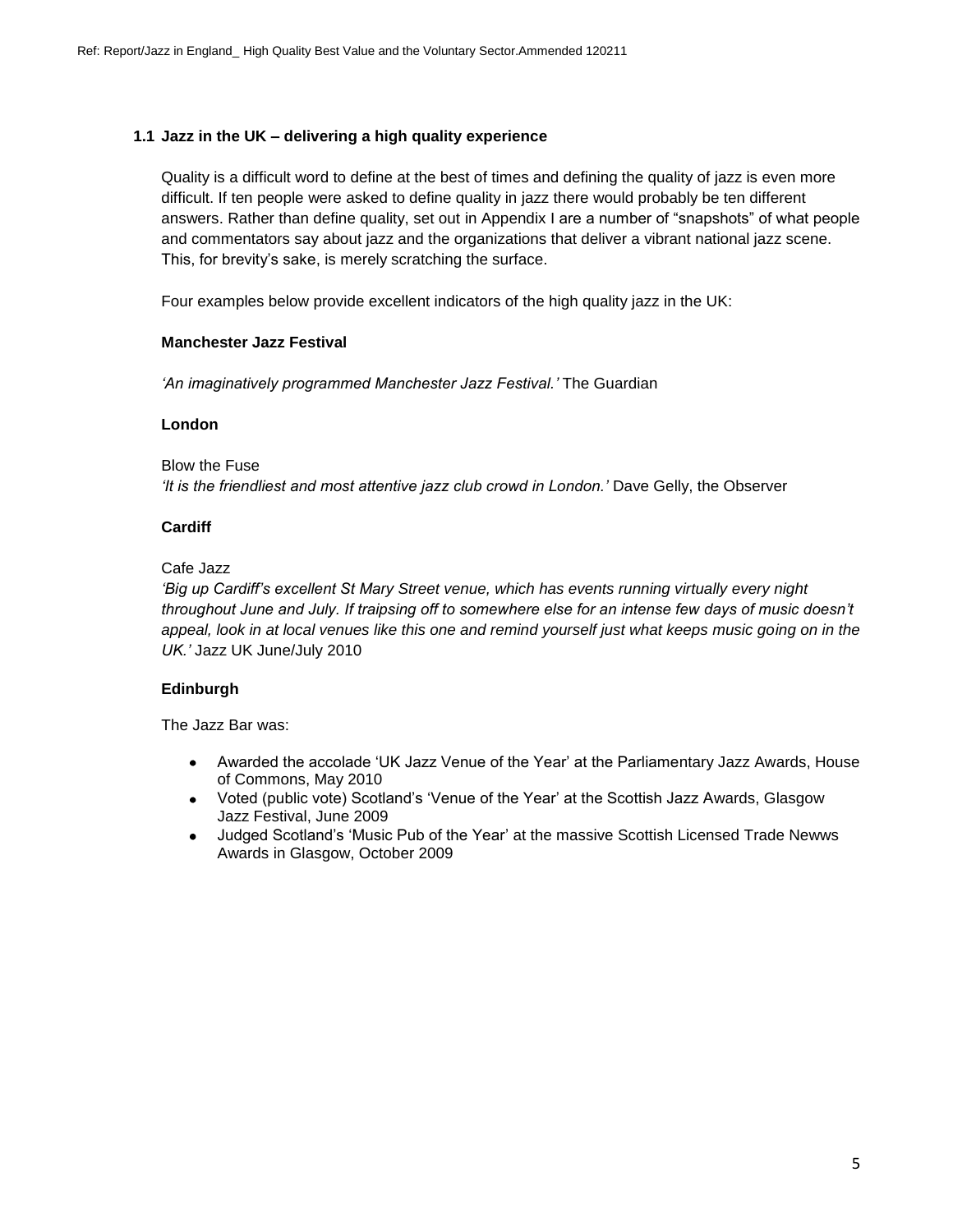## 1.1 Jazz in the UK – delivering a high quality experience

Quality is a difficult word to define at the best of times and defining the quality of jazz is even more difficult. If ten people were asked to define quality in jazz there would probably be ten different answers. Rather than define quality, set out in Appendix I are a number of "snapshots" of what people and commentators say about jazz and the organizations that deliver a vibrant national jazz scene. This, for brevity's sake, is merely scratching the surface.

Four examples below provide excellent indicators of the high quality jazz in the UK:

**Manchester Jazz Festival**

*'An imaginatively programmed Manchester Jazz Festival.'* The Guardian

**London**

Blow the Fuse
*'It is the friendliest and most attentive jazz club crowd in London.'* Dave Gelly, the Observer

**Cardiff**

Cafe Jazz
*'Big up Cardiff's excellent St Mary Street venue, which has events running virtually every night throughout June and July. If traipsing off to somewhere else for an intense few days of music doesn't appeal, look in at local venues like this one and remind yourself just what keeps music going on in the UK.'* Jazz UK June/July 2010

**Edinburgh**

The Jazz Bar was:

- Awarded the accolade 'UK Jazz Venue of the Year' at the Parliamentary Jazz Awards, House of Commons, May 2010
- Voted (public vote) Scotland's 'Venue of the Year' at the Scottish Jazz Awards, Glasgow Jazz Festival, June 2009
- Judged Scotland's 'Music Pub of the Year' at the massive Scottish Licensed Trade Newws Awards in Glasgow, October 2009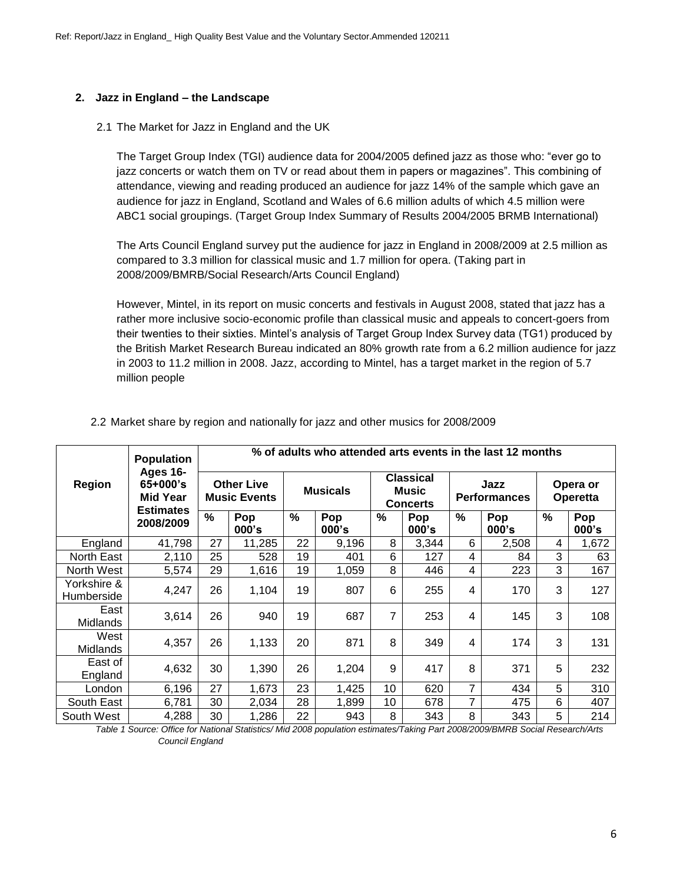## 2. Jazz in England – the Landscape

### 2.1 The Market for Jazz in England and the UK

The Target Group Index (TGI) audience data for 2004/2005 defined jazz as those who: "ever go to jazz concerts or watch them on TV or read about them in papers or magazines". This combining of attendance, viewing and reading produced an audience for jazz 14% of the sample which gave an audience for jazz in England, Scotland and Wales of 6.6 million adults of which 4.5 million were ABC1 social groupings. (Target Group Index Summary of Results 2004/2005 BRMB International)

The Arts Council England survey put the audience for jazz in England in 2008/2009 at 2.5 million as compared to 3.3 million for classical music and 1.7 million for opera. (Taking part in 2008/2009/BMRB/Social Research/Arts Council England)

However, Mintel, in its report on music concerts and festivals in August 2008, stated that jazz has a rather more inclusive socio-economic profile than classical music and appeals to concert-goers from their twenties to their sixties. Mintel's analysis of Target Group Index Survey data (TG1) produced by the British Market Research Bureau indicated an 80% growth rate from a 6.2 million audience for jazz in 2003 to 11.2 million in 2008. Jazz, according to Mintel, has a target market in the region of 5.7 million people

### 2.2 Market share by region and nationally for jazz and other musics for 2008/2009

| Region | Population Ages 16-65+000's Mid Year Estimates 2008/2009 | % of adults who attended arts events in the last 12 months | | | | | | | | | |
|---|---|---|---|---|---|---|---|---|---|---|---|
| | | Other Live Music Events | | Musicals | | Classical Music Concerts | | Jazz Performances | | Opera or Operetta | |
| | | % | Pop 000's | % | Pop 000's | % | Pop 000's | % | Pop 000's | % | Pop 000's |
| England | 41,798 | 27 | 11,285 | 22 | 9,196 | 8 | 3,344 | 6 | 2,508 | 4 | 1,672 |
| North East | 2,110 | 25 | 528 | 19 | 401 | 6 | 127 | 4 | 84 | 3 | 63 |
| North West | 5,574 | 29 | 1,616 | 19 | 1,059 | 8 | 446 | 4 | 223 | 3 | 167 |
| Yorkshire & Humberside | 4,247 | 26 | 1,104 | 19 | 807 | 6 | 255 | 4 | 170 | 3 | 127 |
| East Midlands | 3,614 | 26 | 940 | 19 | 687 | 7 | 253 | 4 | 145 | 3 | 108 |
| West Midlands | 4,357 | 26 | 1,133 | 20 | 871 | 8 | 349 | 4 | 174 | 3 | 131 |
| East of England | 4,632 | 30 | 1,390 | 26 | 1,204 | 9 | 417 | 8 | 371 | 5 | 232 |
| London | 6,196 | 27 | 1,673 | 23 | 1,425 | 10 | 620 | 7 | 434 | 5 | 310 |
| South East | 6,781 | 30 | 2,034 | 28 | 1,899 | 10 | 678 | 7 | 475 | 6 | 407 |
| South West | 4,288 | 30 | 1,286 | 22 | 943 | 8 | 343 | 8 | 343 | 5 | 214 |

*Table 1 Source: Office for National Statistics/ Mid 2008 population estimates/Taking Part 2008/2009/BMRB Social Research/Arts Council England*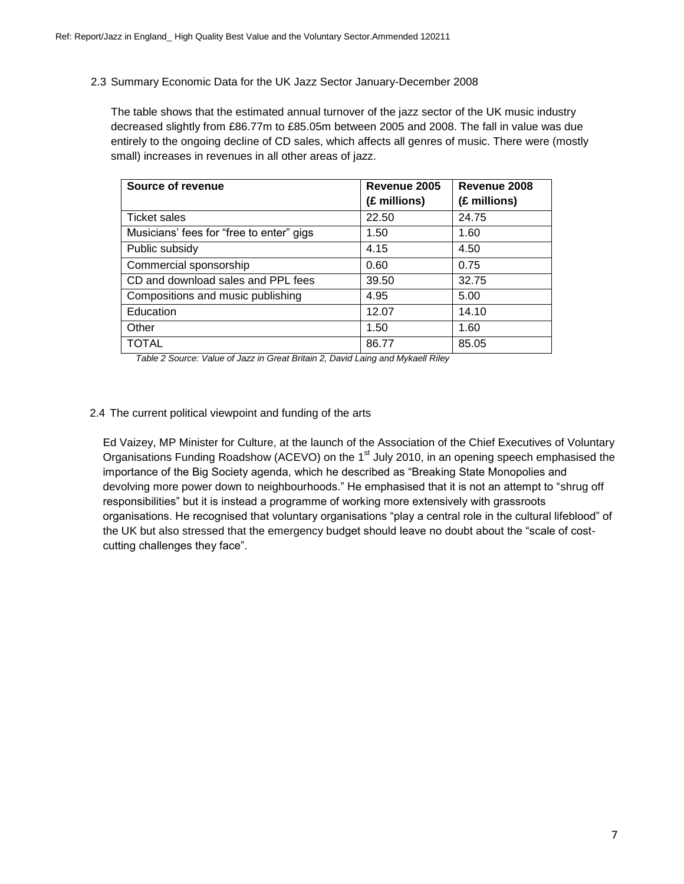## 2.3 Summary Economic Data for the UK Jazz Sector January-December 2008

The table shows that the estimated annual turnover of the jazz sector of the UK music industry decreased slightly from £86.77m to £85.05m between 2005 and 2008. The fall in value was due entirely to the ongoing decline of CD sales, which affects all genres of music. There were (mostly small) increases in revenues in all other areas of jazz.

| **Source of revenue** | **Revenue 2005 (£ millions)** | **Revenue 2008 (£ millions)** |
|---|---|---|
| Ticket sales | 22.50 | 24.75 |
| Musicians' fees for "free to enter" gigs | 1.50 | 1.60 |
| Public subsidy | 4.15 | 4.50 |
| Commercial sponsorship | 0.60 | 0.75 |
| CD and download sales and PPL fees | 39.50 | 32.75 |
| Compositions and music publishing | 4.95 | 5.00 |
| Education | 12.07 | 14.10 |
| Other | 1.50 | 1.60 |
| TOTAL | 86.77 | 85.05 |

*Table 2 Source: Value of Jazz in Great Britain 2, David Laing and Mykaell Riley*

## 2.4 The current political viewpoint and funding of the arts

Ed Vaizey, MP Minister for Culture, at the launch of the Association of the Chief Executives of Voluntary Organisations Funding Roadshow (ACEVO) on the 1st July 2010, in an opening speech emphasised the importance of the Big Society agenda, which he described as "Breaking State Monopolies and devolving more power down to neighbourhoods." He emphasised that it is not an attempt to "shrug off responsibilities" but it is instead a programme of working more extensively with grassroots organisations. He recognised that voluntary organisations "play a central role in the cultural lifeblood" of the UK but also stressed that the emergency budget should leave no doubt about the "scale of cost-cutting challenges they face".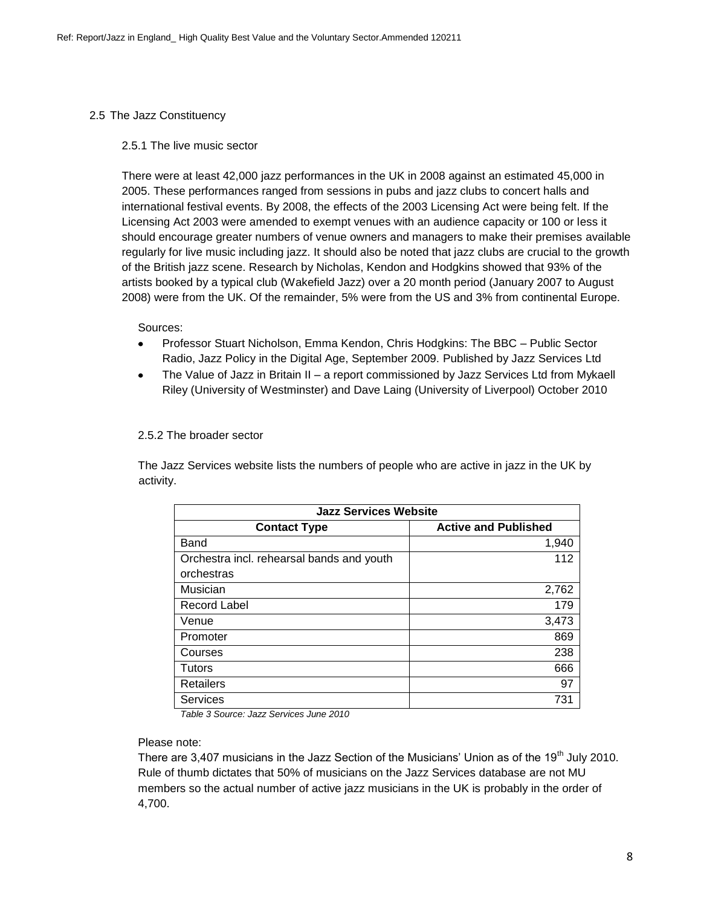## 2.5 The Jazz Constituency

### 2.5.1 The live music sector

There were at least 42,000 jazz performances in the UK in 2008 against an estimated 45,000 in 2005. These performances ranged from sessions in pubs and jazz clubs to concert halls and international festival events. By 2008, the effects of the 2003 Licensing Act were being felt. If the Licensing Act 2003 were amended to exempt venues with an audience capacity or 100 or less it should encourage greater numbers of venue owners and managers to make their premises available regularly for live music including jazz. It should also be noted that jazz clubs are crucial to the growth of the British jazz scene. Research by Nicholas, Kendon and Hodgkins showed that 93% of the artists booked by a typical club (Wakefield Jazz) over a 20 month period (January 2007 to August 2008) were from the UK. Of the remainder, 5% were from the US and 3% from continental Europe.

Sources:

- Professor Stuart Nicholson, Emma Kendon, Chris Hodgkins: The BBC – Public Sector Radio, Jazz Policy in the Digital Age, September 2009. Published by Jazz Services Ltd
- The Value of Jazz in Britain II – a report commissioned by Jazz Services Ltd from Mykaell Riley (University of Westminster) and Dave Laing (University of Liverpool) October 2010

### 2.5.2 The broader sector

The Jazz Services website lists the numbers of people who are active in jazz in the UK by activity.

| Jazz Services Website | |
|---|---|
| **Contact Type** | **Active and Published** |
| Band | 1,940 |
| Orchestra incl. rehearsal bands and youth orchestras | 112 |
| Musician | 2,762 |
| Record Label | 179 |
| Venue | 3,473 |
| Promoter | 869 |
| Courses | 238 |
| Tutors | 666 |
| Retailers | 97 |
| Services | 731 |

*Table 3 Source: Jazz Services June 2010*

Please note:
There are 3,407 musicians in the Jazz Section of the Musicians' Union as of the 19th July 2010. Rule of thumb dictates that 50% of musicians on the Jazz Services database are not MU members so the actual number of active jazz musicians in the UK is probably in the order of 4,700.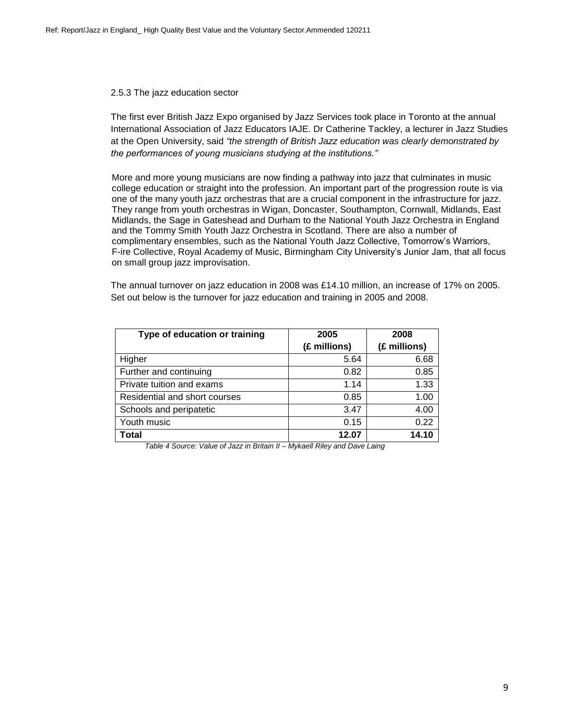### 2.5.3 The jazz education sector

The first ever British Jazz Expo organised by Jazz Services took place in Toronto at the annual International Association of Jazz Educators IAJE. Dr Catherine Tackley, a lecturer in Jazz Studies at the Open University, said *"the strength of British Jazz education was clearly demonstrated by the performances of young musicians studying at the institutions."*

More and more young musicians are now finding a pathway into jazz that culminates in music college education or straight into the profession. An important part of the progression route is via one of the many youth jazz orchestras that are a crucial component in the infrastructure for jazz. They range from youth orchestras in Wigan, Doncaster, Southampton, Cornwall, Midlands, East Midlands, the Sage in Gateshead and Durham to the National Youth Jazz Orchestra in England and the Tommy Smith Youth Jazz Orchestra in Scotland. There are also a number of complimentary ensembles, such as the National Youth Jazz Collective, Tomorrow's Warriors, F-ire Collective, Royal Academy of Music, Birmingham City University's Junior Jam, that all focus on small group jazz improvisation.

The annual turnover on jazz education in 2008 was £14.10 million, an increase of 17% on 2005. Set out below is the turnover for jazz education and training in 2005 and 2008.

| Type of education or training | 2005 (£ millions) | 2008 (£ millions) |
|---|---|---|
| Higher | 5.64 | 6.68 |
| Further and continuing | 0.82 | 0.85 |
| Private tuition and exams | 1.14 | 1.33 |
| Residential and short courses | 0.85 | 1.00 |
| Schools and peripatetic | 3.47 | 4.00 |
| Youth music | 0.15 | 0.22 |
| **Total** | **12.07** | **14.10** |

*Table 4 Source: Value of Jazz in Britain II – Mykaell Riley and Dave Laing*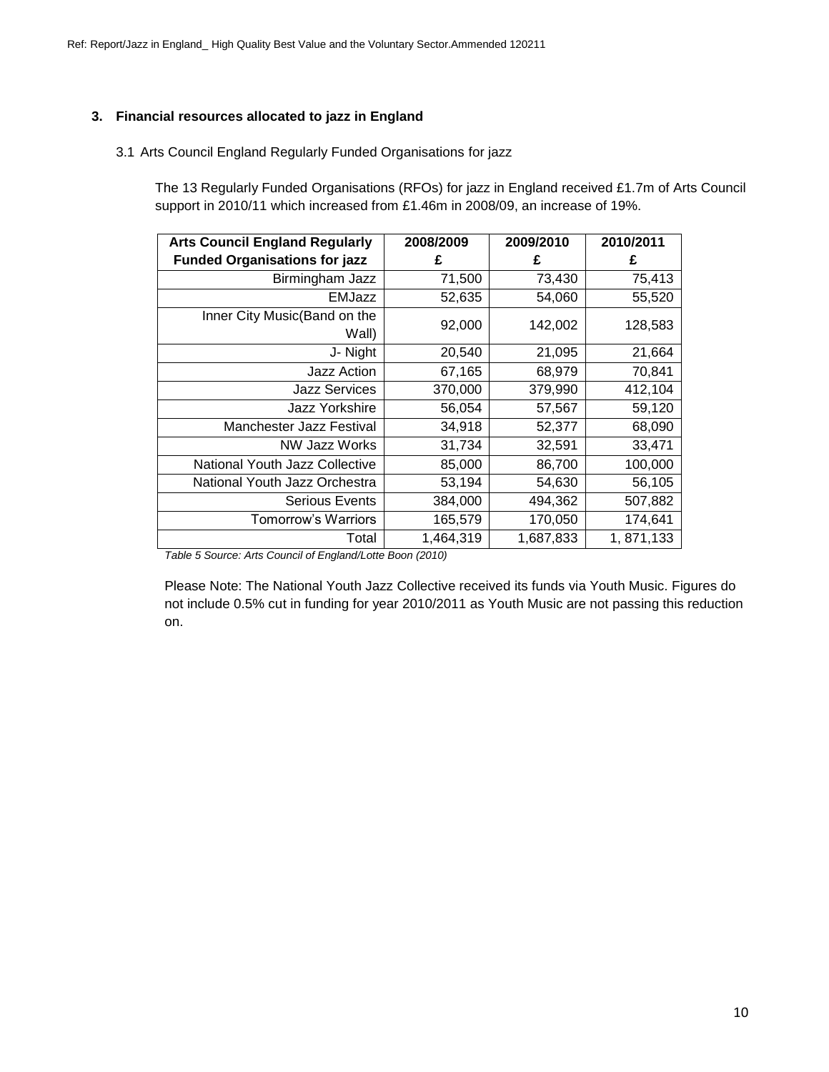## 3. Financial resources allocated to jazz in England

### 3.1 Arts Council England Regularly Funded Organisations for jazz

The 13 Regularly Funded Organisations (RFOs) for jazz in England received £1.7m of Arts Council support in 2010/11 which increased from £1.46m in 2008/09, an increase of 19%.

| Arts Council England Regularly Funded Organisations for jazz | 2008/2009 £ | 2009/2010 £ | 2010/2011 £ |
|---|---|---|---|
| Birmingham Jazz | 71,500 | 73,430 | 75,413 |
| EMJazz | 52,635 | 54,060 | 55,520 |
| Inner City Music(Band on the Wall) | 92,000 | 142,002 | 128,583 |
| J- Night | 20,540 | 21,095 | 21,664 |
| Jazz Action | 67,165 | 68,979 | 70,841 |
| Jazz Services | 370,000 | 379,990 | 412,104 |
| Jazz Yorkshire | 56,054 | 57,567 | 59,120 |
| Manchester Jazz Festival | 34,918 | 52,377 | 68,090 |
| NW Jazz Works | 31,734 | 32,591 | 33,471 |
| National Youth Jazz Collective | 85,000 | 86,700 | 100,000 |
| National Youth Jazz Orchestra | 53,194 | 54,630 | 56,105 |
| Serious Events | 384,000 | 494,362 | 507,882 |
| Tomorrow's Warriors | 165,579 | 170,050 | 174,641 |
| Total | 1,464,319 | 1,687,833 | 1, 871,133 |

*Table 5 Source: Arts Council of England/Lotte Boon (2010)*

Please Note: The National Youth Jazz Collective received its funds via Youth Music. Figures do not include 0.5% cut in funding for year 2010/2011 as Youth Music are not passing this reduction on.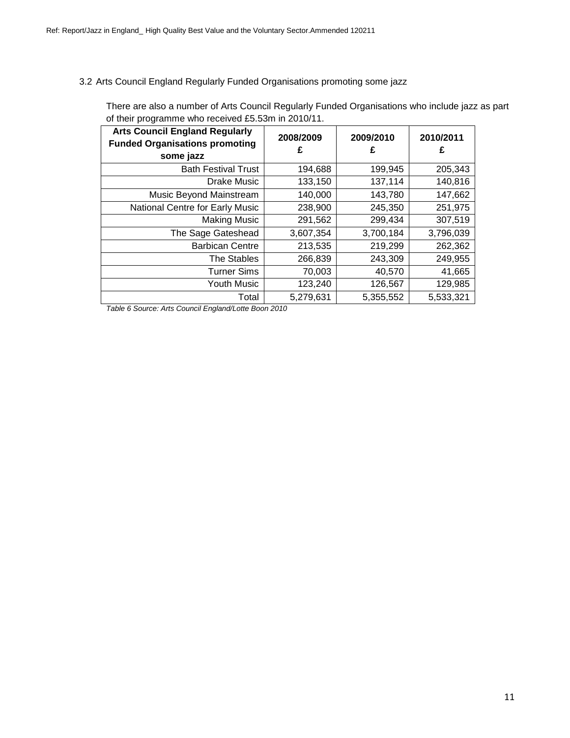### 3.2 Arts Council England Regularly Funded Organisations promoting some jazz

There are also a number of Arts Council Regularly Funded Organisations who include jazz as part of their programme who received £5.53m in 2010/11.

| Arts Council England Regularly Funded Organisations promoting some jazz | 2008/2009 £ | 2009/2010 £ | 2010/2011 £ |
|---|---|---|---|
| Bath Festival Trust | 194,688 | 199,945 | 205,343 |
| Drake Music | 133,150 | 137,114 | 140,816 |
| Music Beyond Mainstream | 140,000 | 143,780 | 147,662 |
| National Centre for Early Music | 238,900 | 245,350 | 251,975 |
| Making Music | 291,562 | 299,434 | 307,519 |
| The Sage Gateshead | 3,607,354 | 3,700,184 | 3,796,039 |
| Barbican Centre | 213,535 | 219,299 | 262,362 |
| The Stables | 266,839 | 243,309 | 249,955 |
| Turner Sims | 70,003 | 40,570 | 41,665 |
| Youth Music | 123,240 | 126,567 | 129,985 |
| Total | 5,279,631 | 5,355,552 | 5,533,321 |

*Table 6 Source: Arts Council England/Lotte Boon 2010*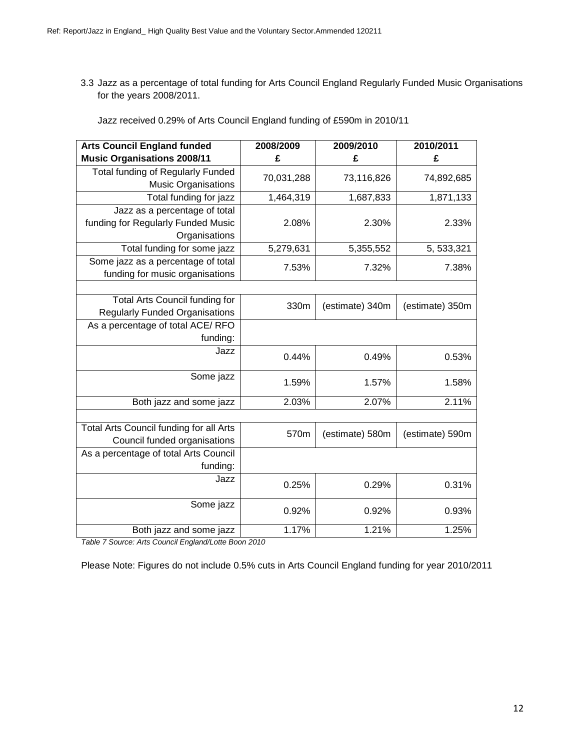3.3 Jazz as a percentage of total funding for Arts Council England Regularly Funded Music Organisations for the years 2008/2011.

Jazz received 0.29% of Arts Council England funding of £590m in 2010/11

| Arts Council England funded Music Organisations 2008/11 | 2008/2009 £ | 2009/2010 £ | 2010/2011 £ |
|---|---|---|---|
| Total funding of Regularly Funded Music Organisations | 70,031,288 | 73,116,826 | 74,892,685 |
| Total funding for jazz | 1,464,319 | 1,687,833 | 1,871,133 |
| Jazz as a percentage of total funding for Regularly Funded Music Organisations | 2.08% | 2.30% | 2.33% |
| Total funding for some jazz | 5,279,631 | 5,355,552 | 5, 533,321 |
| Some jazz as a percentage of total funding for music organisations | 7.53% | 7.32% | 7.38% |
| | | | |
| Total Arts Council funding for Regularly Funded Organisations | 330m | (estimate) 340m | (estimate) 350m |
| As a percentage of total ACE/ RFO funding: | | | |
| Jazz | 0.44% | 0.49% | 0.53% |
| Some jazz | 1.59% | 1.57% | 1.58% |
| Both jazz and some jazz | 2.03% | 2.07% | 2.11% |
| | | | |
| Total Arts Council funding for all Arts Council funded organisations | 570m | (estimate) 580m | (estimate) 590m |
| As a percentage of total Arts Council funding: | | | |
| Jazz | 0.25% | 0.29% | 0.31% |
| Some jazz | 0.92% | 0.92% | 0.93% |
| Both jazz and some jazz | 1.17% | 1.21% | 1.25% |

*Table 7 Source: Arts Council England/Lotte Boon 2010*

Please Note: Figures do not include 0.5% cuts in Arts Council England funding for year 2010/2011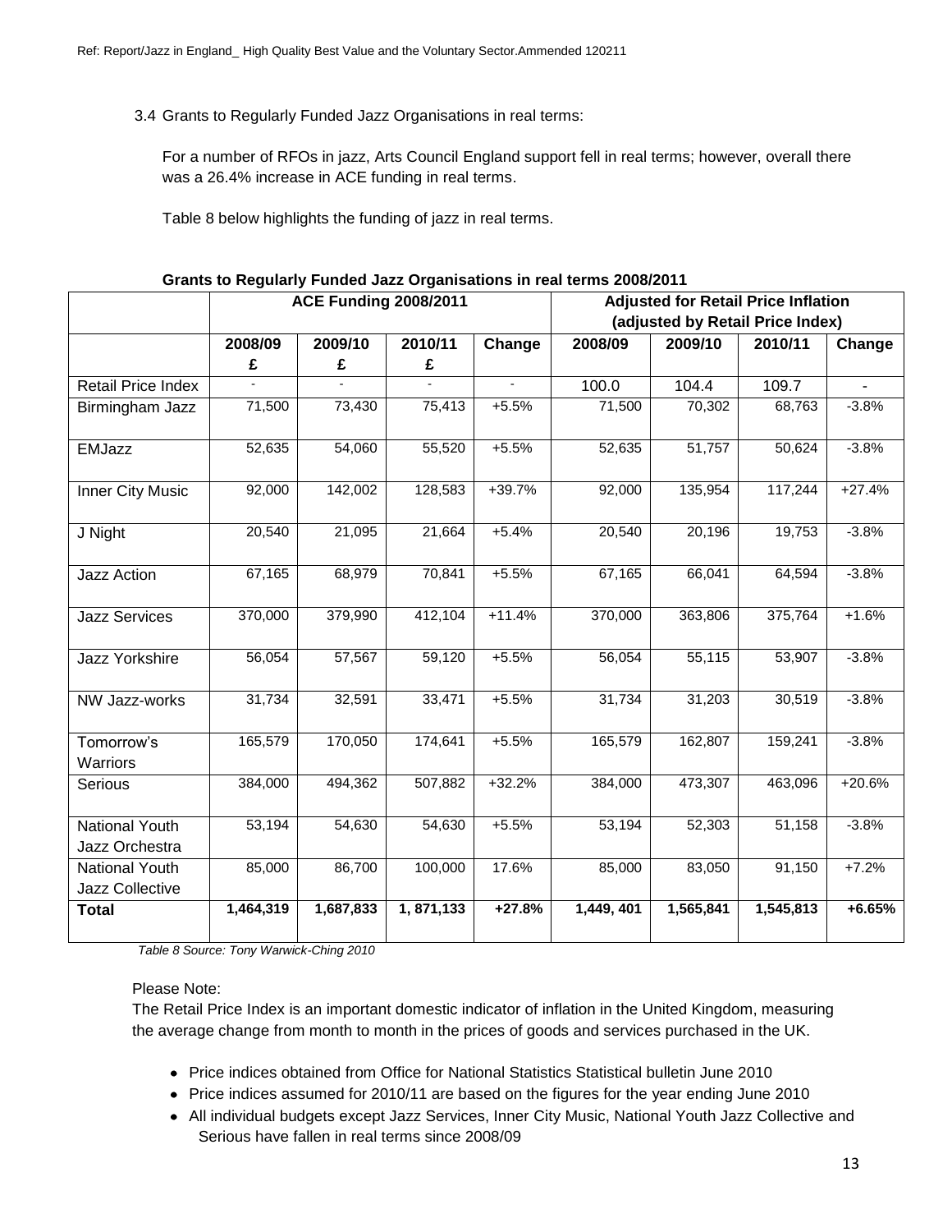3.4 Grants to Regularly Funded Jazz Organisations in real terms:

For a number of RFOs in jazz, Arts Council England support fell in real terms; however, overall there was a 26.4% increase in ACE funding in real terms.

Table 8 below highlights the funding of jazz in real terms.

**Grants to Regularly Funded Jazz Organisations in real terms 2008/2011**

| | ACE Funding 2008/2011 | | | | Adjusted for Retail Price Inflation (adjusted by Retail Price Index) | | | |
|---|---|---|---|---|---|---|---|---|
| | **2008/09 £** | **2009/10 £** | **2010/11 £** | **Change** | **2008/09** | **2009/10** | **2010/11** | **Change** |
| Retail Price Index | - | - | - | - | 100.0 | 104.4 | 109.7 | - |
| Birmingham Jazz | 71,500 | 73,430 | 75,413 | +5.5% | 71,500 | 70,302 | 68,763 | -3.8% |
| EMJazz | 52,635 | 54,060 | 55,520 | +5.5% | 52,635 | 51,757 | 50,624 | -3.8% |
| Inner City Music | 92,000 | 142,002 | 128,583 | +39.7% | 92,000 | 135,954 | 117,244 | +27.4% |
| J Night | 20,540 | 21,095 | 21,664 | +5.4% | 20,540 | 20,196 | 19,753 | -3.8% |
| Jazz Action | 67,165 | 68,979 | 70,841 | +5.5% | 67,165 | 66,041 | 64,594 | -3.8% |
| Jazz Services | 370,000 | 379,990 | 412,104 | +11.4% | 370,000 | 363,806 | 375,764 | +1.6% |
| Jazz Yorkshire | 56,054 | 57,567 | 59,120 | +5.5% | 56,054 | 55,115 | 53,907 | -3.8% |
| NW Jazz-works | 31,734 | 32,591 | 33,471 | +5.5% | 31,734 | 31,203 | 30,519 | -3.8% |
| Tomorrow's Warriors | 165,579 | 170,050 | 174,641 | +5.5% | 165,579 | 162,807 | 159,241 | -3.8% |
| Serious | 384,000 | 494,362 | 507,882 | +32.2% | 384,000 | 473,307 | 463,096 | +20.6% |
| National Youth Jazz Orchestra | 53,194 | 54,630 | 54,630 | +5.5% | 53,194 | 52,303 | 51,158 | -3.8% |
| National Youth Jazz Collective | 85,000 | 86,700 | 100,000 | 17.6% | 85,000 | 83,050 | 91,150 | +7.2% |
| **Total** | **1,464,319** | **1,687,833** | **1, 871,133** | **+27.8%** | **1,449, 401** | **1,565,841** | **1,545,813** | **+6.65%** |

*Table 8 Source: Tony Warwick-Ching 2010*

Please Note:
The Retail Price Index is an important domestic indicator of inflation in the United Kingdom, measuring the average change from month to month in the prices of goods and services purchased in the UK.

- Price indices obtained from Office for National Statistics Statistical bulletin June 2010
- Price indices assumed for 2010/11 are based on the figures for the year ending June 2010
- All individual budgets except Jazz Services, Inner City Music, National Youth Jazz Collective and Serious have fallen in real terms since 2008/09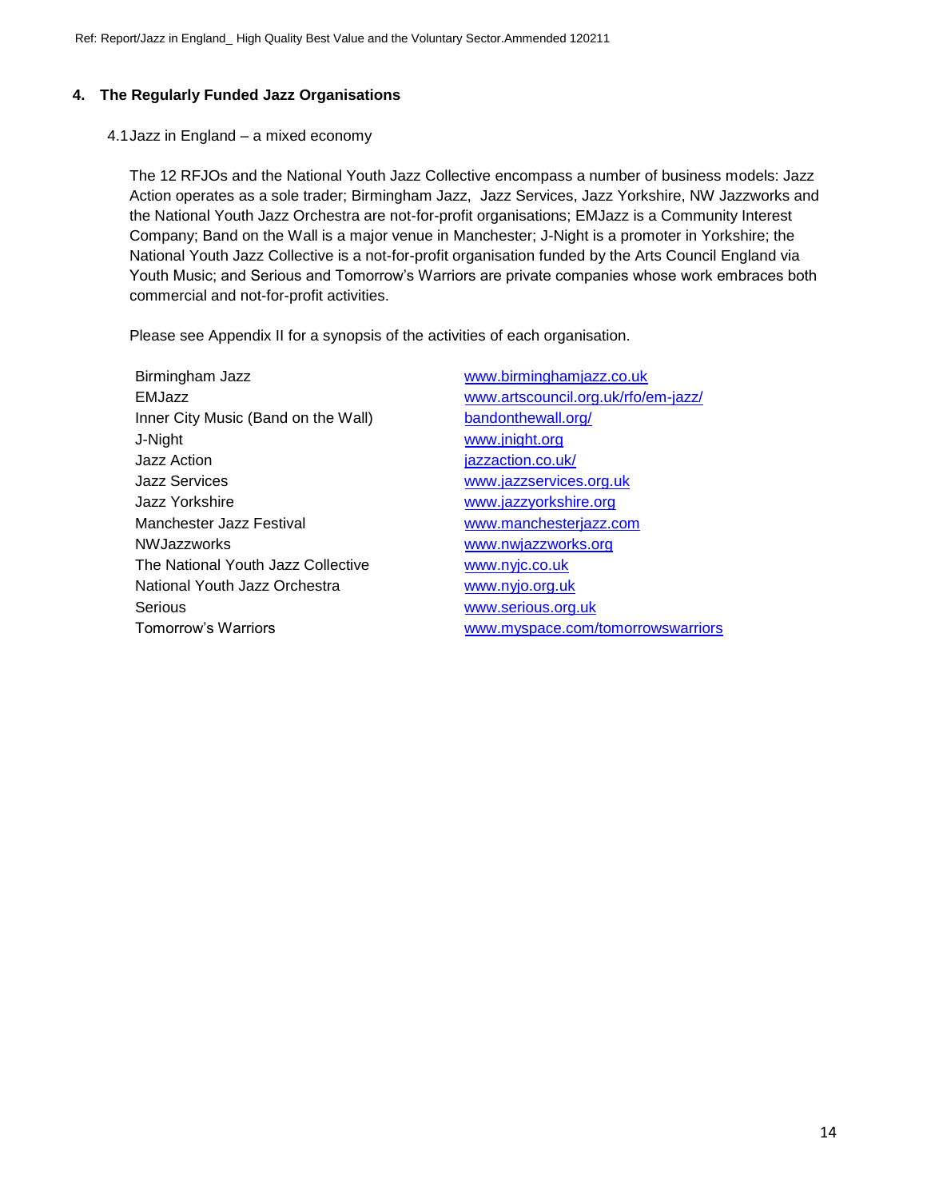## 4. The Regularly Funded Jazz Organisations

### 4.1 Jazz in England – a mixed economy

The 12 RFJOs and the National Youth Jazz Collective encompass a number of business models: Jazz Action operates as a sole trader; Birmingham Jazz, Jazz Services, Jazz Yorkshire, NW Jazzworks and the National Youth Jazz Orchestra are not-for-profit organisations; EMJazz is a Community Interest Company; Band on the Wall is a major venue in Manchester; J-Night is a promoter in Yorkshire; the National Youth Jazz Collective is a not-for-profit organisation funded by the Arts Council England via Youth Music; and Serious and Tomorrow's Warriors are private companies whose work embraces both commercial and not-for-profit activities.

Please see Appendix II for a synopsis of the activities of each organisation.

| | |
|---|---|
| Birmingham Jazz | www.birminghamjazz.co.uk |
| EMJazz | www.artscouncil.org.uk/rfo/em-jazz/ |
| Inner City Music (Band on the Wall) | bandonthewall.org/ |
| J-Night | www.jnight.org |
| Jazz Action | jazzaction.co.uk/ |
| Jazz Services | www.jazzservices.org.uk |
| Jazz Yorkshire | www.jazzyorkshire.org |
| Manchester Jazz Festival | www.manchesterjazz.com |
| NWJazzworks | www.nwjazzworks.org |
| The National Youth Jazz Collective | www.nyjc.co.uk |
| National Youth Jazz Orchestra | www.nyjo.org.uk |
| Serious | www.serious.org.uk |
| Tomorrow's Warriors | www.myspace.com/tomorrowswarriors |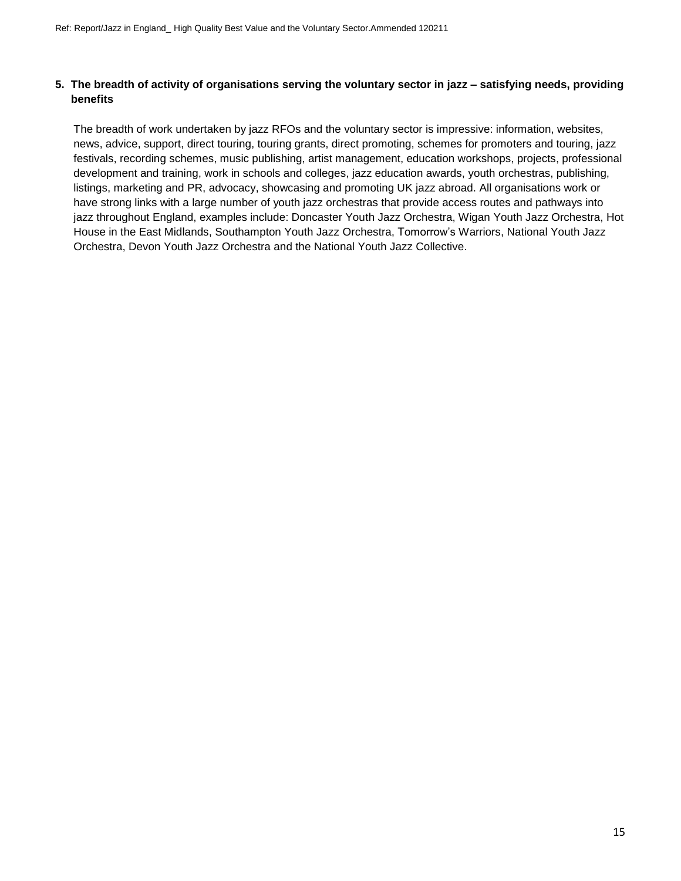## 5. The breadth of activity of organisations serving the voluntary sector in jazz – satisfying needs, providing benefits

The breadth of work undertaken by jazz RFOs and the voluntary sector is impressive: information, websites, news, advice, support, direct touring, touring grants, direct promoting, schemes for promoters and touring, jazz festivals, recording schemes, music publishing, artist management, education workshops, projects, professional development and training, work in schools and colleges, jazz education awards, youth orchestras, publishing, listings, marketing and PR, advocacy, showcasing and promoting UK jazz abroad. All organisations work or have strong links with a large number of youth jazz orchestras that provide access routes and pathways into jazz throughout England, examples include: Doncaster Youth Jazz Orchestra, Wigan Youth Jazz Orchestra, Hot House in the East Midlands, Southampton Youth Jazz Orchestra, Tomorrow's Warriors, National Youth Jazz Orchestra, Devon Youth Jazz Orchestra and the National Youth Jazz Collective.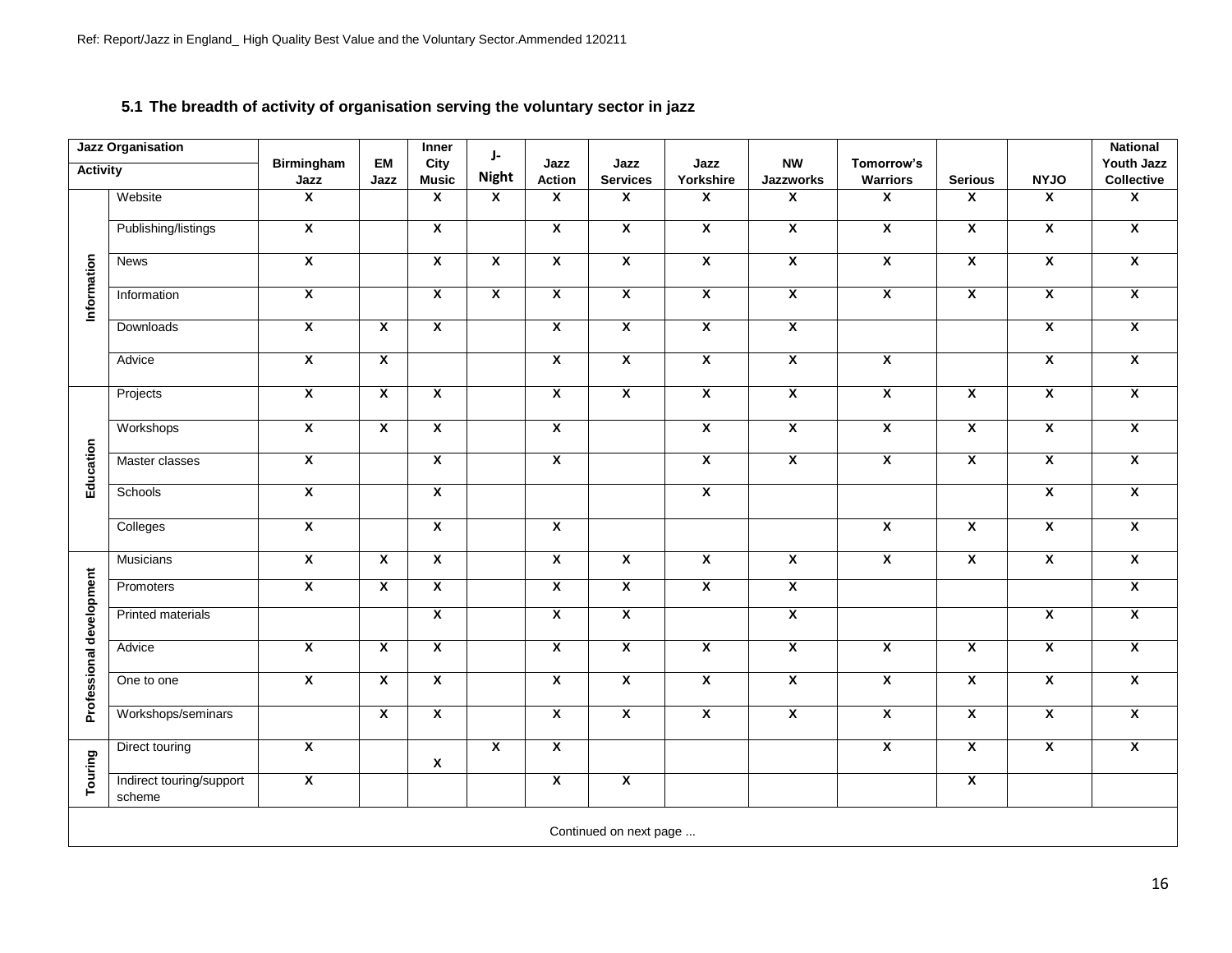### 5.1 The breadth of activity of organisation serving the voluntary sector in jazz

| Jazz Organisation / Activity | | Birmingham Jazz | EM Jazz | Inner City Music | J-Night | Jazz Action | Jazz Services | Jazz Yorkshire | NW Jazzworks | Tomorrow's Warriors | Serious | NYJO | National Youth Jazz Collective |
|---|---|---|---|---|---|---|---|---|---|---|---|---|---|
| Information | Website | X | | X | X | X | X | X | X | X | X | X | X |
| | Publishing/listings | X | | X | | X | X | X | X | X | X | X | X |
| | News | X | | X | X | X | X | X | X | X | X | X | X |
| | Information | X | | X | X | X | X | X | X | X | X | X | X |
| | Downloads | X | X | X | | X | X | X | X | | | X | X |
| | Advice | X | X | | | X | X | X | X | X | | X | X |
| Education | Projects | X | X | X | | X | X | X | X | X | X | X | X |
| | Workshops | X | X | X | | X | | X | X | X | X | X | X |
| | Master classes | X | | X | | X | | X | X | X | X | X | X |
| | Schools | X | | X | | | | X | | | | X | X |
| | Colleges | X | | X | | X | | | | X | X | X | X |
| Professional development | Musicians | X | X | X | | X | X | X | X | X | X | X | X |
| | Promoters | X | X | X | | X | X | X | X | | | | X |
| | Printed materials | | | X | | X | X | | X | | | X | X |
| | Advice | X | X | X | | X | X | X | X | X | X | X | X |
| | One to one | X | X | X | | X | X | X | X | X | X | X | X |
| | Workshops/seminars | | X | X | | X | X | X | X | X | X | X | X |
| Touring | Direct touring | X | | X | X | X | | | | X | X | X | X |
| | Indirect touring/support scheme | X | | | | X | X | | | | X | | |

Continued on next page ...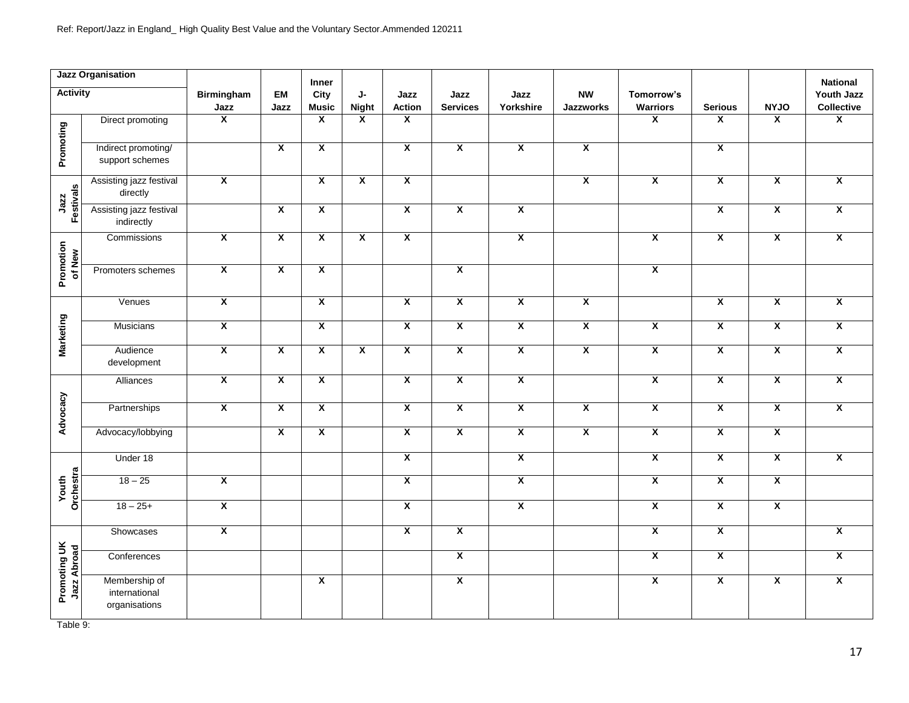| Jazz Organisation / Activity | | Birmingham Jazz | EM Jazz | Inner City Music | J-Night | Jazz Action | Jazz Services | Jazz Yorkshire | NW Jazzworks | Tomorrow's Warriors | Serious | NYJO | National Youth Jazz Collective |
|---|---|---|---|---|---|---|---|---|---|---|---|---|---|
| Promoting | Direct promoting | X | | X | X | X | | | | X | X | X | X |
| | Indirect promoting/ support schemes | | X | X | | X | X | X | X | | X | | |
| Jazz Festivals | Assisting jazz festival directly | X | | X | X | X | | | X | X | X | X | X |
| | Assisting jazz festival indirectly | | X | X | | X | X | X | | | X | X | X |
| Promotion of New | Commissions | X | X | X | X | X | | X | | X | X | X | X |
| | Promoters schemes | X | X | X | | | X | | | X | | | |
| Marketing | Venues | X | | X | | X | X | X | X | | X | X | X |
| | Musicians | X | | X | | X | X | X | X | X | X | X | X |
| | Audience development | X | X | X | X | X | X | X | X | X | X | X | X |
| Advocacy | Alliances | X | X | X | | X | X | X | | X | X | X | X |
| | Partnerships | X | X | X | | X | X | X | X | X | X | X | X |
| | Advocacy/lobbying | | X | X | | X | X | X | X | X | X | X | |
| Youth Orchestra | Under 18 | | | | | X | | X | | X | X | X | X |
| | 18 – 25 | X | | | | X | | X | | X | X | X | |
| | 18 – 25+ | X | | | | X | | X | | X | X | X | |
| Promoting UK Jazz Abroad | Showcases | X | | | | X | X | | | X | X | | X |
| | Conferences | | | | | | X | | | X | X | | X |
| | Membership of international organisations | | | X | | | X | | | X | X | X | X |

Table 9: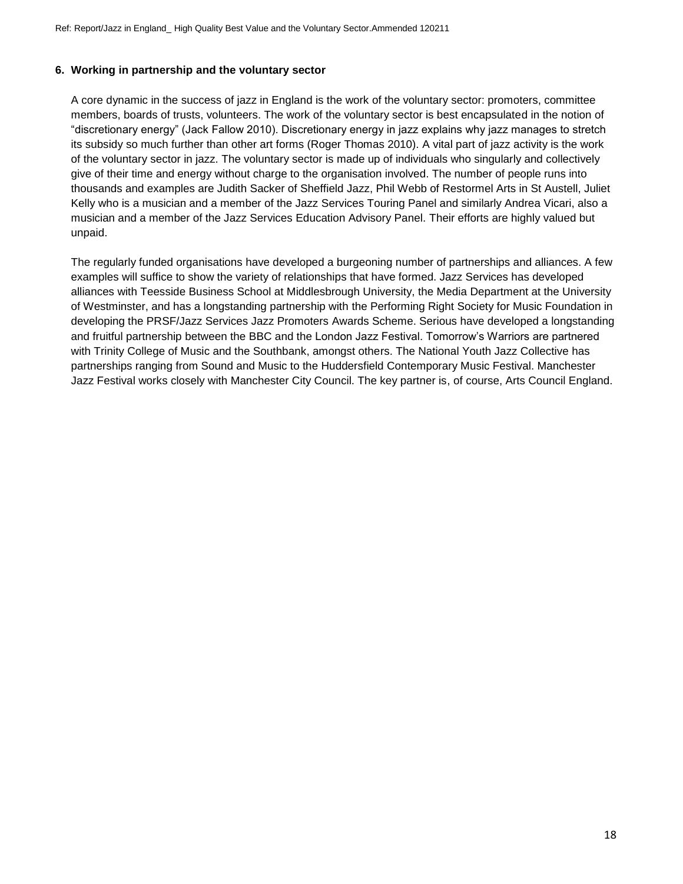### 6. Working in partnership and the voluntary sector

A core dynamic in the success of jazz in England is the work of the voluntary sector: promoters, committee members, boards of trusts, volunteers. The work of the voluntary sector is best encapsulated in the notion of "discretionary energy" (Jack Fallow 2010). Discretionary energy in jazz explains why jazz manages to stretch its subsidy so much further than other art forms (Roger Thomas 2010). A vital part of jazz activity is the work of the voluntary sector in jazz. The voluntary sector is made up of individuals who singularly and collectively give of their time and energy without charge to the organisation involved. The number of people runs into thousands and examples are Judith Sacker of Sheffield Jazz, Phil Webb of Restormel Arts in St Austell, Juliet Kelly who is a musician and a member of the Jazz Services Touring Panel and similarly Andrea Vicari, also a musician and a member of the Jazz Services Education Advisory Panel. Their efforts are highly valued but unpaid.

The regularly funded organisations have developed a burgeoning number of partnerships and alliances. A few examples will suffice to show the variety of relationships that have formed. Jazz Services has developed alliances with Teesside Business School at Middlesbrough University, the Media Department at the University of Westminster, and has a longstanding partnership with the Performing Right Society for Music Foundation in developing the PRSF/Jazz Services Jazz Promoters Awards Scheme. Serious have developed a longstanding and fruitful partnership between the BBC and the London Jazz Festival. Tomorrow's Warriors are partnered with Trinity College of Music and the Southbank, amongst others. The National Youth Jazz Collective has partnerships ranging from Sound and Music to the Huddersfield Contemporary Music Festival. Manchester Jazz Festival works closely with Manchester City Council. The key partner is, of course, Arts Council England.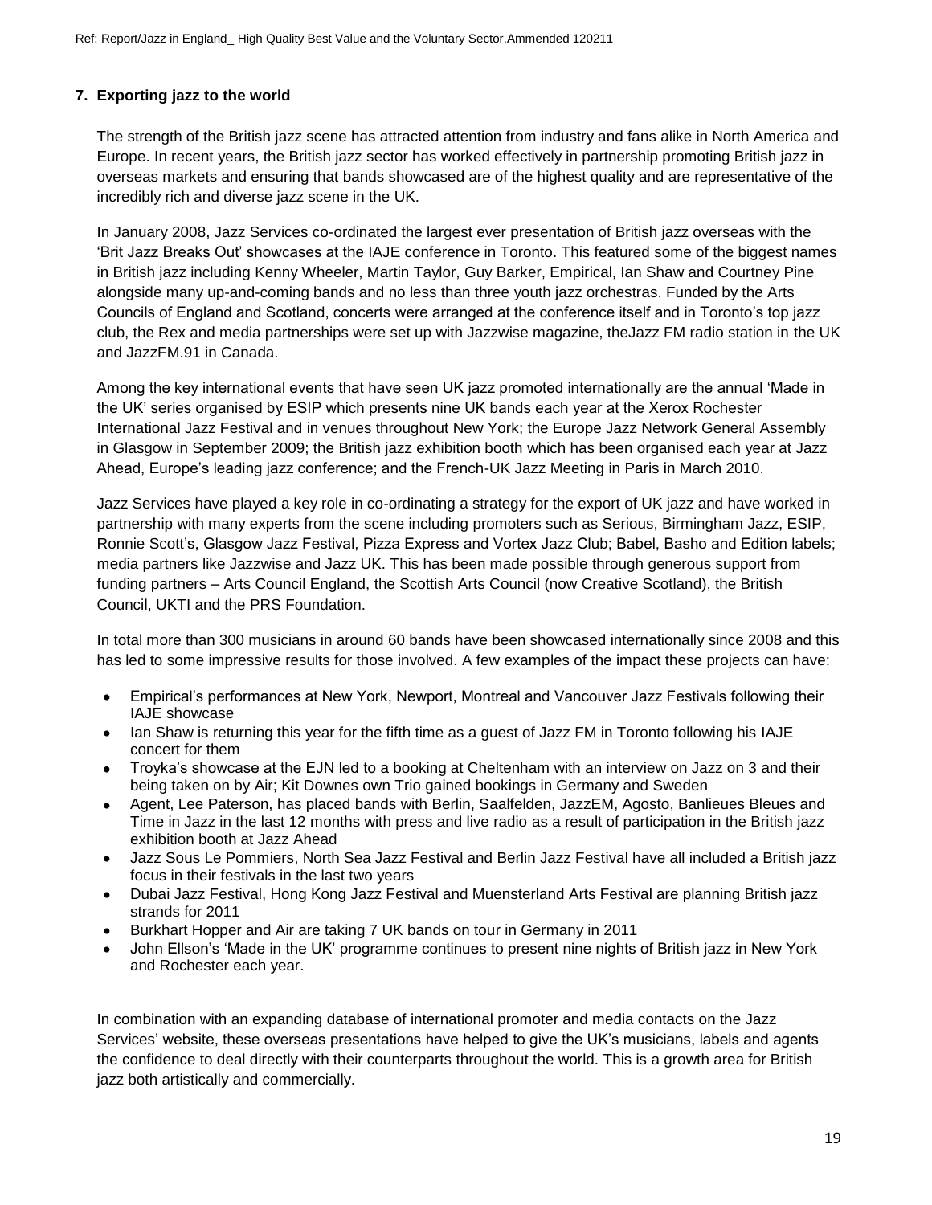## 7. Exporting jazz to the world

The strength of the British jazz scene has attracted attention from industry and fans alike in North America and Europe. In recent years, the British jazz sector has worked effectively in partnership promoting British jazz in overseas markets and ensuring that bands showcased are of the highest quality and are representative of the incredibly rich and diverse jazz scene in the UK.

In January 2008, Jazz Services co-ordinated the largest ever presentation of British jazz overseas with the 'Brit Jazz Breaks Out' showcases at the IAJE conference in Toronto. This featured some of the biggest names in British jazz including Kenny Wheeler, Martin Taylor, Guy Barker, Empirical, Ian Shaw and Courtney Pine alongside many up-and-coming bands and no less than three youth jazz orchestras. Funded by the Arts Councils of England and Scotland, concerts were arranged at the conference itself and in Toronto's top jazz club, the Rex and media partnerships were set up with Jazzwise magazine, theJazz FM radio station in the UK and JazzFM.91 in Canada.

Among the key international events that have seen UK jazz promoted internationally are the annual 'Made in the UK' series organised by ESIP which presents nine UK bands each year at the Xerox Rochester International Jazz Festival and in venues throughout New York; the Europe Jazz Network General Assembly in Glasgow in September 2009; the British jazz exhibition booth which has been organised each year at Jazz Ahead, Europe's leading jazz conference; and the French-UK Jazz Meeting in Paris in March 2010.

Jazz Services have played a key role in co-ordinating a strategy for the export of UK jazz and have worked in partnership with many experts from the scene including promoters such as Serious, Birmingham Jazz, ESIP, Ronnie Scott's, Glasgow Jazz Festival, Pizza Express and Vortex Jazz Club; Babel, Basho and Edition labels; media partners like Jazzwise and Jazz UK. This has been made possible through generous support from funding partners – Arts Council England, the Scottish Arts Council (now Creative Scotland), the British Council, UKTI and the PRS Foundation.

In total more than 300 musicians in around 60 bands have been showcased internationally since 2008 and this has led to some impressive results for those involved. A few examples of the impact these projects can have:

- Empirical's performances at New York, Newport, Montreal and Vancouver Jazz Festivals following their IAJE showcase
- Ian Shaw is returning this year for the fifth time as a guest of Jazz FM in Toronto following his IAJE concert for them
- Troyka's showcase at the EJN led to a booking at Cheltenham with an interview on Jazz on 3 and their being taken on by Air; Kit Downes own Trio gained bookings in Germany and Sweden
- Agent, Lee Paterson, has placed bands with Berlin, Saalfelden, JazzEM, Agosto, Banlieues Bleues and Time in Jazz in the last 12 months with press and live radio as a result of participation in the British jazz exhibition booth at Jazz Ahead
- Jazz Sous Le Pommiers, North Sea Jazz Festival and Berlin Jazz Festival have all included a British jazz focus in their festivals in the last two years
- Dubai Jazz Festival, Hong Kong Jazz Festival and Muensterland Arts Festival are planning British jazz strands for 2011
- Burkhart Hopper and Air are taking 7 UK bands on tour in Germany in 2011
- John Ellson's 'Made in the UK' programme continues to present nine nights of British jazz in New York and Rochester each year.

In combination with an expanding database of international promoter and media contacts on the Jazz Services' website, these overseas presentations have helped to give the UK's musicians, labels and agents the confidence to deal directly with their counterparts throughout the world. This is a growth area for British jazz both artistically and commercially.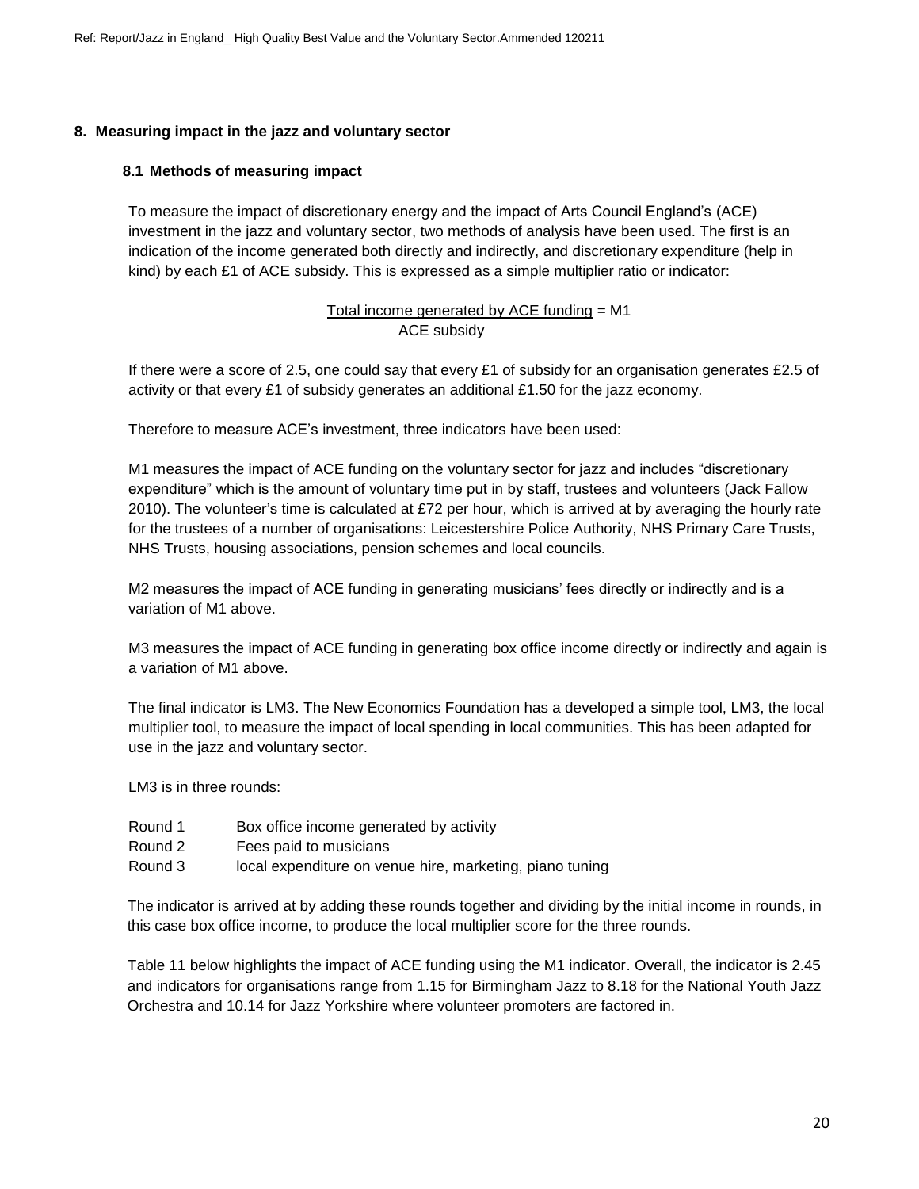## 8. Measuring impact in the jazz and voluntary sector

### 8.1 Methods of measuring impact

To measure the impact of discretionary energy and the impact of Arts Council England's (ACE) investment in the jazz and voluntary sector, two methods of analysis have been used. The first is an indication of the income generated both directly and indirectly, and discretionary expenditure (help in kind) by each £1 of ACE subsidy. This is expressed as a simple multiplier ratio or indicator:

$$\frac{\text{Total income generated by ACE funding}}{\text{ACE subsidy}} = \text{M1}$$

If there were a score of 2.5, one could say that every £1 of subsidy for an organisation generates £2.5 of activity or that every £1 of subsidy generates an additional £1.50 for the jazz economy.

Therefore to measure ACE's investment, three indicators have been used:

M1 measures the impact of ACE funding on the voluntary sector for jazz and includes "discretionary expenditure" which is the amount of voluntary time put in by staff, trustees and volunteers (Jack Fallow 2010). The volunteer's time is calculated at £72 per hour, which is arrived at by averaging the hourly rate for the trustees of a number of organisations: Leicestershire Police Authority, NHS Primary Care Trusts, NHS Trusts, housing associations, pension schemes and local councils.

M2 measures the impact of ACE funding in generating musicians' fees directly or indirectly and is a variation of M1 above.

M3 measures the impact of ACE funding in generating box office income directly or indirectly and again is a variation of M1 above.

The final indicator is LM3. The New Economics Foundation has a developed a simple tool, LM3, the local multiplier tool, to measure the impact of local spending in local communities. This has been adapted for use in the jazz and voluntary sector.

LM3 is in three rounds:

| | |
|---|---|
| Round 1 | Box office income generated by activity |
| Round 2 | Fees paid to musicians |
| Round 3 | local expenditure on venue hire, marketing, piano tuning |

The indicator is arrived at by adding these rounds together and dividing by the initial income in rounds, in this case box office income, to produce the local multiplier score for the three rounds.

Table 11 below highlights the impact of ACE funding using the M1 indicator. Overall, the indicator is 2.45 and indicators for organisations range from 1.15 for Birmingham Jazz to 8.18 for the National Youth Jazz Orchestra and 10.14 for Jazz Yorkshire where volunteer promoters are factored in.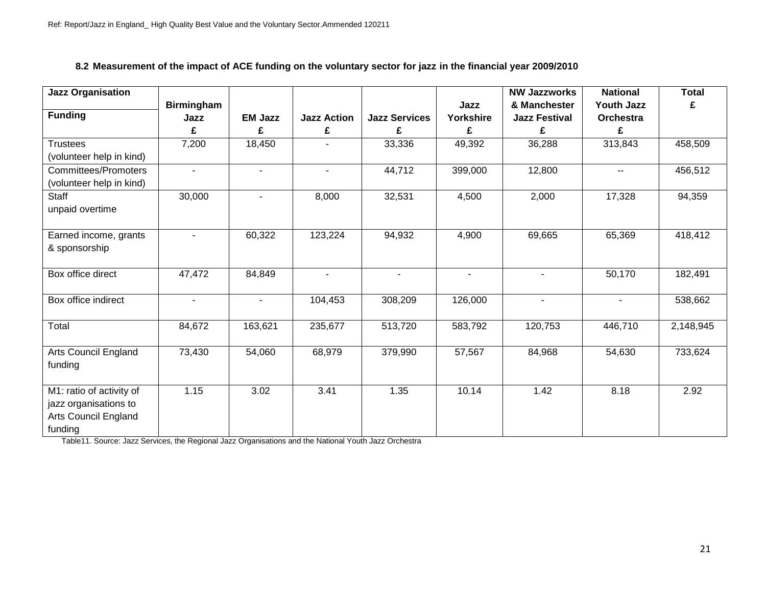### 8.2 Measurement of the impact of ACE funding on the voluntary sector for jazz in the financial year 2009/2010

| Jazz Organisation / Funding | Birmingham Jazz £ | EM Jazz £ | Jazz Action £ | Jazz Services £ | Jazz Yorkshire £ | NW Jazzworks & Manchester Jazz Festival £ | National Youth Jazz Orchestra £ | Total £ |
|---|---|---|---|---|---|---|---|---|
| Trustees (volunteer help in kind) | 7,200 | 18,450 | - | 33,336 | 49,392 | 36,288 | 313,843 | 458,509 |
| Committees/Promoters (volunteer help in kind) | - | - | - | 44,712 | 399,000 | 12,800 | -- | 456,512 |
| Staff unpaid overtime | 30,000 | - | 8,000 | 32,531 | 4,500 | 2,000 | 17,328 | 94,359 |
| Earned income, grants & sponsorship | - | 60,322 | 123,224 | 94,932 | 4,900 | 69,665 | 65,369 | 418,412 |
| Box office direct | 47,472 | 84,849 | - | - | - | - | 50,170 | 182,491 |
| Box office indirect | - | - | 104,453 | 308,209 | 126,000 | - | - | 538,662 |
| Total | 84,672 | 163,621 | 235,677 | 513,720 | 583,792 | 120,753 | 446,710 | 2,148,945 |
| Arts Council England funding | 73,430 | 54,060 | 68,979 | 379,990 | 57,567 | 84,968 | 54,630 | 733,624 |
| M1: ratio of activity of jazz organisations to Arts Council England funding | 1.15 | 3.02 | 3.41 | 1.35 | 10.14 | 1.42 | 8.18 | 2.92 |

Table11. Source: Jazz Services, the Regional Jazz Organisations and the National Youth Jazz Orchestra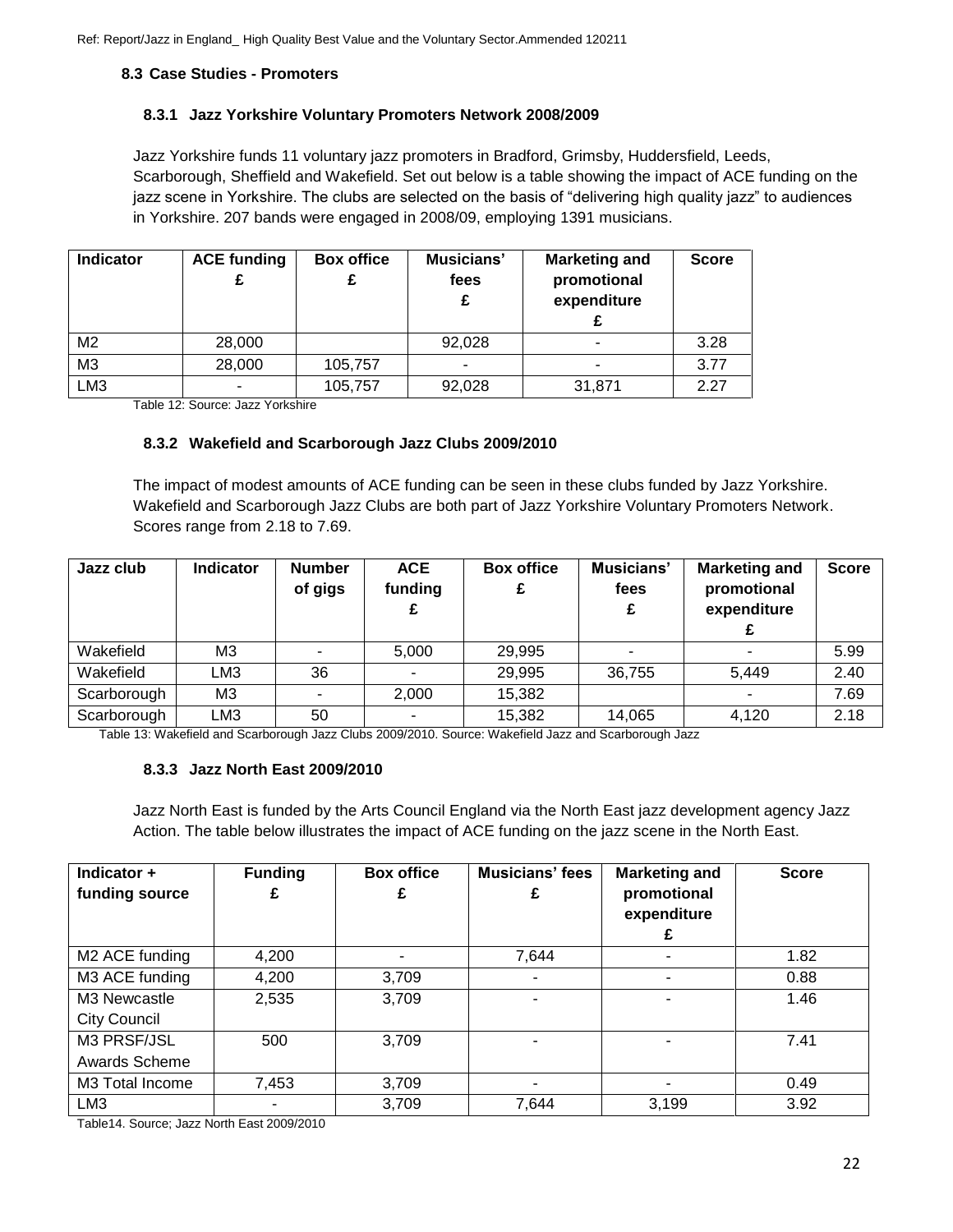### 8.3 Case Studies - Promoters

#### 8.3.1 Jazz Yorkshire Voluntary Promoters Network 2008/2009

Jazz Yorkshire funds 11 voluntary jazz promoters in Bradford, Grimsby, Huddersfield, Leeds, Scarborough, Sheffield and Wakefield. Set out below is a table showing the impact of ACE funding on the jazz scene in Yorkshire. The clubs are selected on the basis of "delivering high quality jazz" to audiences in Yorkshire. 207 bands were engaged in 2008/09, employing 1391 musicians.

| Indicator | ACE funding £ | Box office £ | Musicians' fees £ | Marketing and promotional expenditure £ | Score |
|---|---|---|---|---|---|
| M2 | 28,000 | | 92,028 | - | 3.28 |
| M3 | 28,000 | 105,757 | - | - | 3.77 |
| LM3 | - | 105,757 | 92,028 | 31,871 | 2.27 |

Table 12: Source: Jazz Yorkshire

#### 8.3.2 Wakefield and Scarborough Jazz Clubs 2009/2010

The impact of modest amounts of ACE funding can be seen in these clubs funded by Jazz Yorkshire. Wakefield and Scarborough Jazz Clubs are both part of Jazz Yorkshire Voluntary Promoters Network. Scores range from 2.18 to 7.69.

| Jazz club | Indicator | Number of gigs | ACE funding £ | Box office £ | Musicians' fees £ | Marketing and promotional expenditure £ | Score |
|---|---|---|---|---|---|---|---|
| Wakefield | M3 | - | 5,000 | 29,995 | - | - | 5.99 |
| Wakefield | LM3 | 36 | - | 29,995 | 36,755 | 5,449 | 2.40 |
| Scarborough | M3 | - | 2,000 | 15,382 | | - | 7.69 |
| Scarborough | LM3 | 50 | - | 15,382 | 14,065 | 4,120 | 2.18 |

Table 13: Wakefield and Scarborough Jazz Clubs 2009/2010. Source: Wakefield Jazz and Scarborough Jazz

#### 8.3.3 Jazz North East 2009/2010

Jazz North East is funded by the Arts Council England via the North East jazz development agency Jazz Action. The table below illustrates the impact of ACE funding on the jazz scene in the North East.

| Indicator + funding source | Funding £ | Box office £ | Musicians' fees £ | Marketing and promotional expenditure £ | Score |
|---|---|---|---|---|---|
| M2 ACE funding | 4,200 | - | 7,644 | - | 1.82 |
| M3 ACE funding | 4,200 | 3,709 | - | - | 0.88 |
| M3 Newcastle City Council | 2,535 | 3,709 | - | - | 1.46 |
| M3 PRSF/JSL Awards Scheme | 500 | 3,709 | - | - | 7.41 |
| M3 Total Income | 7,453 | 3,709 | - | - | 0.49 |
| LM3 | - | 3,709 | 7,644 | 3,199 | 3.92 |

Table14. Source; Jazz North East 2009/2010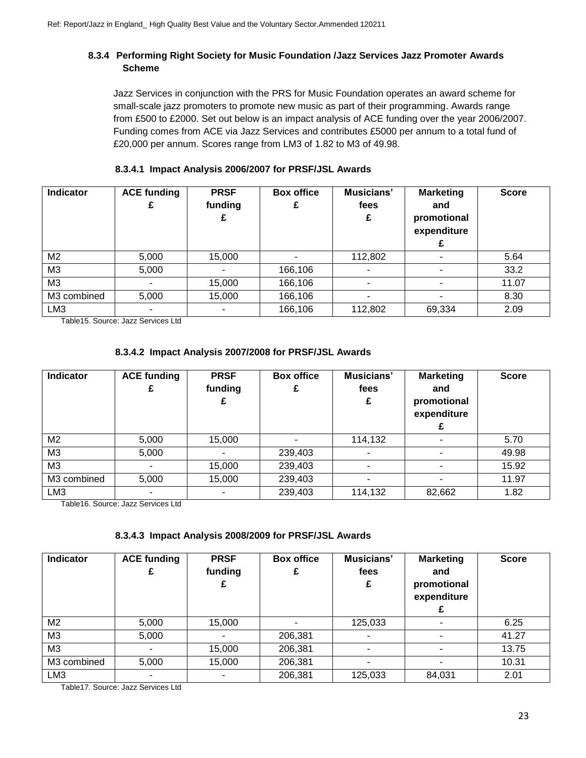### 8.3.4 Performing Right Society for Music Foundation /Jazz Services Jazz Promoter Awards Scheme

Jazz Services in conjunction with the PRS for Music Foundation operates an award scheme for small-scale jazz promoters to promote new music as part of their programming. Awards range from £500 to £2000. Set out below is an impact analysis of ACE funding over the year 2006/2007. Funding comes from ACE via Jazz Services and contributes £5000 per annum to a total fund of £20,000 per annum. Scores range from LM3 of 1.82 to M3 of 49.98.

#### 8.3.4.1 Impact Analysis 2006/2007 for PRSF/JSL Awards

| Indicator | ACE funding £ | PRSF funding £ | Box office £ | Musicians' fees £ | Marketing and promotional expenditure £ | Score |
|---|---|---|---|---|---|---|
| M2 | 5,000 | 15,000 | - | 112,802 | - | 5.64 |
| M3 | 5,000 | - | 166,106 | - | - | 33.2 |
| M3 | - | 15,000 | 166,106 | - | - | 11.07 |
| M3 combined | 5,000 | 15,000 | 166,106 | - | - | 8.30 |
| LM3 | - | - | 166,106 | 112,802 | 69,334 | 2.09 |

Table15. Source: Jazz Services Ltd

#### 8.3.4.2 Impact Analysis 2007/2008 for PRSF/JSL Awards

| Indicator | ACE funding £ | PRSF funding £ | Box office £ | Musicians' fees £ | Marketing and promotional expenditure £ | Score |
|---|---|---|---|---|---|---|
| M2 | 5,000 | 15,000 | - | 114,132 | - | 5.70 |
| M3 | 5,000 | - | 239,403 | - | - | 49.98 |
| M3 | - | 15,000 | 239,403 | - | - | 15.92 |
| M3 combined | 5,000 | 15,000 | 239,403 | - | - | 11.97 |
| LM3 | - | - | 239,403 | 114,132 | 82,662 | 1.82 |

Table16. Source: Jazz Services Ltd

#### 8.3.4.3 Impact Analysis 2008/2009 for PRSF/JSL Awards

| Indicator | ACE funding £ | PRSF funding £ | Box office £ | Musicians' fees £ | Marketing and promotional expenditure £ | Score |
|---|---|---|---|---|---|---|
| M2 | 5,000 | 15,000 | - | 125,033 | - | 6.25 |
| M3 | 5,000 | - | 206,381 | - | - | 41.27 |
| M3 | - | 15,000 | 206,381 | - | - | 13.75 |
| M3 combined | 5,000 | 15,000 | 206,381 | - | - | 10.31 |
| LM3 | - | - | 206,381 | 125,033 | 84,031 | 2.01 |

Table17. Source: Jazz Services Ltd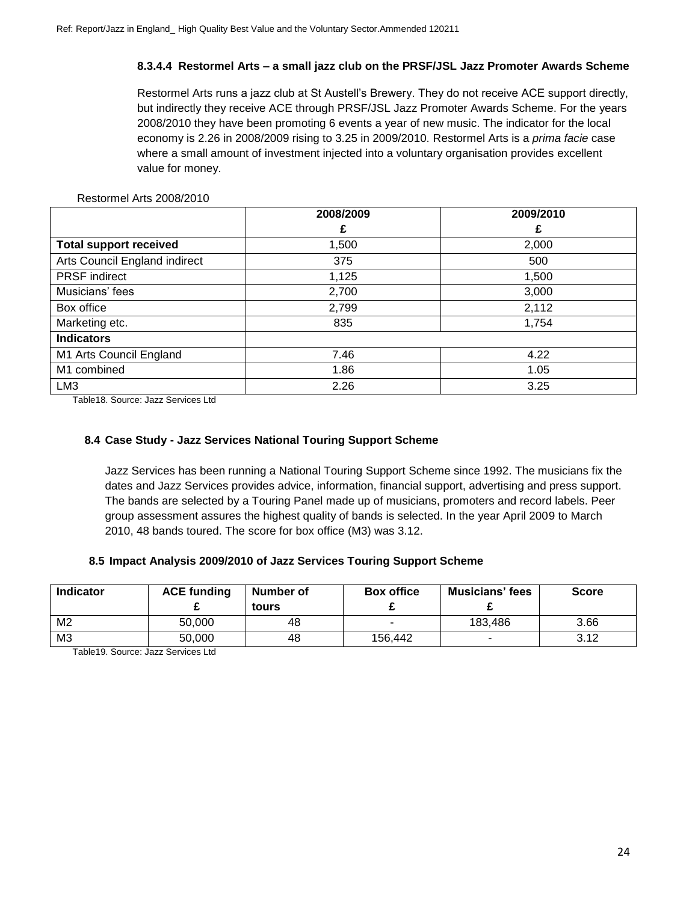#### 8.3.4.4 Restormel Arts – a small jazz club on the PRSF/JSL Jazz Promoter Awards Scheme

Restormel Arts runs a jazz club at St Austell's Brewery. They do not receive ACE support directly, but indirectly they receive ACE through PRSF/JSL Jazz Promoter Awards Scheme. For the years 2008/2010 they have been promoting 6 events a year of new music. The indicator for the local economy is 2.26 in 2008/2009 rising to 3.25 in 2009/2010. Restormel Arts is a *prima facie* case where a small amount of investment injected into a voluntary organisation provides excellent value for money.

Restormel Arts 2008/2010

| | 2008/2009 £ | 2009/2010 £ |
|---|---|---|
| **Total support received** | 1,500 | 2,000 |
| Arts Council England indirect | 375 | 500 |
| PRSF indirect | 1,125 | 1,500 |
| Musicians' fees | 2,700 | 3,000 |
| Box office | 2,799 | 2,112 |
| Marketing etc. | 835 | 1,754 |
| **Indicators** | | |
| M1 Arts Council England | 7.46 | 4.22 |
| M1 combined | 1.86 | 1.05 |
| LM3 | 2.26 | 3.25 |

Table18. Source: Jazz Services Ltd

### 8.4 Case Study - Jazz Services National Touring Support Scheme

Jazz Services has been running a National Touring Support Scheme since 1992. The musicians fix the dates and Jazz Services provides advice, information, financial support, advertising and press support. The bands are selected by a Touring Panel made up of musicians, promoters and record labels. Peer group assessment assures the highest quality of bands is selected. In the year April 2009 to March 2010, 48 bands toured. The score for box office (M3) was 3.12.

### 8.5 Impact Analysis 2009/2010 of Jazz Services Touring Support Scheme

| Indicator | ACE funding £ | Number of tours | Box office £ | Musicians' fees £ | Score |
|---|---|---|---|---|---|
| M2 | 50,000 | 48 | - | 183,486 | 3.66 |
| M3 | 50,000 | 48 | 156,442 | - | 3.12 |

Table19. Source: Jazz Services Ltd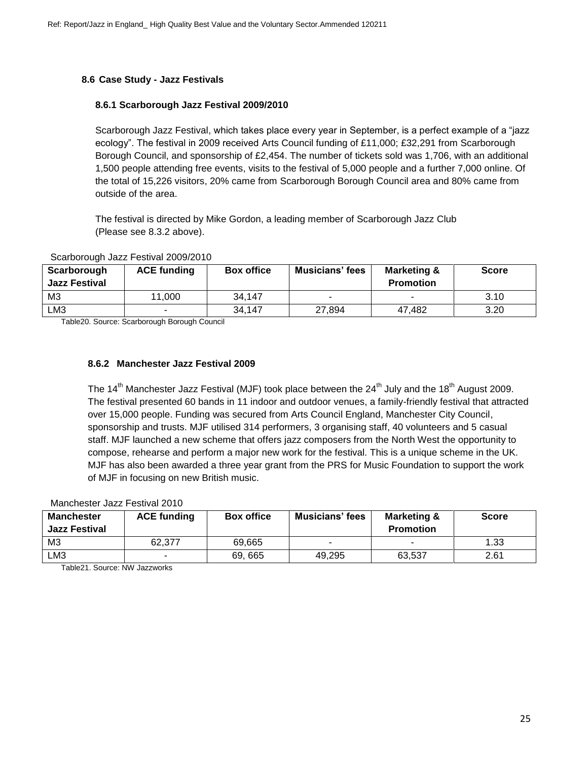### 8.6 Case Study - Jazz Festivals

#### 8.6.1 Scarborough Jazz Festival 2009/2010

Scarborough Jazz Festival, which takes place every year in September, is a perfect example of a "jazz ecology". The festival in 2009 received Arts Council funding of £11,000; £32,291 from Scarborough Borough Council, and sponsorship of £2,454. The number of tickets sold was 1,706, with an additional 1,500 people attending free events, visits to the festival of 5,000 people and a further 7,000 online. Of the total of 15,226 visitors, 20% came from Scarborough Borough Council area and 80% came from outside of the area.

The festival is directed by Mike Gordon, a leading member of Scarborough Jazz Club (Please see 8.3.2 above).

Scarborough Jazz Festival 2009/2010

| Scarborough Jazz Festival | ACE funding | Box office | Musicians' fees | Marketing & Promotion | Score |
|---|---|---|---|---|---|
| M3 | 11,000 | 34,147 | - | - | 3.10 |
| LM3 | - | 34,147 | 27,894 | 47,482 | 3.20 |

Table20. Source: Scarborough Borough Council

#### 8.6.2 Manchester Jazz Festival 2009

The 14th Manchester Jazz Festival (MJF) took place between the 24th July and the 18th August 2009. The festival presented 60 bands in 11 indoor and outdoor venues, a family-friendly festival that attracted over 15,000 people. Funding was secured from Arts Council England, Manchester City Council, sponsorship and trusts. MJF utilised 314 performers, 3 organising staff, 40 volunteers and 5 casual staff. MJF launched a new scheme that offers jazz composers from the North West the opportunity to compose, rehearse and perform a major new work for the festival. This is a unique scheme in the UK. MJF has also been awarded a three year grant from the PRS for Music Foundation to support the work of MJF in focusing on new British music.

Manchester Jazz Festival 2010

| Manchester Jazz Festival | ACE funding | Box office | Musicians' fees | Marketing & Promotion | Score |
|---|---|---|---|---|---|
| M3 | 62,377 | 69,665 | - | - | 1.33 |
| LM3 | - | 69, 665 | 49,295 | 63,537 | 2.61 |

Table21. Source: NW Jazzworks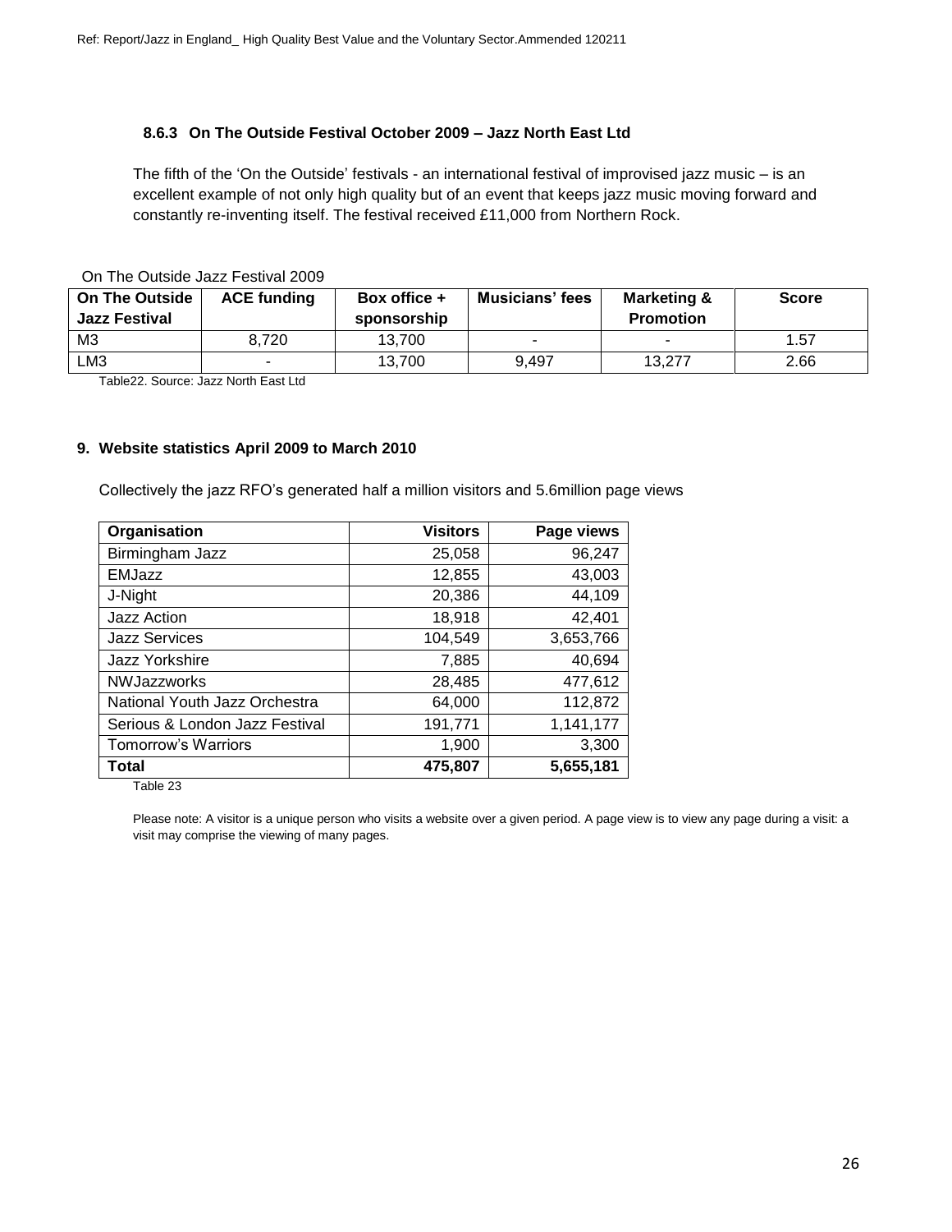### 8.6.3 On The Outside Festival October 2009 – Jazz North East Ltd

The fifth of the 'On the Outside' festivals - an international festival of improvised jazz music – is an excellent example of not only high quality but of an event that keeps jazz music moving forward and constantly re-inventing itself. The festival received £11,000 from Northern Rock.

On The Outside Jazz Festival 2009

| On The Outside Jazz Festival | ACE funding | Box office + sponsorship | Musicians' fees | Marketing & Promotion | Score |
|---|---|---|---|---|---|
| M3 | 8,720 | 13,700 | - | - | 1.57 |
| LM3 | - | 13,700 | 9,497 | 13,277 | 2.66 |

Table22. Source: Jazz North East Ltd

## 9. Website statistics April 2009 to March 2010

Collectively the jazz RFO's generated half a million visitors and 5.6million page views

| Organisation | Visitors | Page views |
|---|---|---|
| Birmingham Jazz | 25,058 | 96,247 |
| EMJazz | 12,855 | 43,003 |
| J-Night | 20,386 | 44,109 |
| Jazz Action | 18,918 | 42,401 |
| Jazz Services | 104,549 | 3,653,766 |
| Jazz Yorkshire | 7,885 | 40,694 |
| NWJazzworks | 28,485 | 477,612 |
| National Youth Jazz Orchestra | 64,000 | 112,872 |
| Serious & London Jazz Festival | 191,771 | 1,141,177 |
| Tomorrow's Warriors | 1,900 | 3,300 |
| **Total** | **475,807** | **5,655,181** |

Table 23

Please note: A visitor is a unique person who visits a website over a given period. A page view is to view any page during a visit: a visit may comprise the viewing of many pages.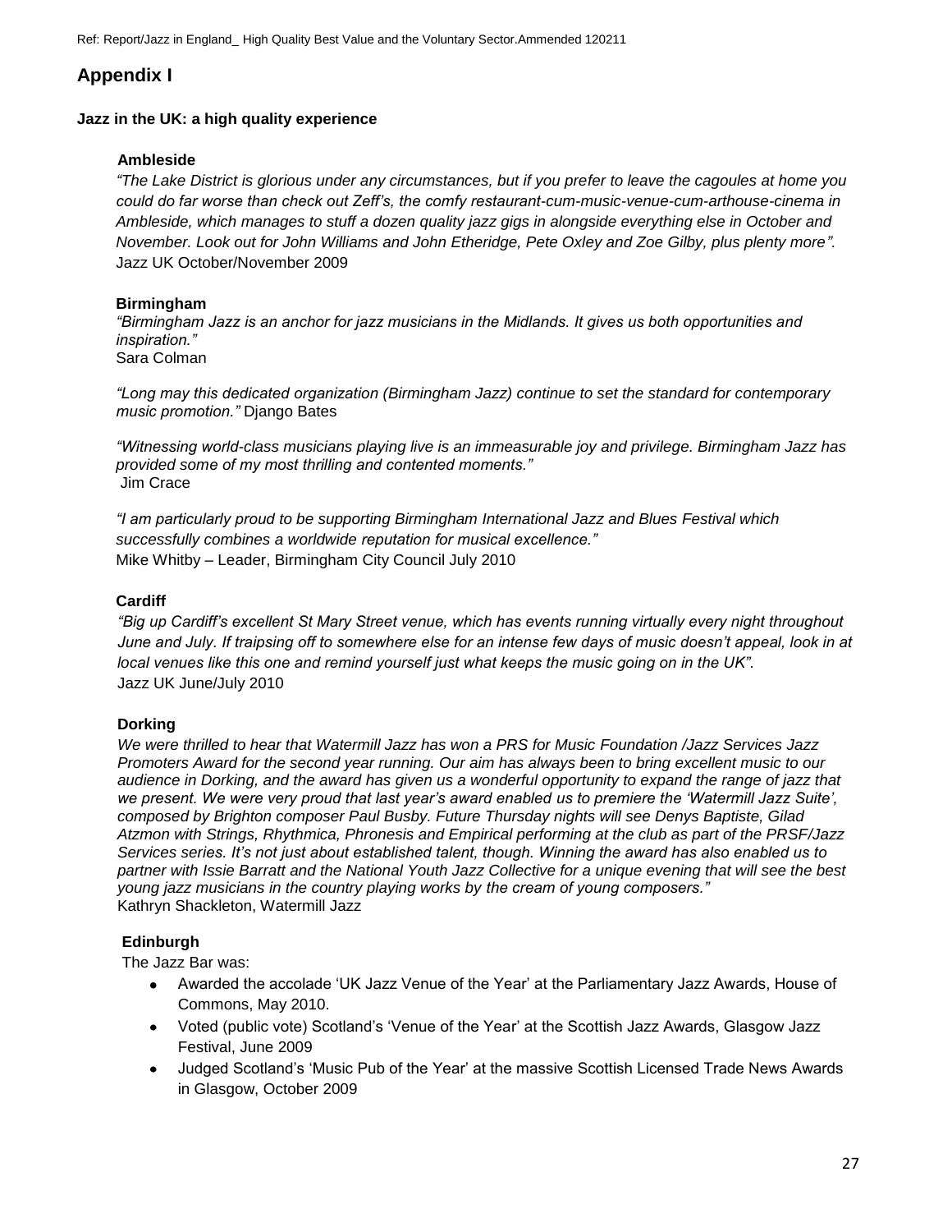## Appendix I

### Jazz in the UK: a high quality experience

**Ambleside**

*"The Lake District is glorious under any circumstances, but if you prefer to leave the cagoules at home you could do far worse than check out Zeff's, the comfy restaurant-cum-music-venue-cum-arthouse-cinema in Ambleside, which manages to stuff a dozen quality jazz gigs in alongside everything else in October and November. Look out for John Williams and John Etheridge, Pete Oxley and Zoe Gilby, plus plenty more".*
Jazz UK October/November 2009

**Birmingham**

*"Birmingham Jazz is an anchor for jazz musicians in the Midlands. It gives us both opportunities and inspiration."*
Sara Colman

*"Long may this dedicated organization (Birmingham Jazz) continue to set the standard for contemporary music promotion."* Django Bates

*"Witnessing world-class musicians playing live is an immeasurable joy and privilege. Birmingham Jazz has provided some of my most thrilling and contented moments."*
Jim Crace

*"I am particularly proud to be supporting Birmingham International Jazz and Blues Festival which successfully combines a worldwide reputation for musical excellence."*
Mike Whitby – Leader, Birmingham City Council July 2010

**Cardiff**

*"Big up Cardiff's excellent St Mary Street venue, which has events running virtually every night throughout June and July. If traipsing off to somewhere else for an intense few days of music doesn't appeal, look in at local venues like this one and remind yourself just what keeps the music going on in the UK".*
Jazz UK June/July 2010

**Dorking**

*We were thrilled to hear that Watermill Jazz has won a PRS for Music Foundation /Jazz Services Jazz Promoters Award for the second year running. Our aim has always been to bring excellent music to our audience in Dorking, and the award has given us a wonderful opportunity to expand the range of jazz that we present. We were very proud that last year's award enabled us to premiere the 'Watermill Jazz Suite', composed by Brighton composer Paul Busby. Future Thursday nights will see Denys Baptiste, Gilad Atzmon with Strings, Rhythmica, Phronesis and Empirical performing at the club as part of the PRSF/Jazz Services series. It's not just about established talent, though. Winning the award has also enabled us to partner with Issie Barratt and the National Youth Jazz Collective for a unique evening that will see the best young jazz musicians in the country playing works by the cream of young composers."*
Kathryn Shackleton, Watermill Jazz

**Edinburgh**

The Jazz Bar was:

- Awarded the accolade 'UK Jazz Venue of the Year' at the Parliamentary Jazz Awards, House of Commons, May 2010.
- Voted (public vote) Scotland's 'Venue of the Year' at the Scottish Jazz Awards, Glasgow Jazz Festival, June 2009
- Judged Scotland's 'Music Pub of the Year' at the massive Scottish Licensed Trade News Awards in Glasgow, October 2009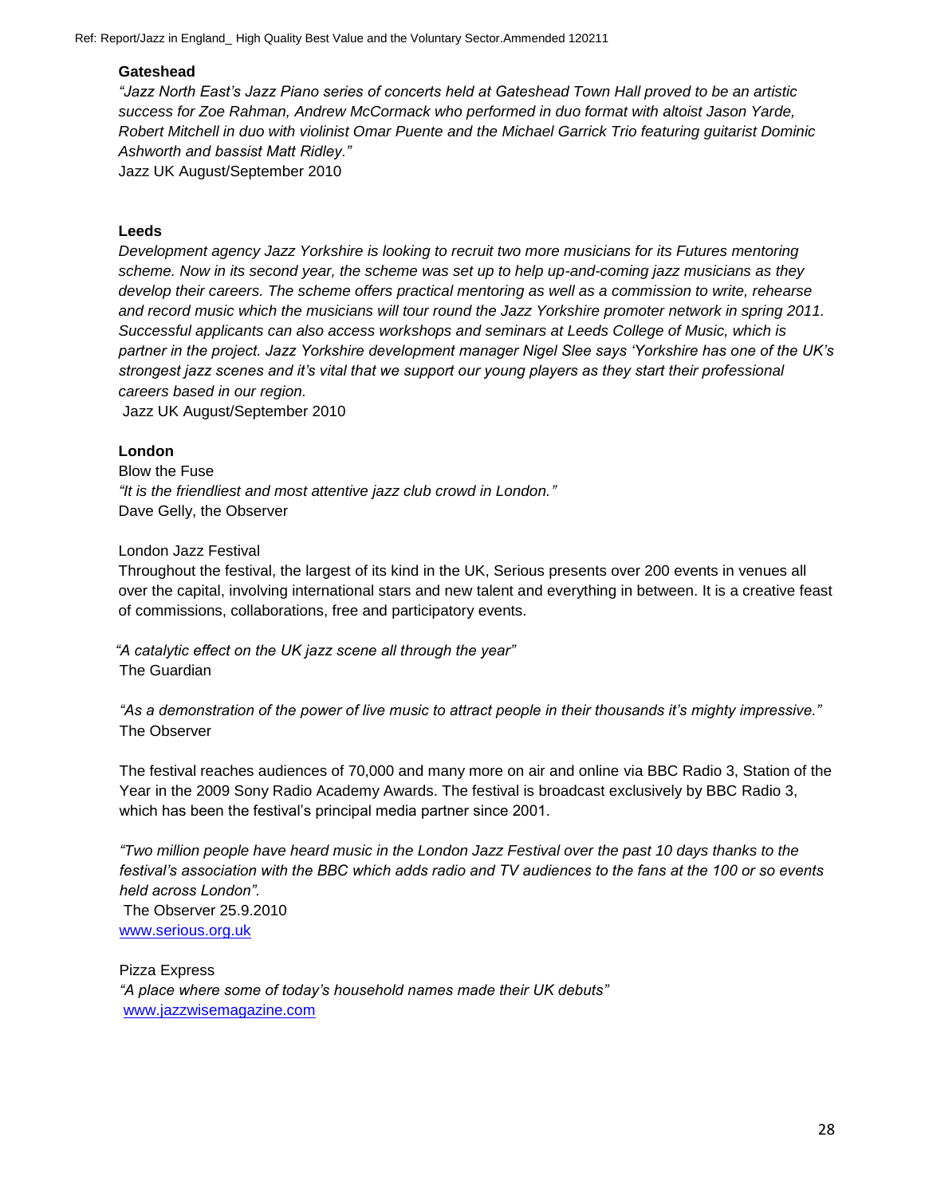**Gateshead**

*"Jazz North East's Jazz Piano series of concerts held at Gateshead Town Hall proved to be an artistic success for Zoe Rahman, Andrew McCormack who performed in duo format with altoist Jason Yarde, Robert Mitchell in duo with violinist Omar Puente and the Michael Garrick Trio featuring guitarist Dominic Ashworth and bassist Matt Ridley."*

Jazz UK August/September 2010

**Leeds**

*Development agency Jazz Yorkshire is looking to recruit two more musicians for its Futures mentoring scheme. Now in its second year, the scheme was set up to help up-and-coming jazz musicians as they develop their careers. The scheme offers practical mentoring as well as a commission to write, rehearse and record music which the musicians will tour round the Jazz Yorkshire promoter network in spring 2011. Successful applicants can also access workshops and seminars at Leeds College of Music, which is partner in the project. Jazz Yorkshire development manager Nigel Slee says 'Yorkshire has one of the UK's strongest jazz scenes and it's vital that we support our young players as they start their professional careers based in our region.*

Jazz UK August/September 2010

**London**

Blow the Fuse

*"It is the friendliest and most attentive jazz club crowd in London."*

Dave Gelly, the Observer

London Jazz Festival

Throughout the festival, the largest of its kind in the UK, Serious presents over 200 events in venues all over the capital, involving international stars and new talent and everything in between. It is a creative feast of commissions, collaborations, free and participatory events.

*"A catalytic effect on the UK jazz scene all through the year"*

The Guardian

*"As a demonstration of the power of live music to attract people in their thousands it's mighty impressive."*

The Observer

The festival reaches audiences of 70,000 and many more on air and online via BBC Radio 3, Station of the Year in the 2009 Sony Radio Academy Awards. The festival is broadcast exclusively by BBC Radio 3, which has been the festival's principal media partner since 2001.

*"Two million people have heard music in the London Jazz Festival over the past 10 days thanks to the festival's association with the BBC which adds radio and TV audiences to the fans at the 100 or so events held across London".*

The Observer 25.9.2010

www.serious.org.uk

Pizza Express

*"A place where some of today's household names made their UK debuts"*

www.jazzwisemagazine.com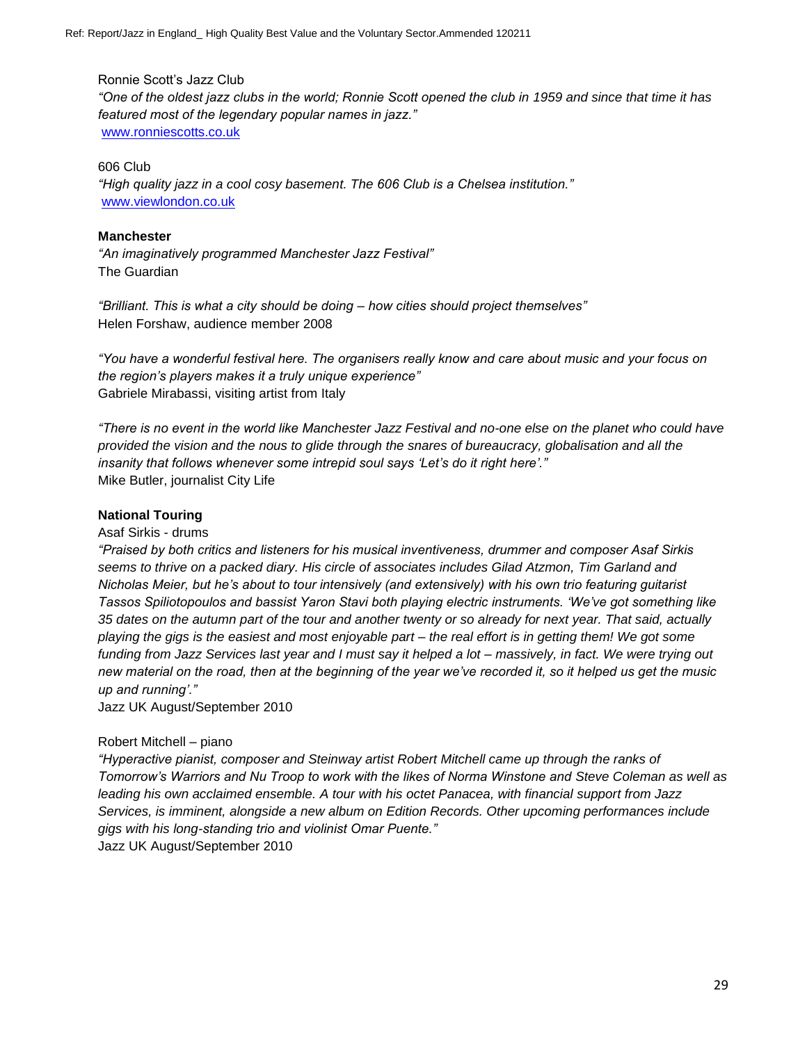Ronnie Scott's Jazz Club

*"One of the oldest jazz clubs in the world; Ronnie Scott opened the club in 1959 and since that time it has featured most of the legendary popular names in jazz."*

www.ronniescotts.co.uk

606 Club

*"High quality jazz in a cool cosy basement. The 606 Club is a Chelsea institution."*

www.viewlondon.co.uk

**Manchester**

*"An imaginatively programmed Manchester Jazz Festival"*

The Guardian

*"Brilliant. This is what a city should be doing – how cities should project themselves"*

Helen Forshaw, audience member 2008

*"You have a wonderful festival here. The organisers really know and care about music and your focus on the region's players makes it a truly unique experience"*

Gabriele Mirabassi, visiting artist from Italy

*"There is no event in the world like Manchester Jazz Festival and no-one else on the planet who could have provided the vision and the nous to glide through the snares of bureaucracy, globalisation and all the insanity that follows whenever some intrepid soul says 'Let's do it right here'."*

Mike Butler, journalist City Life

**National Touring**

Asaf Sirkis - drums

*"Praised by both critics and listeners for his musical inventiveness, drummer and composer Asaf Sirkis seems to thrive on a packed diary. His circle of associates includes Gilad Atzmon, Tim Garland and Nicholas Meier, but he's about to tour intensively (and extensively) with his own trio featuring guitarist Tassos Spiliotopoulos and bassist Yaron Stavi both playing electric instruments. 'We've got something like 35 dates on the autumn part of the tour and another twenty or so already for next year. That said, actually playing the gigs is the easiest and most enjoyable part – the real effort is in getting them! We got some funding from Jazz Services last year and I must say it helped a lot – massively, in fact. We were trying out new material on the road, then at the beginning of the year we've recorded it, so it helped us get the music up and running'."*

Jazz UK August/September 2010

Robert Mitchell – piano

*"Hyperactive pianist, composer and Steinway artist Robert Mitchell came up through the ranks of Tomorrow's Warriors and Nu Troop to work with the likes of Norma Winstone and Steve Coleman as well as leading his own acclaimed ensemble. A tour with his octet Panacea, with financial support from Jazz Services, is imminent, alongside a new album on Edition Records. Other upcoming performances include gigs with his long-standing trio and violinist Omar Puente."*

Jazz UK August/September 2010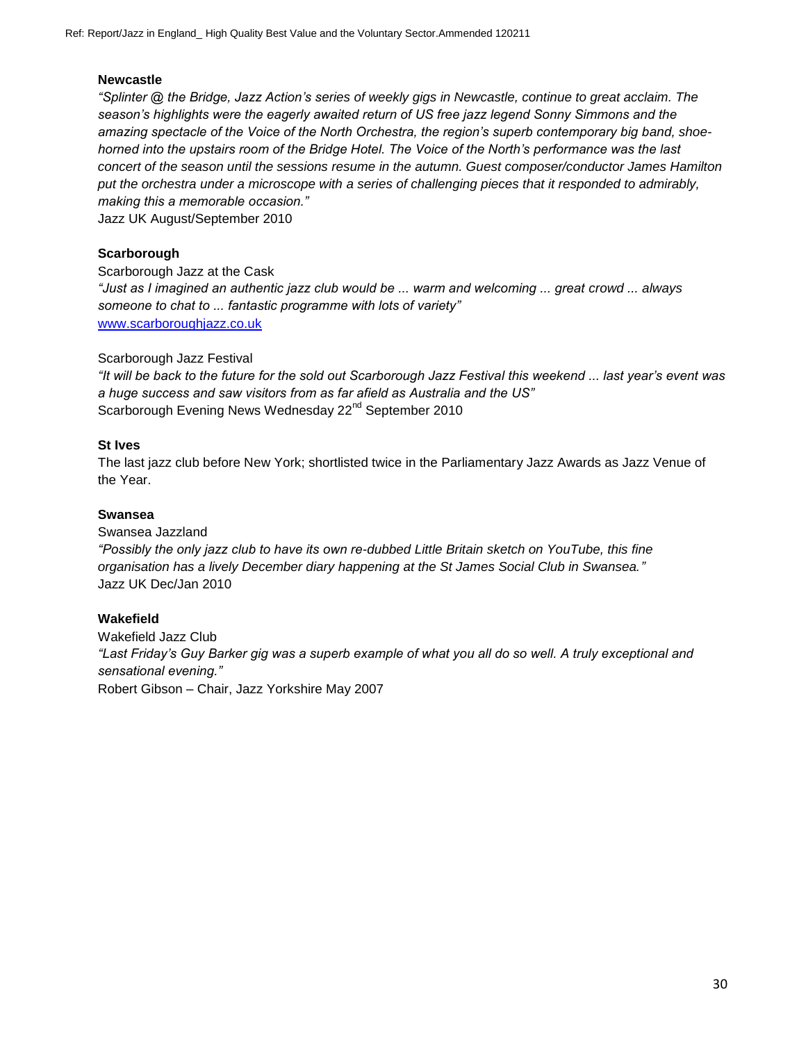**Newcastle**

*"Splinter @ the Bridge, Jazz Action's series of weekly gigs in Newcastle, continue to great acclaim. The season's highlights were the eagerly awaited return of US free jazz legend Sonny Simmons and the amazing spectacle of the Voice of the North Orchestra, the region's superb contemporary big band, shoe-horned into the upstairs room of the Bridge Hotel. The Voice of the North's performance was the last concert of the season until the sessions resume in the autumn. Guest composer/conductor James Hamilton put the orchestra under a microscope with a series of challenging pieces that it responded to admirably, making this a memorable occasion."*

Jazz UK August/September 2010

**Scarborough**

Scarborough Jazz at the Cask

*"Just as I imagined an authentic jazz club would be ... warm and welcoming ... great crowd ... always someone to chat to ... fantastic programme with lots of variety"*

[www.scarboroughjazz.co.uk](http://www.scarboroughjazz.co.uk)

Scarborough Jazz Festival

*"It will be back to the future for the sold out Scarborough Jazz Festival this weekend ... last year's event was a huge success and saw visitors from as far afield as Australia and the US"*

Scarborough Evening News Wednesday 22nd September 2010

**St Ives**

The last jazz club before New York; shortlisted twice in the Parliamentary Jazz Awards as Jazz Venue of the Year.

**Swansea**

Swansea Jazzland

*"Possibly the only jazz club to have its own re-dubbed Little Britain sketch on YouTube, this fine organisation has a lively December diary happening at the St James Social Club in Swansea."*

Jazz UK Dec/Jan 2010

**Wakefield**

Wakefield Jazz Club

*"Last Friday's Guy Barker gig was a superb example of what you all do so well. A truly exceptional and sensational evening."*

Robert Gibson – Chair, Jazz Yorkshire May 2007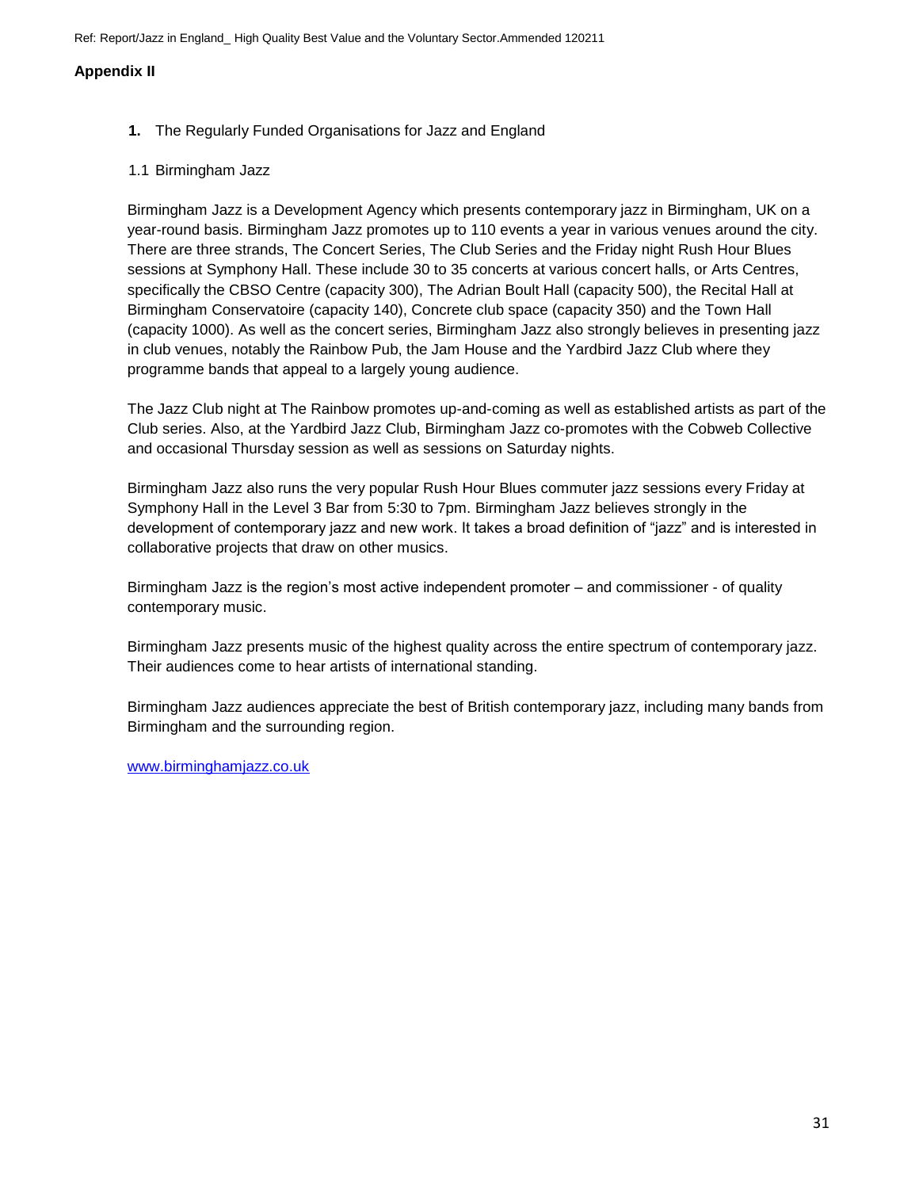**Appendix II**

**1.** The Regularly Funded Organisations for Jazz and England

1.1 Birmingham Jazz

Birmingham Jazz is a Development Agency which presents contemporary jazz in Birmingham, UK on a year-round basis. Birmingham Jazz promotes up to 110 events a year in various venues around the city. There are three strands, The Concert Series, The Club Series and the Friday night Rush Hour Blues sessions at Symphony Hall. These include 30 to 35 concerts at various concert halls, or Arts Centres, specifically the CBSO Centre (capacity 300), The Adrian Boult Hall (capacity 500), the Recital Hall at Birmingham Conservatoire (capacity 140), Concrete club space (capacity 350) and the Town Hall (capacity 1000). As well as the concert series, Birmingham Jazz also strongly believes in presenting jazz in club venues, notably the Rainbow Pub, the Jam House and the Yardbird Jazz Club where they programme bands that appeal to a largely young audience.

The Jazz Club night at The Rainbow promotes up-and-coming as well as established artists as part of the Club series. Also, at the Yardbird Jazz Club, Birmingham Jazz co-promotes with the Cobweb Collective and occasional Thursday session as well as sessions on Saturday nights.

Birmingham Jazz also runs the very popular Rush Hour Blues commuter jazz sessions every Friday at Symphony Hall in the Level 3 Bar from 5:30 to 7pm. Birmingham Jazz believes strongly in the development of contemporary jazz and new work. It takes a broad definition of "jazz" and is interested in collaborative projects that draw on other musics.

Birmingham Jazz is the region's most active independent promoter – and commissioner - of quality contemporary music.

Birmingham Jazz presents music of the highest quality across the entire spectrum of contemporary jazz. Their audiences come to hear artists of international standing.

Birmingham Jazz audiences appreciate the best of British contemporary jazz, including many bands from Birmingham and the surrounding region.

www.birminghamjazz.co.uk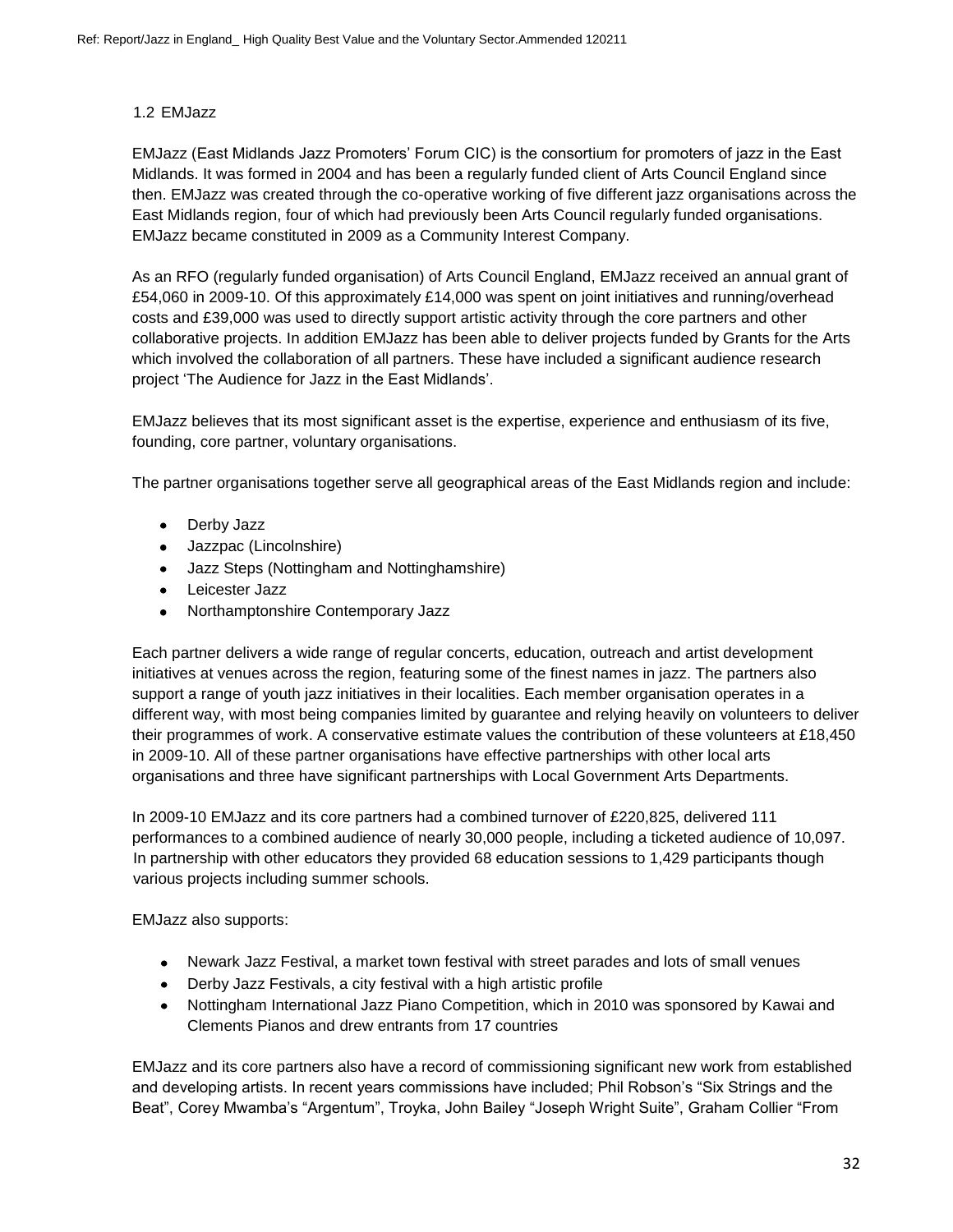## 1.2 EMJazz

EMJazz (East Midlands Jazz Promoters' Forum CIC) is the consortium for promoters of jazz in the East Midlands. It was formed in 2004 and has been a regularly funded client of Arts Council England since then. EMJazz was created through the co-operative working of five different jazz organisations across the East Midlands region, four of which had previously been Arts Council regularly funded organisations. EMJazz became constituted in 2009 as a Community Interest Company.

As an RFO (regularly funded organisation) of Arts Council England, EMJazz received an annual grant of £54,060 in 2009-10. Of this approximately £14,000 was spent on joint initiatives and running/overhead costs and £39,000 was used to directly support artistic activity through the core partners and other collaborative projects. In addition EMJazz has been able to deliver projects funded by Grants for the Arts which involved the collaboration of all partners. These have included a significant audience research project 'The Audience for Jazz in the East Midlands'.

EMJazz believes that its most significant asset is the expertise, experience and enthusiasm of its five, founding, core partner, voluntary organisations.

The partner organisations together serve all geographical areas of the East Midlands region and include:

- Derby Jazz
- Jazzpac (Lincolnshire)
- Jazz Steps (Nottingham and Nottinghamshire)
- Leicester Jazz
- Northamptonshire Contemporary Jazz

Each partner delivers a wide range of regular concerts, education, outreach and artist development initiatives at venues across the region, featuring some of the finest names in jazz. The partners also support a range of youth jazz initiatives in their localities. Each member organisation operates in a different way, with most being companies limited by guarantee and relying heavily on volunteers to deliver their programmes of work. A conservative estimate values the contribution of these volunteers at £18,450 in 2009-10. All of these partner organisations have effective partnerships with other local arts organisations and three have significant partnerships with Local Government Arts Departments.

In 2009-10 EMJazz and its core partners had a combined turnover of £220,825, delivered 111 performances to a combined audience of nearly 30,000 people, including a ticketed audience of 10,097. In partnership with other educators they provided 68 education sessions to 1,429 participants though various projects including summer schools.

EMJazz also supports:

- Newark Jazz Festival, a market town festival with street parades and lots of small venues
- Derby Jazz Festivals, a city festival with a high artistic profile
- Nottingham International Jazz Piano Competition, which in 2010 was sponsored by Kawai and Clements Pianos and drew entrants from 17 countries

EMJazz and its core partners also have a record of commissioning significant new work from established and developing artists. In recent years commissions have included; Phil Robson's "Six Strings and the Beat", Corey Mwamba's "Argentum", Troyka, John Bailey "Joseph Wright Suite", Graham Collier "From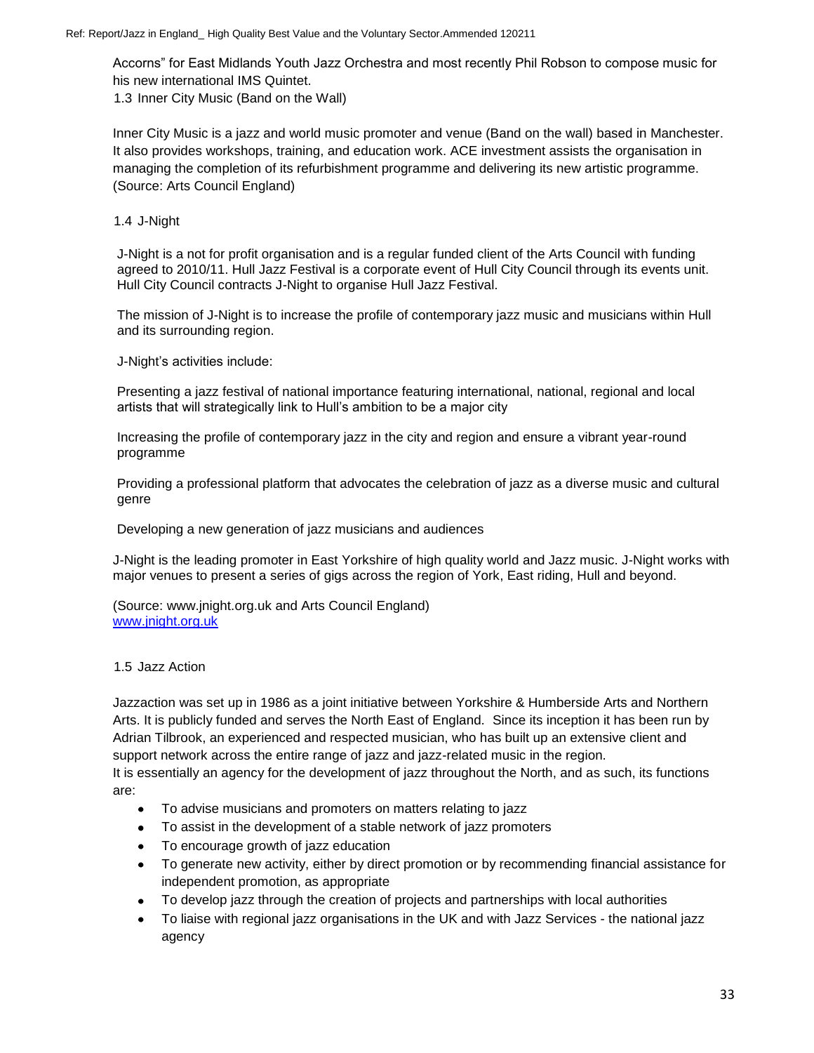Accorns" for East Midlands Youth Jazz Orchestra and most recently Phil Robson to compose music for his new international IMS Quintet.

### 1.3 Inner City Music (Band on the Wall)

Inner City Music is a jazz and world music promoter and venue (Band on the wall) based in Manchester. It also provides workshops, training, and education work. ACE investment assists the organisation in managing the completion of its refurbishment programme and delivering its new artistic programme. (Source: Arts Council England)

### 1.4 J-Night

J-Night is a not for profit organisation and is a regular funded client of the Arts Council with funding agreed to 2010/11. Hull Jazz Festival is a corporate event of Hull City Council through its events unit. Hull City Council contracts J-Night to organise Hull Jazz Festival.

The mission of J-Night is to increase the profile of contemporary jazz music and musicians within Hull and its surrounding region.

J-Night's activities include:

Presenting a jazz festival of national importance featuring international, national, regional and local artists that will strategically link to Hull's ambition to be a major city

Increasing the profile of contemporary jazz in the city and region and ensure a vibrant year-round programme

Providing a professional platform that advocates the celebration of jazz as a diverse music and cultural genre

Developing a new generation of jazz musicians and audiences

J-Night is the leading promoter in East Yorkshire of high quality world and Jazz music. J-Night works with major venues to present a series of gigs across the region of York, East riding, Hull and beyond.

(Source: www.jnight.org.uk and Arts Council England)
[www.jnight.org.uk](http://www.jnight.org.uk)

### 1.5 Jazz Action

Jazzaction was set up in 1986 as a joint initiative between Yorkshire & Humberside Arts and Northern Arts. It is publicly funded and serves the North East of England. Since its inception it has been run by Adrian Tilbrook, an experienced and respected musician, who has built up an extensive client and support network across the entire range of jazz and jazz-related music in the region.
It is essentially an agency for the development of jazz throughout the North, and as such, its functions are:

- To advise musicians and promoters on matters relating to jazz
- To assist in the development of a stable network of jazz promoters
- To encourage growth of jazz education
- To generate new activity, either by direct promotion or by recommending financial assistance for independent promotion, as appropriate
- To develop jazz through the creation of projects and partnerships with local authorities
- To liaise with regional jazz organisations in the UK and with Jazz Services - the national jazz agency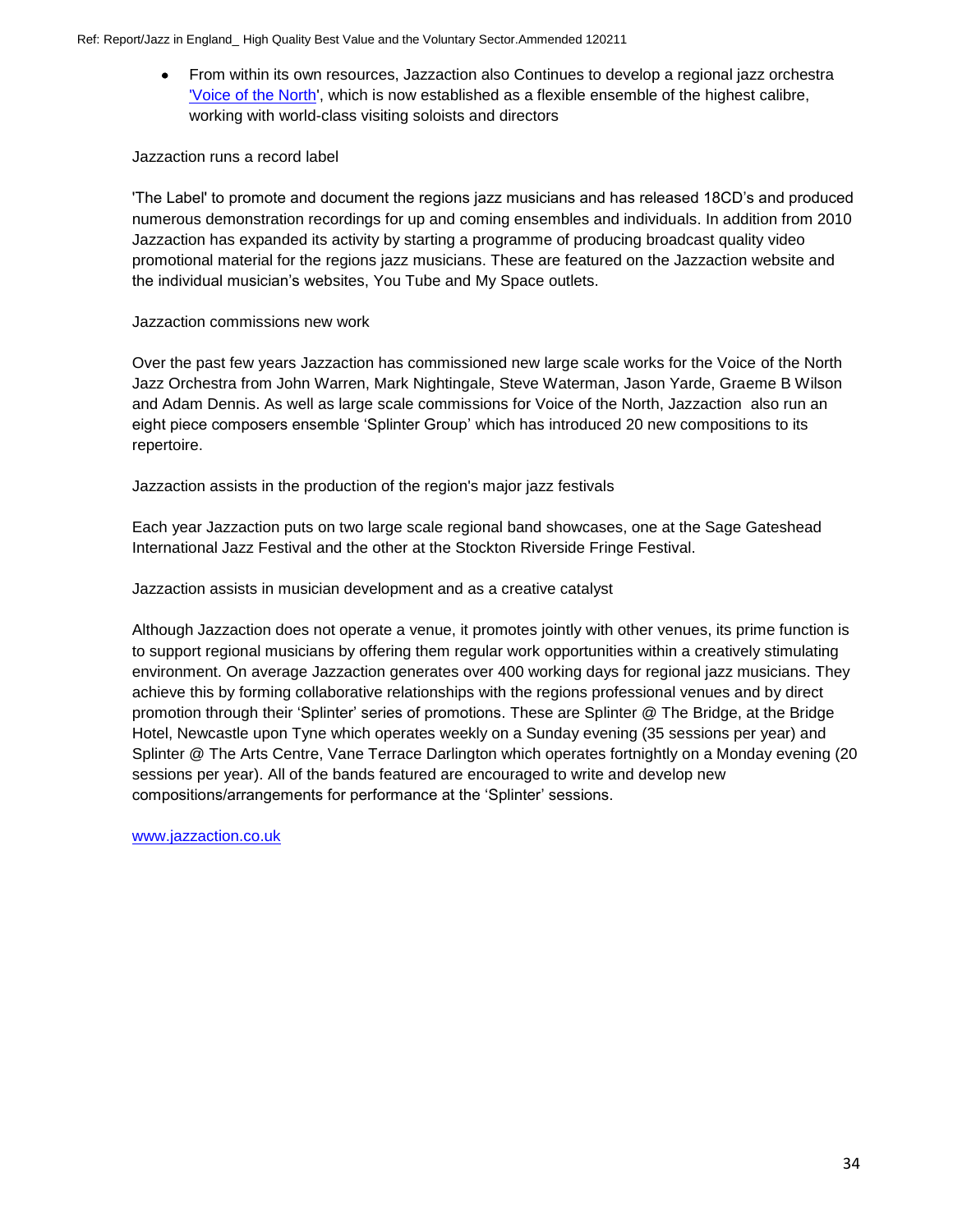- From within its own resources, Jazzaction also Continues to develop a regional jazz orchestra 'Voice of the North', which is now established as a flexible ensemble of the highest calibre, working with world-class visiting soloists and directors

Jazzaction runs a record label

'The Label' to promote and document the regions jazz musicians and has released 18CD's and produced numerous demonstration recordings for up and coming ensembles and individuals. In addition from 2010 Jazzaction has expanded its activity by starting a programme of producing broadcast quality video promotional material for the regions jazz musicians. These are featured on the Jazzaction website and the individual musician's websites, You Tube and My Space outlets.

Jazzaction commissions new work

Over the past few years Jazzaction has commissioned new large scale works for the Voice of the North Jazz Orchestra from John Warren, Mark Nightingale, Steve Waterman, Jason Yarde, Graeme B Wilson and Adam Dennis. As well as large scale commissions for Voice of the North, Jazzaction also run an eight piece composers ensemble 'Splinter Group' which has introduced 20 new compositions to its repertoire.

Jazzaction assists in the production of the region's major jazz festivals

Each year Jazzaction puts on two large scale regional band showcases, one at the Sage Gateshead International Jazz Festival and the other at the Stockton Riverside Fringe Festival.

Jazzaction assists in musician development and as a creative catalyst

Although Jazzaction does not operate a venue, it promotes jointly with other venues, its prime function is to support regional musicians by offering them regular work opportunities within a creatively stimulating environment. On average Jazzaction generates over 400 working days for regional jazz musicians. They achieve this by forming collaborative relationships with the regions professional venues and by direct promotion through their 'Splinter' series of promotions. These are Splinter @ The Bridge, at the Bridge Hotel, Newcastle upon Tyne which operates weekly on a Sunday evening (35 sessions per year) and Splinter @ The Arts Centre, Vane Terrace Darlington which operates fortnightly on a Monday evening (20 sessions per year). All of the bands featured are encouraged to write and develop new compositions/arrangements for performance at the 'Splinter' sessions.

www.jazzaction.co.uk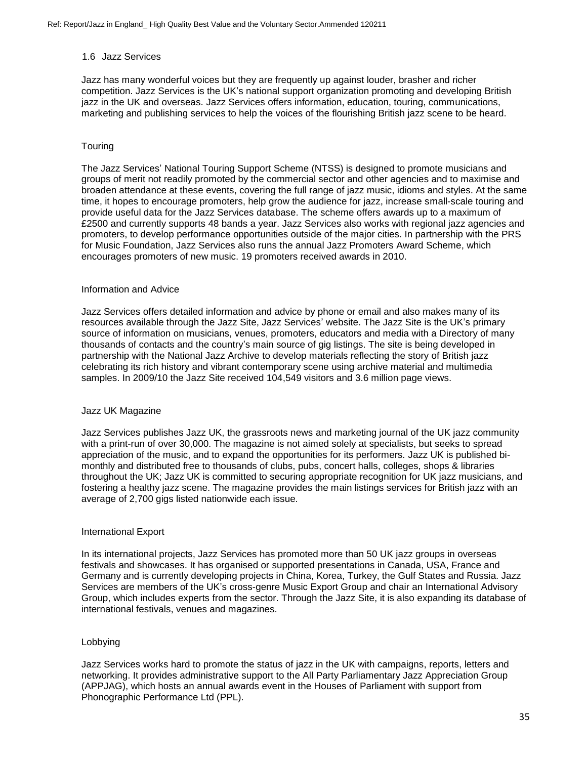## 1.6 Jazz Services

Jazz has many wonderful voices but they are frequently up against louder, brasher and richer competition. Jazz Services is the UK's national support organization promoting and developing British jazz in the UK and overseas. Jazz Services offers information, education, touring, communications, marketing and publishing services to help the voices of the flourishing British jazz scene to be heard.

### Touring

The Jazz Services' National Touring Support Scheme (NTSS) is designed to promote musicians and groups of merit not readily promoted by the commercial sector and other agencies and to maximise and broaden attendance at these events, covering the full range of jazz music, idioms and styles. At the same time, it hopes to encourage promoters, help grow the audience for jazz, increase small-scale touring and provide useful data for the Jazz Services database. The scheme offers awards up to a maximum of £2500 and currently supports 48 bands a year. Jazz Services also works with regional jazz agencies and promoters, to develop performance opportunities outside of the major cities. In partnership with the PRS for Music Foundation, Jazz Services also runs the annual Jazz Promoters Award Scheme, which encourages promoters of new music. 19 promoters received awards in 2010.

### Information and Advice

Jazz Services offers detailed information and advice by phone or email and also makes many of its resources available through the Jazz Site, Jazz Services' website. The Jazz Site is the UK's primary source of information on musicians, venues, promoters, educators and media with a Directory of many thousands of contacts and the country's main source of gig listings. The site is being developed in partnership with the National Jazz Archive to develop materials reflecting the story of British jazz celebrating its rich history and vibrant contemporary scene using archive material and multimedia samples. In 2009/10 the Jazz Site received 104,549 visitors and 3.6 million page views.

### Jazz UK Magazine

Jazz Services publishes Jazz UK, the grassroots news and marketing journal of the UK jazz community with a print-run of over 30,000. The magazine is not aimed solely at specialists, but seeks to spread appreciation of the music, and to expand the opportunities for its performers. Jazz UK is published bi-monthly and distributed free to thousands of clubs, pubs, concert halls, colleges, shops & libraries throughout the UK; Jazz UK is committed to securing appropriate recognition for UK jazz musicians, and fostering a healthy jazz scene. The magazine provides the main listings services for British jazz with an average of 2,700 gigs listed nationwide each issue.

### International Export

In its international projects, Jazz Services has promoted more than 50 UK jazz groups in overseas festivals and showcases. It has organised or supported presentations in Canada, USA, France and Germany and is currently developing projects in China, Korea, Turkey, the Gulf States and Russia. Jazz Services are members of the UK's cross-genre Music Export Group and chair an International Advisory Group, which includes experts from the sector. Through the Jazz Site, it is also expanding its database of international festivals, venues and magazines.

### Lobbying

Jazz Services works hard to promote the status of jazz in the UK with campaigns, reports, letters and networking. It provides administrative support to the All Party Parliamentary Jazz Appreciation Group (APPJAG), which hosts an annual awards event in the Houses of Parliament with support from Phonographic Performance Ltd (PPL).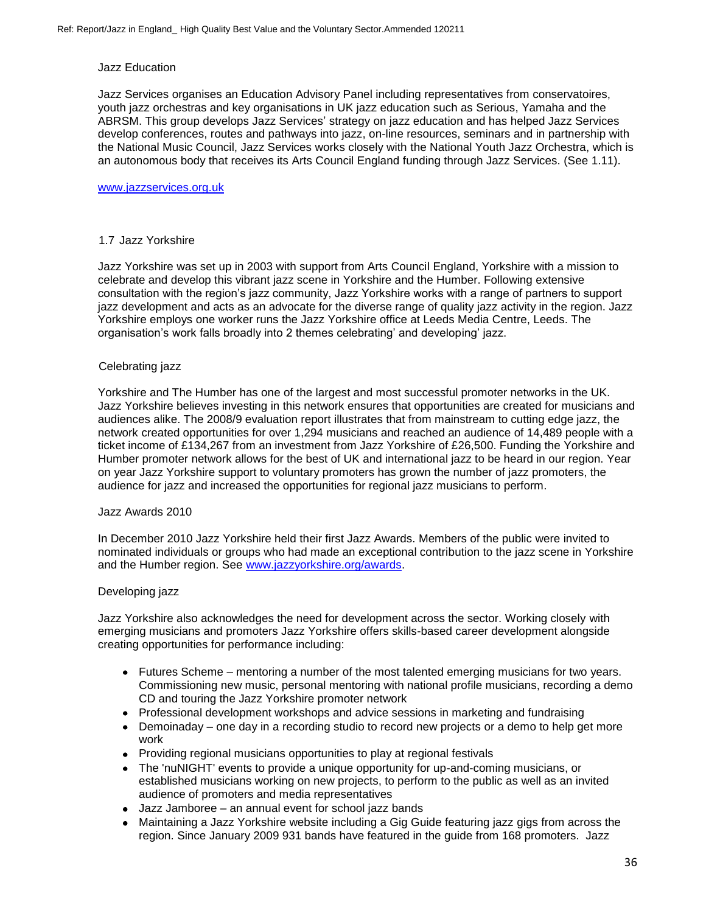Jazz Education

Jazz Services organises an Education Advisory Panel including representatives from conservatoires, youth jazz orchestras and key organisations in UK jazz education such as Serious, Yamaha and the ABRSM. This group develops Jazz Services' strategy on jazz education and has helped Jazz Services develop conferences, routes and pathways into jazz, on-line resources, seminars and in partnership with the National Music Council, Jazz Services works closely with the National Youth Jazz Orchestra, which is an autonomous body that receives its Arts Council England funding through Jazz Services. (See 1.11).

www.jazzservices.org.uk

## 1.7 Jazz Yorkshire

Jazz Yorkshire was set up in 2003 with support from Arts Council England, Yorkshire with a mission to celebrate and develop this vibrant jazz scene in Yorkshire and the Humber. Following extensive consultation with the region's jazz community, Jazz Yorkshire works with a range of partners to support jazz development and acts as an advocate for the diverse range of quality jazz activity in the region. Jazz Yorkshire employs one worker runs the Jazz Yorkshire office at Leeds Media Centre, Leeds. The organisation's work falls broadly into 2 themes celebrating' and developing' jazz.

Celebrating jazz

Yorkshire and The Humber has one of the largest and most successful promoter networks in the UK. Jazz Yorkshire believes investing in this network ensures that opportunities are created for musicians and audiences alike. The 2008/9 evaluation report illustrates that from mainstream to cutting edge jazz, the network created opportunities for over 1,294 musicians and reached an audience of 14,489 people with a ticket income of £134,267 from an investment from Jazz Yorkshire of £26,500. Funding the Yorkshire and Humber promoter network allows for the best of UK and international jazz to be heard in our region. Year on year Jazz Yorkshire support to voluntary promoters has grown the number of jazz promoters, the audience for jazz and increased the opportunities for regional jazz musicians to perform.

Jazz Awards 2010

In December 2010 Jazz Yorkshire held their first Jazz Awards. Members of the public were invited to nominated individuals or groups who had made an exceptional contribution to the jazz scene in Yorkshire and the Humber region. See www.jazzyorkshire.org/awards.

Developing jazz

Jazz Yorkshire also acknowledges the need for development across the sector. Working closely with emerging musicians and promoters Jazz Yorkshire offers skills-based career development alongside creating opportunities for performance including:

- Futures Scheme – mentoring a number of the most talented emerging musicians for two years. Commissioning new music, personal mentoring with national profile musicians, recording a demo CD and touring the Jazz Yorkshire promoter network
- Professional development workshops and advice sessions in marketing and fundraising
- Demoinaday – one day in a recording studio to record new projects or a demo to help get more work
- Providing regional musicians opportunities to play at regional festivals
- The 'nuNIGHT' events to provide a unique opportunity for up-and-coming musicians, or established musicians working on new projects, to perform to the public as well as an invited audience of promoters and media representatives
- Jazz Jamboree – an annual event for school jazz bands
- Maintaining a Jazz Yorkshire website including a Gig Guide featuring jazz gigs from across the region. Since January 2009 931 bands have featured in the guide from 168 promoters. Jazz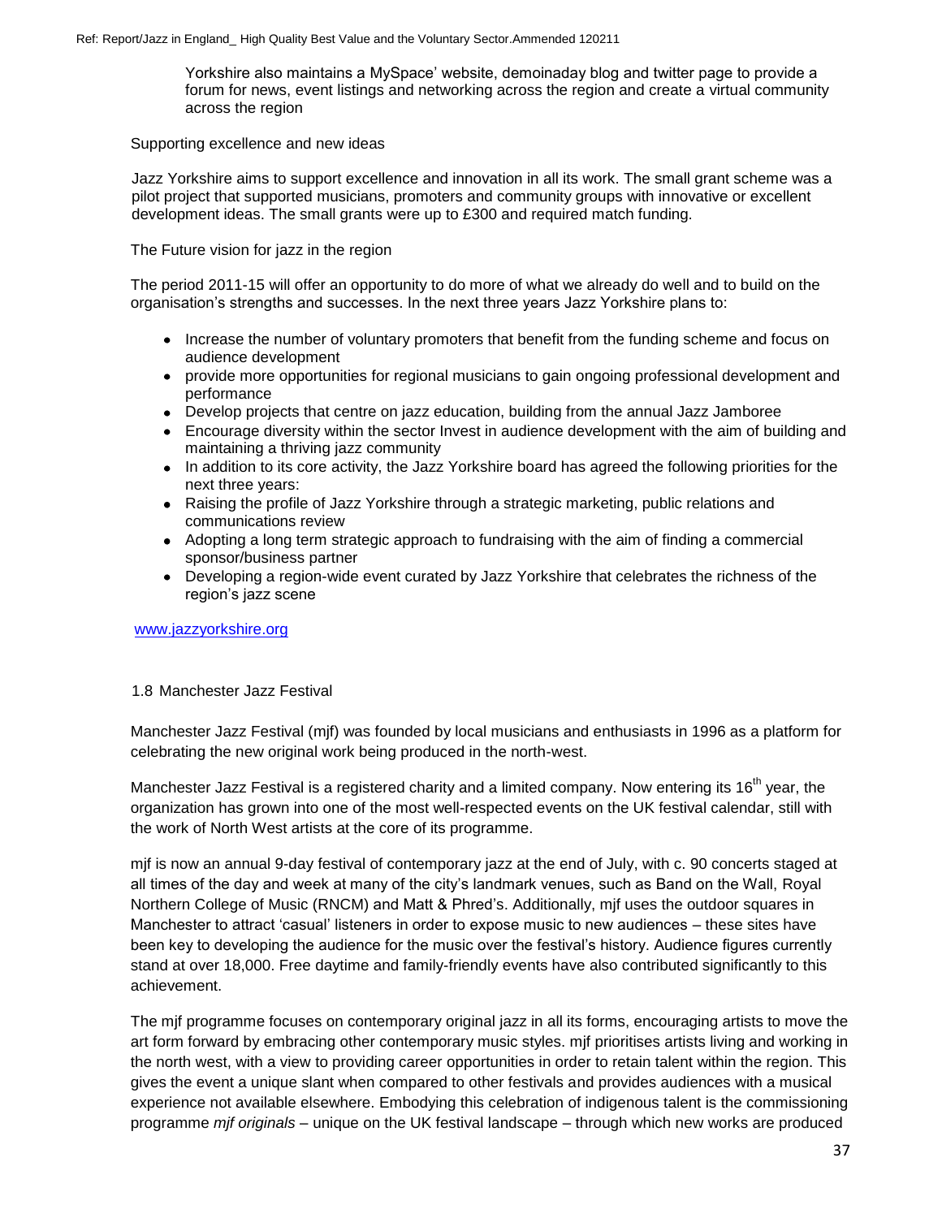Yorkshire also maintains a MySpace' website, demoinaday blog and twitter page to provide a forum for news, event listings and networking across the region and create a virtual community across the region

Supporting excellence and new ideas

Jazz Yorkshire aims to support excellence and innovation in all its work. The small grant scheme was a pilot project that supported musicians, promoters and community groups with innovative or excellent development ideas. The small grants were up to £300 and required match funding.

The Future vision for jazz in the region

The period 2011-15 will offer an opportunity to do more of what we already do well and to build on the organisation's strengths and successes. In the next three years Jazz Yorkshire plans to:

- Increase the number of voluntary promoters that benefit from the funding scheme and focus on audience development
- provide more opportunities for regional musicians to gain ongoing professional development and performance
- Develop projects that centre on jazz education, building from the annual Jazz Jamboree
- Encourage diversity within the sector Invest in audience development with the aim of building and maintaining a thriving jazz community
- In addition to its core activity, the Jazz Yorkshire board has agreed the following priorities for the next three years:
- Raising the profile of Jazz Yorkshire through a strategic marketing, public relations and communications review
- Adopting a long term strategic approach to fundraising with the aim of finding a commercial sponsor/business partner
- Developing a region-wide event curated by Jazz Yorkshire that celebrates the richness of the region's jazz scene

www.jazzyorkshire.org

## 1.8 Manchester Jazz Festival

Manchester Jazz Festival (mjf) was founded by local musicians and enthusiasts in 1996 as a platform for celebrating the new original work being produced in the north-west.

Manchester Jazz Festival is a registered charity and a limited company. Now entering its 16th year, the organization has grown into one of the most well-respected events on the UK festival calendar, still with the work of North West artists at the core of its programme.

mjf is now an annual 9-day festival of contemporary jazz at the end of July, with c. 90 concerts staged at all times of the day and week at many of the city's landmark venues, such as Band on the Wall, Royal Northern College of Music (RNCM) and Matt & Phred's. Additionally, mjf uses the outdoor squares in Manchester to attract 'casual' listeners in order to expose music to new audiences – these sites have been key to developing the audience for the music over the festival's history. Audience figures currently stand at over 18,000. Free daytime and family-friendly events have also contributed significantly to this achievement.

The mjf programme focuses on contemporary original jazz in all its forms, encouraging artists to move the art form forward by embracing other contemporary music styles. mjf prioritises artists living and working in the north west, with a view to providing career opportunities in order to retain talent within the region. This gives the event a unique slant when compared to other festivals and provides audiences with a musical experience not available elsewhere. Embodying this celebration of indigenous talent is the commissioning programme *mjf originals* – unique on the UK festival landscape – through which new works are produced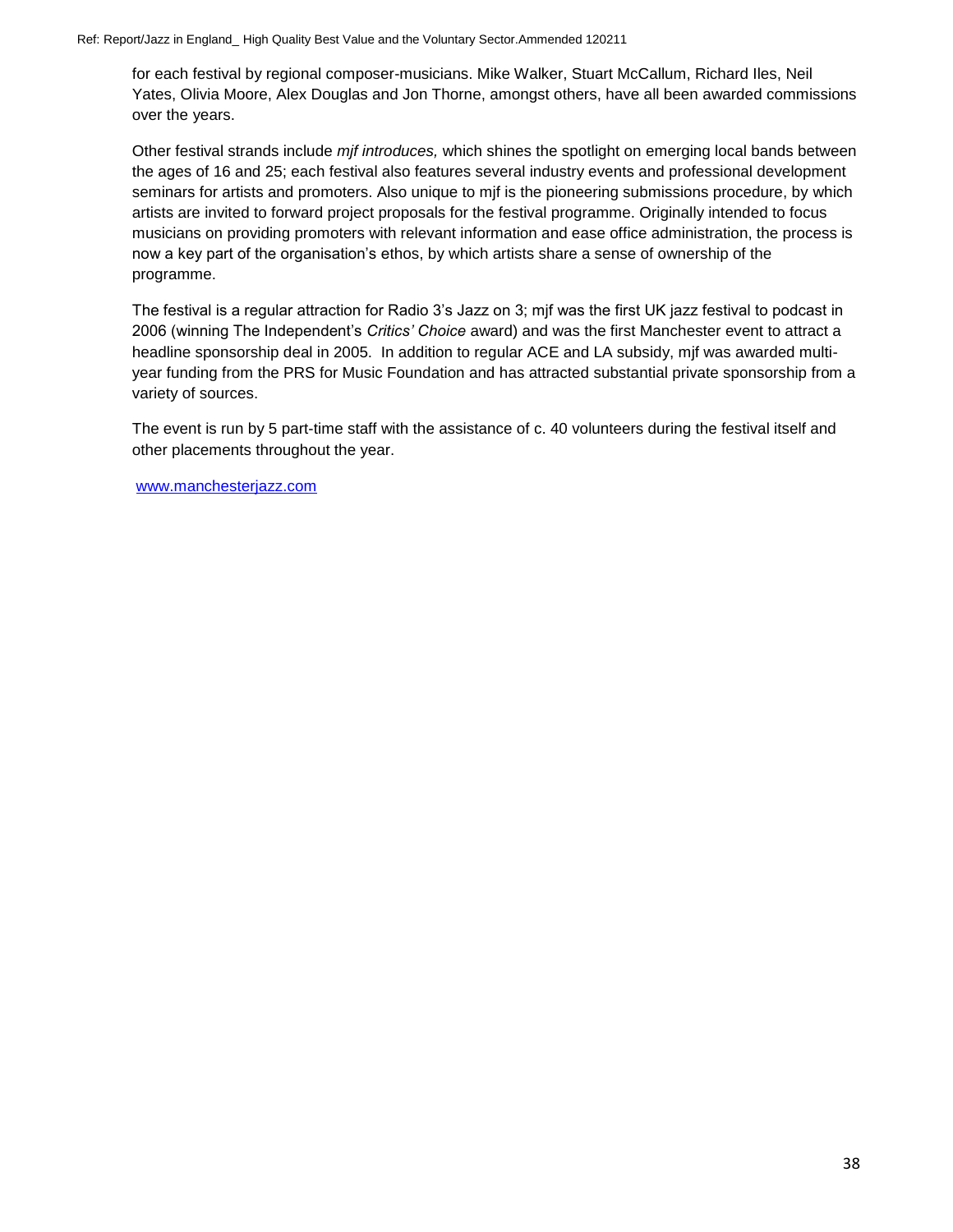for each festival by regional composer-musicians. Mike Walker, Stuart McCallum, Richard Iles, Neil Yates, Olivia Moore, Alex Douglas and Jon Thorne, amongst others, have all been awarded commissions over the years.

Other festival strands include *mjf introduces,* which shines the spotlight on emerging local bands between the ages of 16 and 25; each festival also features several industry events and professional development seminars for artists and promoters. Also unique to mjf is the pioneering submissions procedure, by which artists are invited to forward project proposals for the festival programme. Originally intended to focus musicians on providing promoters with relevant information and ease office administration, the process is now a key part of the organisation's ethos, by which artists share a sense of ownership of the programme.

The festival is a regular attraction for Radio 3's Jazz on 3; mjf was the first UK jazz festival to podcast in 2006 (winning The Independent's *Critics' Choice* award) and was the first Manchester event to attract a headline sponsorship deal in 2005. In addition to regular ACE and LA subsidy, mjf was awarded multi-year funding from the PRS for Music Foundation and has attracted substantial private sponsorship from a variety of sources.

The event is run by 5 part-time staff with the assistance of c. 40 volunteers during the festival itself and other placements throughout the year.

www.manchesterjazz.com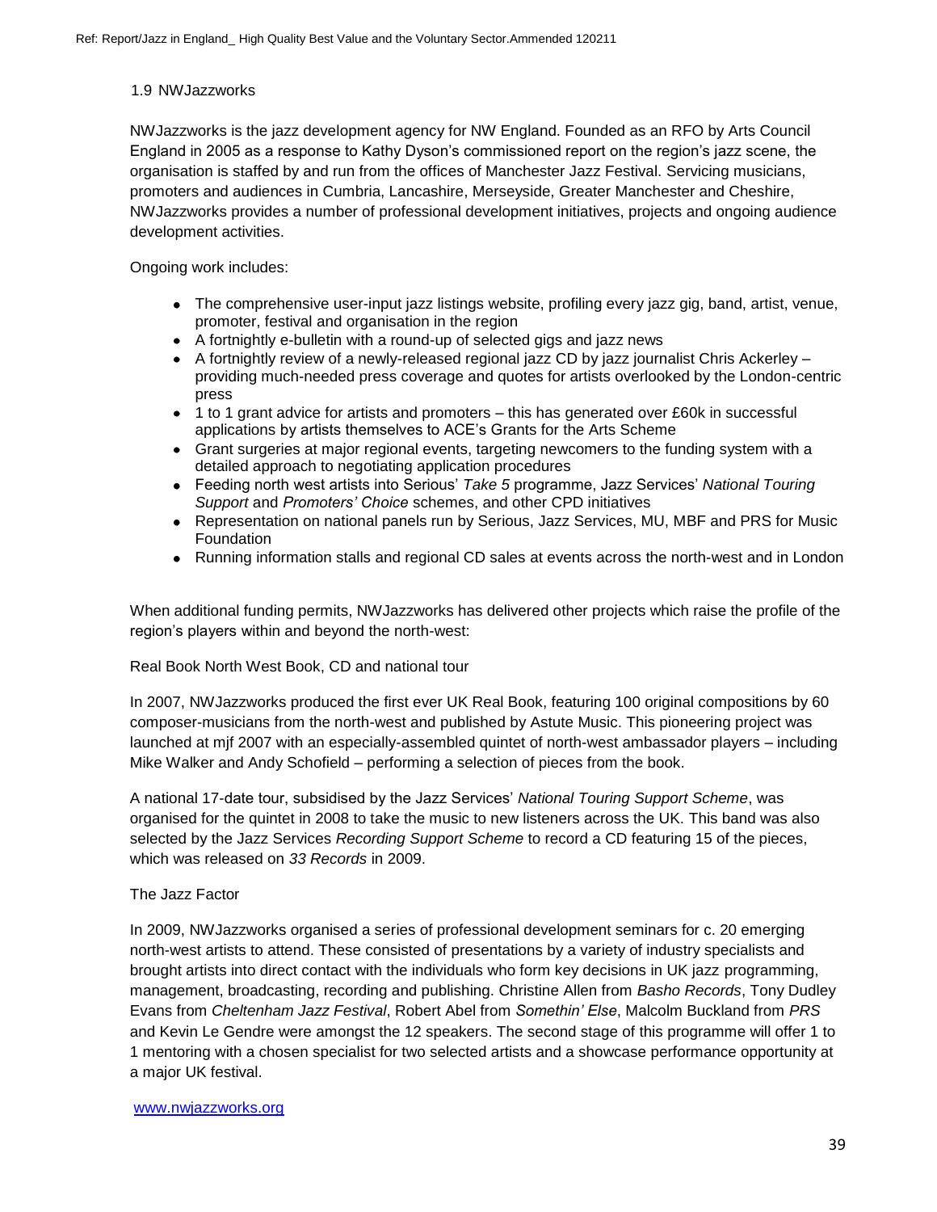### 1.9 NWJazzworks

NWJazzworks is the jazz development agency for NW England. Founded as an RFO by Arts Council England in 2005 as a response to Kathy Dyson's commissioned report on the region's jazz scene, the organisation is staffed by and run from the offices of Manchester Jazz Festival. Servicing musicians, promoters and audiences in Cumbria, Lancashire, Merseyside, Greater Manchester and Cheshire, NWJazzworks provides a number of professional development initiatives, projects and ongoing audience development activities.

Ongoing work includes:

- The comprehensive user-input jazz listings website, profiling every jazz gig, band, artist, venue, promoter, festival and organisation in the region
- A fortnightly e-bulletin with a round-up of selected gigs and jazz news
- A fortnightly review of a newly-released regional jazz CD by jazz journalist Chris Ackerley – providing much-needed press coverage and quotes for artists overlooked by the London-centric press
- 1 to 1 grant advice for artists and promoters – this has generated over £60k in successful applications by artists themselves to ACE's Grants for the Arts Scheme
- Grant surgeries at major regional events, targeting newcomers to the funding system with a detailed approach to negotiating application procedures
- Feeding north west artists into Serious' *Take 5* programme, Jazz Services' *National Touring Support* and *Promoters' Choice* schemes, and other CPD initiatives
- Representation on national panels run by Serious, Jazz Services, MU, MBF and PRS for Music Foundation
- Running information stalls and regional CD sales at events across the north-west and in London

When additional funding permits, NWJazzworks has delivered other projects which raise the profile of the region's players within and beyond the north-west:

Real Book North West Book, CD and national tour

In 2007, NWJazzworks produced the first ever UK Real Book, featuring 100 original compositions by 60 composer-musicians from the north-west and published by Astute Music. This pioneering project was launched at mjf 2007 with an especially-assembled quintet of north-west ambassador players – including Mike Walker and Andy Schofield – performing a selection of pieces from the book.

A national 17-date tour, subsidised by the Jazz Services' *National Touring Support Scheme*, was organised for the quintet in 2008 to take the music to new listeners across the UK. This band was also selected by the Jazz Services *Recording Support Scheme* to record a CD featuring 15 of the pieces, which was released on *33 Records* in 2009.

The Jazz Factor

In 2009, NWJazzworks organised a series of professional development seminars for c. 20 emerging north-west artists to attend. These consisted of presentations by a variety of industry specialists and brought artists into direct contact with the individuals who form key decisions in UK jazz programming, management, broadcasting, recording and publishing. Christine Allen from *Basho Records*, Tony Dudley Evans from *Cheltenham Jazz Festival*, Robert Abel from *Somethin' Else*, Malcolm Buckland from *PRS* and Kevin Le Gendre were amongst the 12 speakers. The second stage of this programme will offer 1 to 1 mentoring with a chosen specialist for two selected artists and a showcase performance opportunity at a major UK festival.

[www.nwjazzworks.org](http://www.nwjazzworks.org)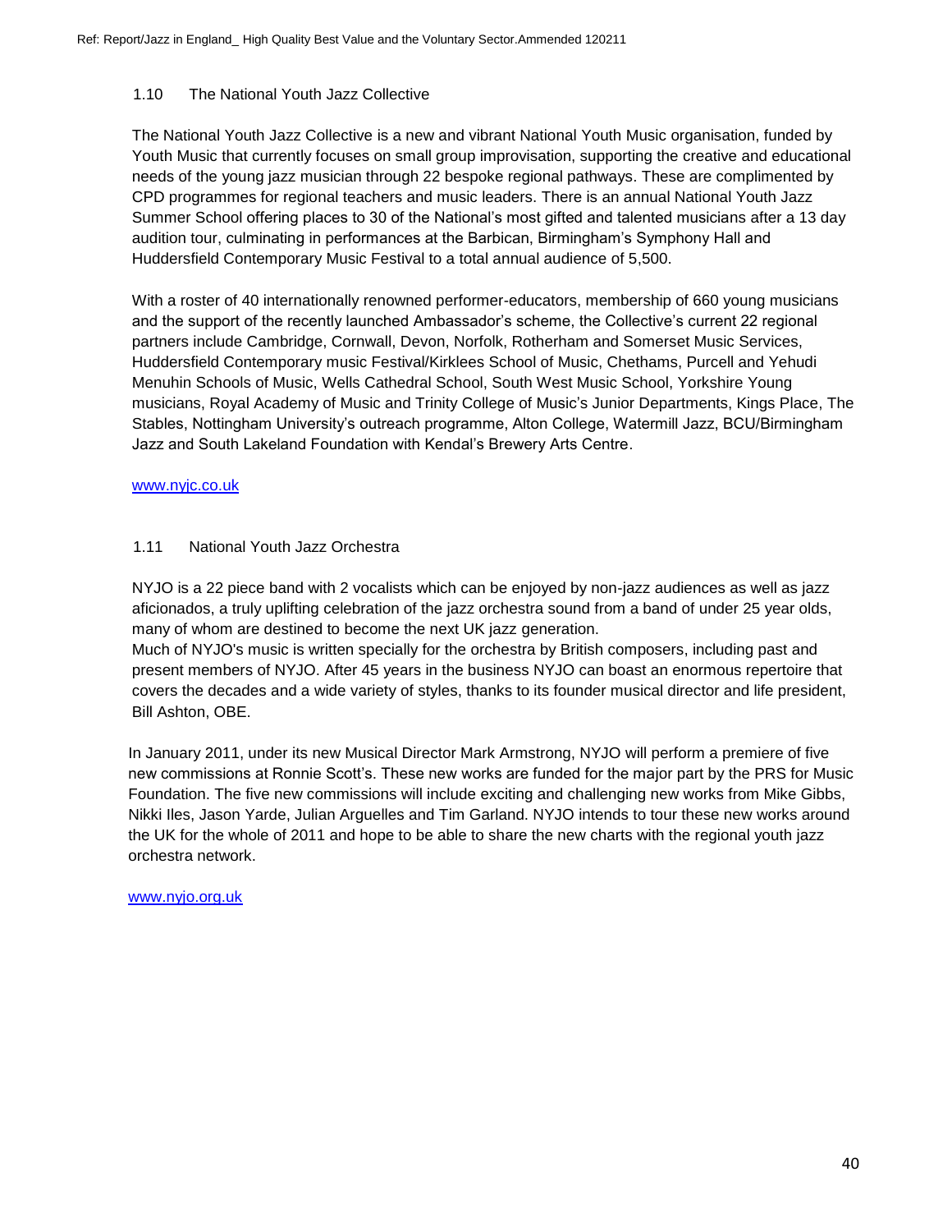### 1.10 The National Youth Jazz Collective

The National Youth Jazz Collective is a new and vibrant National Youth Music organisation, funded by Youth Music that currently focuses on small group improvisation, supporting the creative and educational needs of the young jazz musician through 22 bespoke regional pathways. These are complimented by CPD programmes for regional teachers and music leaders. There is an annual National Youth Jazz Summer School offering places to 30 of the National's most gifted and talented musicians after a 13 day audition tour, culminating in performances at the Barbican, Birmingham's Symphony Hall and Huddersfield Contemporary Music Festival to a total annual audience of 5,500.

With a roster of 40 internationally renowned performer-educators, membership of 660 young musicians and the support of the recently launched Ambassador's scheme, the Collective's current 22 regional partners include Cambridge, Cornwall, Devon, Norfolk, Rotherham and Somerset Music Services, Huddersfield Contemporary music Festival/Kirklees School of Music, Chethams, Purcell and Yehudi Menuhin Schools of Music, Wells Cathedral School, South West Music School, Yorkshire Young musicians, Royal Academy of Music and Trinity College of Music's Junior Departments, Kings Place, The Stables, Nottingham University's outreach programme, Alton College, Watermill Jazz, BCU/Birmingham Jazz and South Lakeland Foundation with Kendal's Brewery Arts Centre.

www.nyjc.co.uk

### 1.11 National Youth Jazz Orchestra

NYJO is a 22 piece band with 2 vocalists which can be enjoyed by non-jazz audiences as well as jazz aficionados, a truly uplifting celebration of the jazz orchestra sound from a band of under 25 year olds, many of whom are destined to become the next UK jazz generation.
Much of NYJO's music is written specially for the orchestra by British composers, including past and present members of NYJO. After 45 years in the business NYJO can boast an enormous repertoire that covers the decades and a wide variety of styles, thanks to its founder musical director and life president, Bill Ashton, OBE.

In January 2011, under its new Musical Director Mark Armstrong, NYJO will perform a premiere of five new commissions at Ronnie Scott's. These new works are funded for the major part by the PRS for Music Foundation. The five new commissions will include exciting and challenging new works from Mike Gibbs, Nikki Iles, Jason Yarde, Julian Arguelles and Tim Garland. NYJO intends to tour these new works around the UK for the whole of 2011 and hope to be able to share the new charts with the regional youth jazz orchestra network.

www.nyjo.org.uk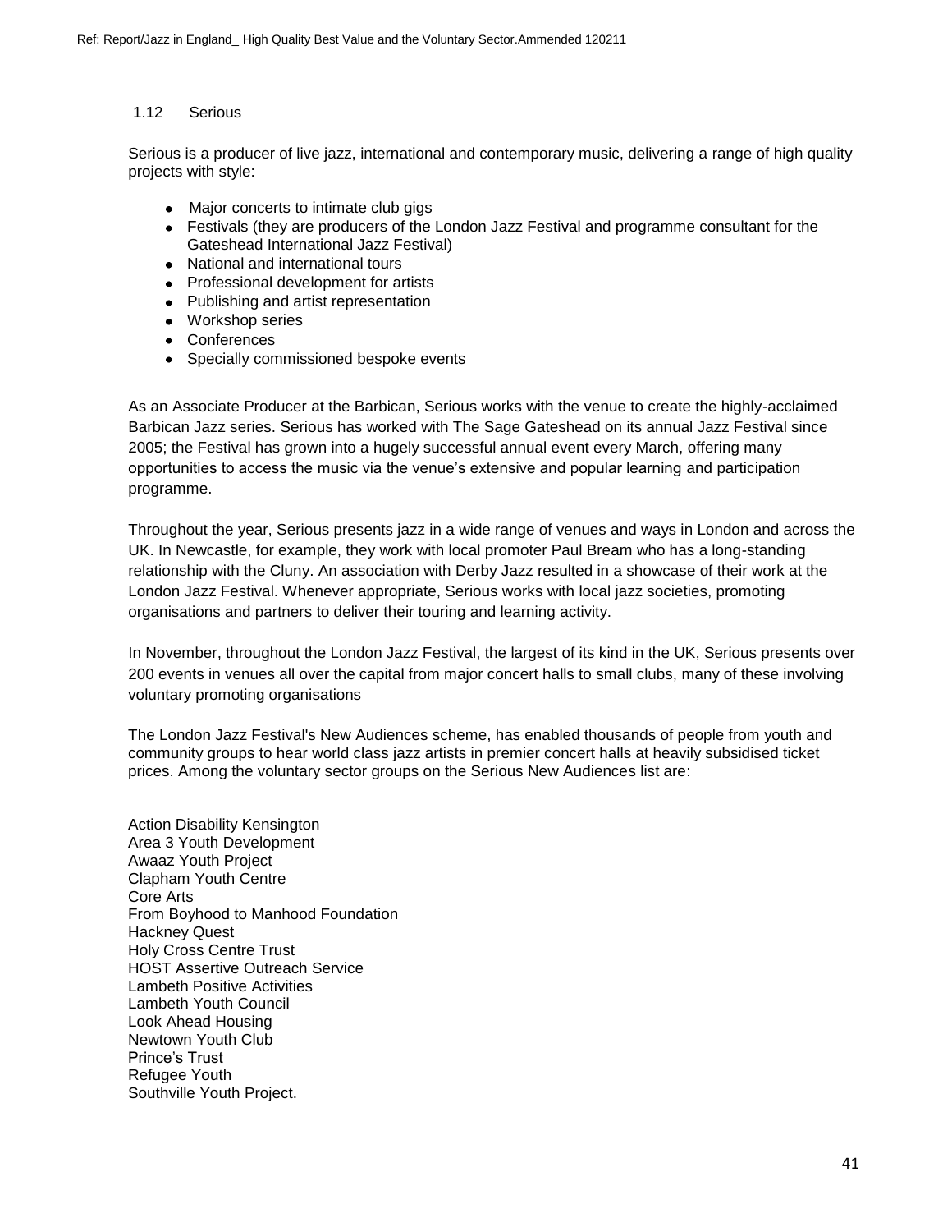### 1.12 Serious

Serious is a producer of live jazz, international and contemporary music, delivering a range of high quality projects with style:

- Major concerts to intimate club gigs
- Festivals (they are producers of the London Jazz Festival and programme consultant for the Gateshead International Jazz Festival)
- National and international tours
- Professional development for artists
- Publishing and artist representation
- Workshop series
- Conferences
- Specially commissioned bespoke events

As an Associate Producer at the Barbican, Serious works with the venue to create the highly-acclaimed Barbican Jazz series. Serious has worked with The Sage Gateshead on its annual Jazz Festival since 2005; the Festival has grown into a hugely successful annual event every March, offering many opportunities to access the music via the venue's extensive and popular learning and participation programme.

Throughout the year, Serious presents jazz in a wide range of venues and ways in London and across the UK. In Newcastle, for example, they work with local promoter Paul Bream who has a long-standing relationship with the Cluny. An association with Derby Jazz resulted in a showcase of their work at the London Jazz Festival. Whenever appropriate, Serious works with local jazz societies, promoting organisations and partners to deliver their touring and learning activity.

In November, throughout the London Jazz Festival, the largest of its kind in the UK, Serious presents over 200 events in venues all over the capital from major concert halls to small clubs, many of these involving voluntary promoting organisations

The London Jazz Festival's New Audiences scheme, has enabled thousands of people from youth and community groups to hear world class jazz artists in premier concert halls at heavily subsidised ticket prices. Among the voluntary sector groups on the Serious New Audiences list are:

Action Disability Kensington
Area 3 Youth Development
Awaaz Youth Project
Clapham Youth Centre
Core Arts
From Boyhood to Manhood Foundation
Hackney Quest
Holy Cross Centre Trust
HOST Assertive Outreach Service
Lambeth Positive Activities
Lambeth Youth Council
Look Ahead Housing
Newtown Youth Club
Prince's Trust
Refugee Youth
Southville Youth Project.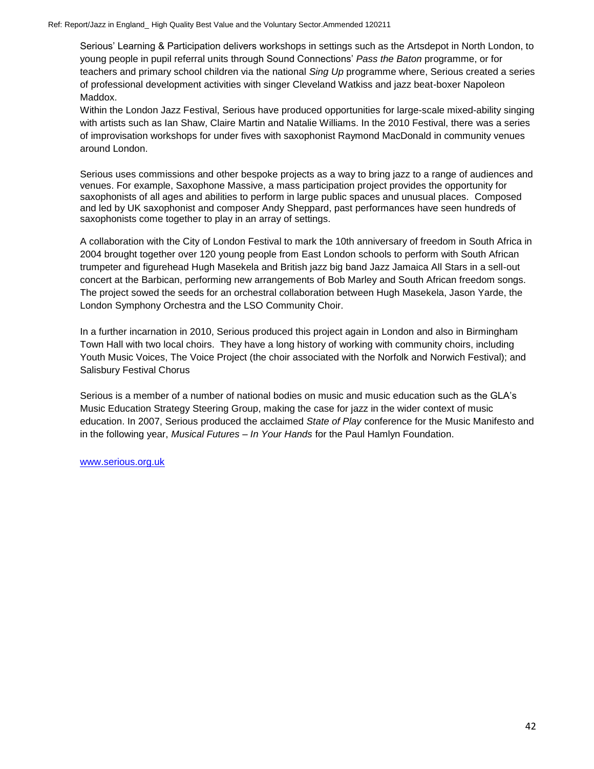Serious' Learning & Participation delivers workshops in settings such as the Artsdepot in North London, to young people in pupil referral units through Sound Connections' *Pass the Baton* programme, or for teachers and primary school children via the national *Sing Up* programme where, Serious created a series of professional development activities with singer Cleveland Watkiss and jazz beat-boxer Napoleon Maddox.
Within the London Jazz Festival, Serious have produced opportunities for large-scale mixed-ability singing with artists such as Ian Shaw, Claire Martin and Natalie Williams. In the 2010 Festival, there was a series of improvisation workshops for under fives with saxophonist Raymond MacDonald in community venues around London.

Serious uses commissions and other bespoke projects as a way to bring jazz to a range of audiences and venues. For example, Saxophone Massive, a mass participation project provides the opportunity for saxophonists of all ages and abilities to perform in large public spaces and unusual places. Composed and led by UK saxophonist and composer Andy Sheppard, past performances have seen hundreds of saxophonists come together to play in an array of settings.

A collaboration with the City of London Festival to mark the 10th anniversary of freedom in South Africa in 2004 brought together over 120 young people from East London schools to perform with South African trumpeter and figurehead Hugh Masekela and British jazz big band Jazz Jamaica All Stars in a sell-out concert at the Barbican, performing new arrangements of Bob Marley and South African freedom songs. The project sowed the seeds for an orchestral collaboration between Hugh Masekela, Jason Yarde, the London Symphony Orchestra and the LSO Community Choir.

In a further incarnation in 2010, Serious produced this project again in London and also in Birmingham Town Hall with two local choirs. They have a long history of working with community choirs, including Youth Music Voices, The Voice Project (the choir associated with the Norfolk and Norwich Festival); and Salisbury Festival Chorus

Serious is a member of a number of national bodies on music and music education such as the GLA's Music Education Strategy Steering Group, making the case for jazz in the wider context of music education. In 2007, Serious produced the acclaimed *State of Play* conference for the Music Manifesto and in the following year, *Musical Futures – In Your Hands* for the Paul Hamlyn Foundation.

[www.serious.org.uk](http://www.serious.org.uk)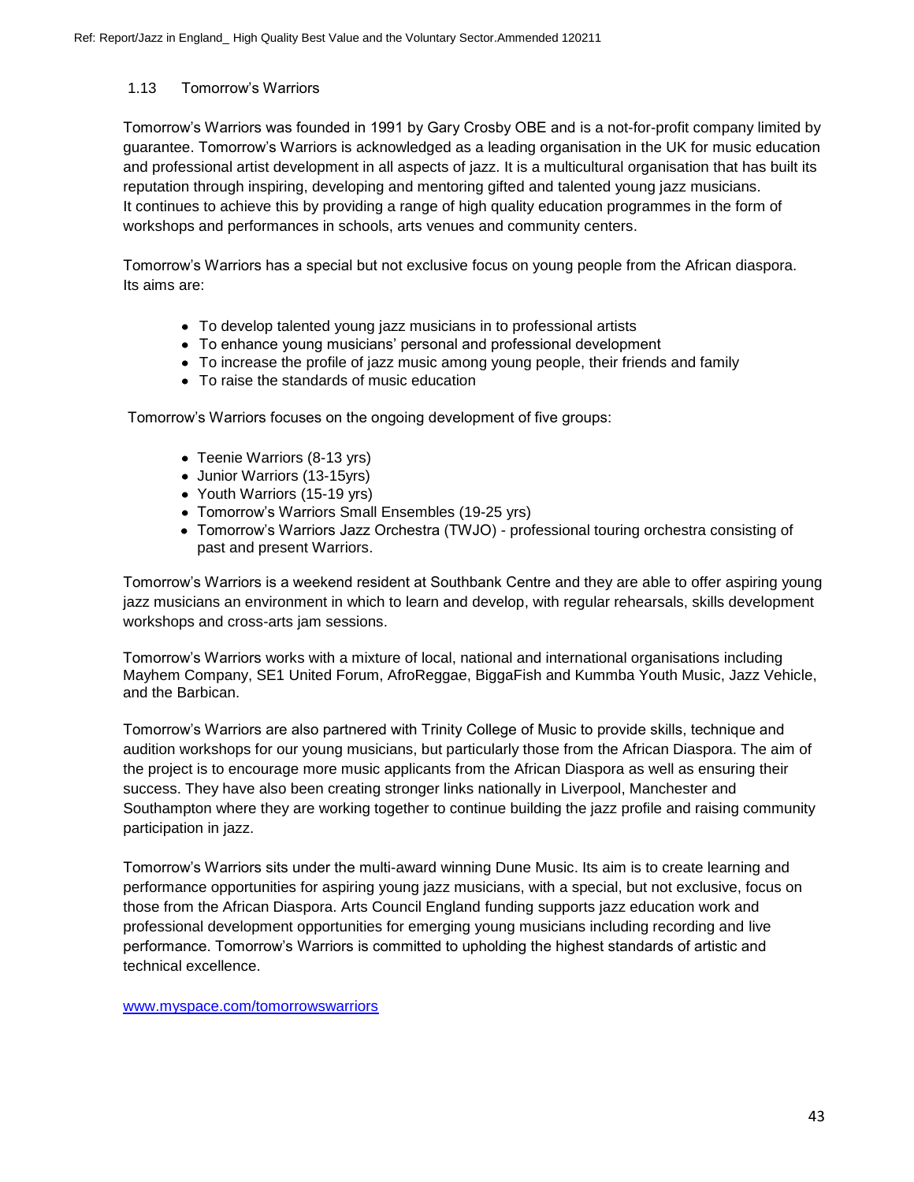### 1.13 Tomorrow's Warriors

Tomorrow's Warriors was founded in 1991 by Gary Crosby OBE and is a not-for-profit company limited by guarantee. Tomorrow's Warriors is acknowledged as a leading organisation in the UK for music education and professional artist development in all aspects of jazz. It is a multicultural organisation that has built its reputation through inspiring, developing and mentoring gifted and talented young jazz musicians. It continues to achieve this by providing a range of high quality education programmes in the form of workshops and performances in schools, arts venues and community centers.

Tomorrow's Warriors has a special but not exclusive focus on young people from the African diaspora. Its aims are:

- To develop talented young jazz musicians in to professional artists
- To enhance young musicians' personal and professional development
- To increase the profile of jazz music among young people, their friends and family
- To raise the standards of music education

Tomorrow's Warriors focuses on the ongoing development of five groups:

- Teenie Warriors (8-13 yrs)
- Junior Warriors (13-15yrs)
- Youth Warriors (15-19 yrs)
- Tomorrow's Warriors Small Ensembles (19-25 yrs)
- Tomorrow's Warriors Jazz Orchestra (TWJO) - professional touring orchestra consisting of past and present Warriors.

Tomorrow's Warriors is a weekend resident at Southbank Centre and they are able to offer aspiring young jazz musicians an environment in which to learn and develop, with regular rehearsals, skills development workshops and cross-arts jam sessions.

Tomorrow's Warriors works with a mixture of local, national and international organisations including Mayhem Company, SE1 United Forum, AfroReggae, BiggaFish and Kummba Youth Music, Jazz Vehicle, and the Barbican.

Tomorrow's Warriors are also partnered with Trinity College of Music to provide skills, technique and audition workshops for our young musicians, but particularly those from the African Diaspora. The aim of the project is to encourage more music applicants from the African Diaspora as well as ensuring their success. They have also been creating stronger links nationally in Liverpool, Manchester and Southampton where they are working together to continue building the jazz profile and raising community participation in jazz.

Tomorrow's Warriors sits under the multi-award winning Dune Music. Its aim is to create learning and performance opportunities for aspiring young jazz musicians, with a special, but not exclusive, focus on those from the African Diaspora. Arts Council England funding supports jazz education work and professional development opportunities for emerging young musicians including recording and live performance. Tomorrow's Warriors is committed to upholding the highest standards of artistic and technical excellence.

www.myspace.com/tomorrowswarriors